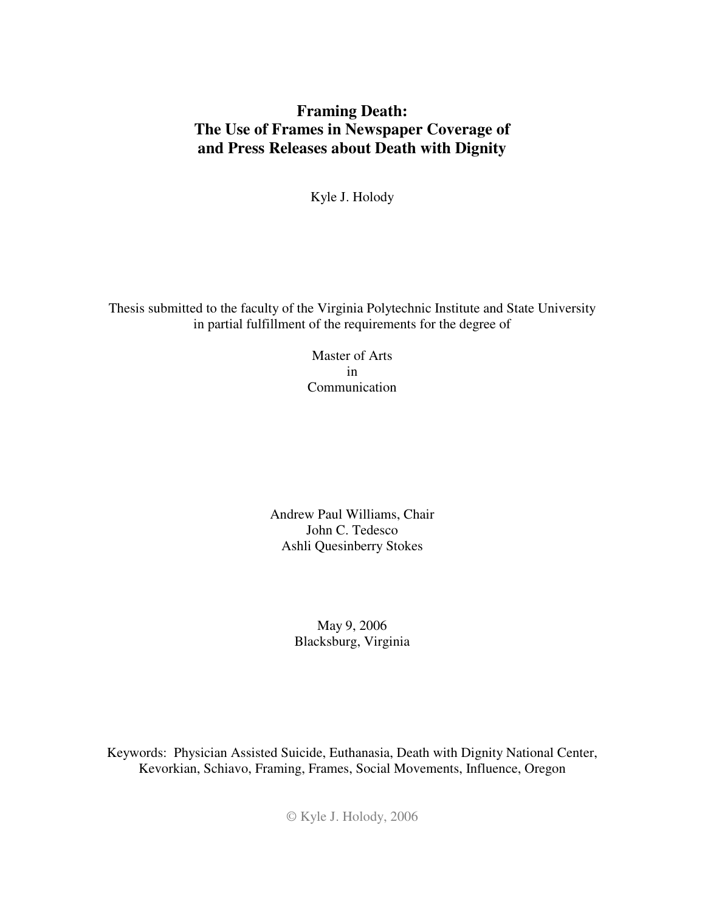# Framing Death:
# The Use of Frames in Newspaper Coverage of and Press Releases about Death with Dignity

Kyle J. Holody

Thesis submitted to the faculty of the Virginia Polytechnic Institute and State University in partial fulfillment of the requirements for the degree of

Master of Arts
in
Communication

Andrew Paul Williams, Chair
John C. Tedesco
Ashli Quesinberry Stokes

May 9, 2006
Blacksburg, Virginia

Keywords: Physician Assisted Suicide, Euthanasia, Death with Dignity National Center, Kevorkian, Schiavo, Framing, Frames, Social Movements, Influence, Oregon

© Kyle J. Holody, 2006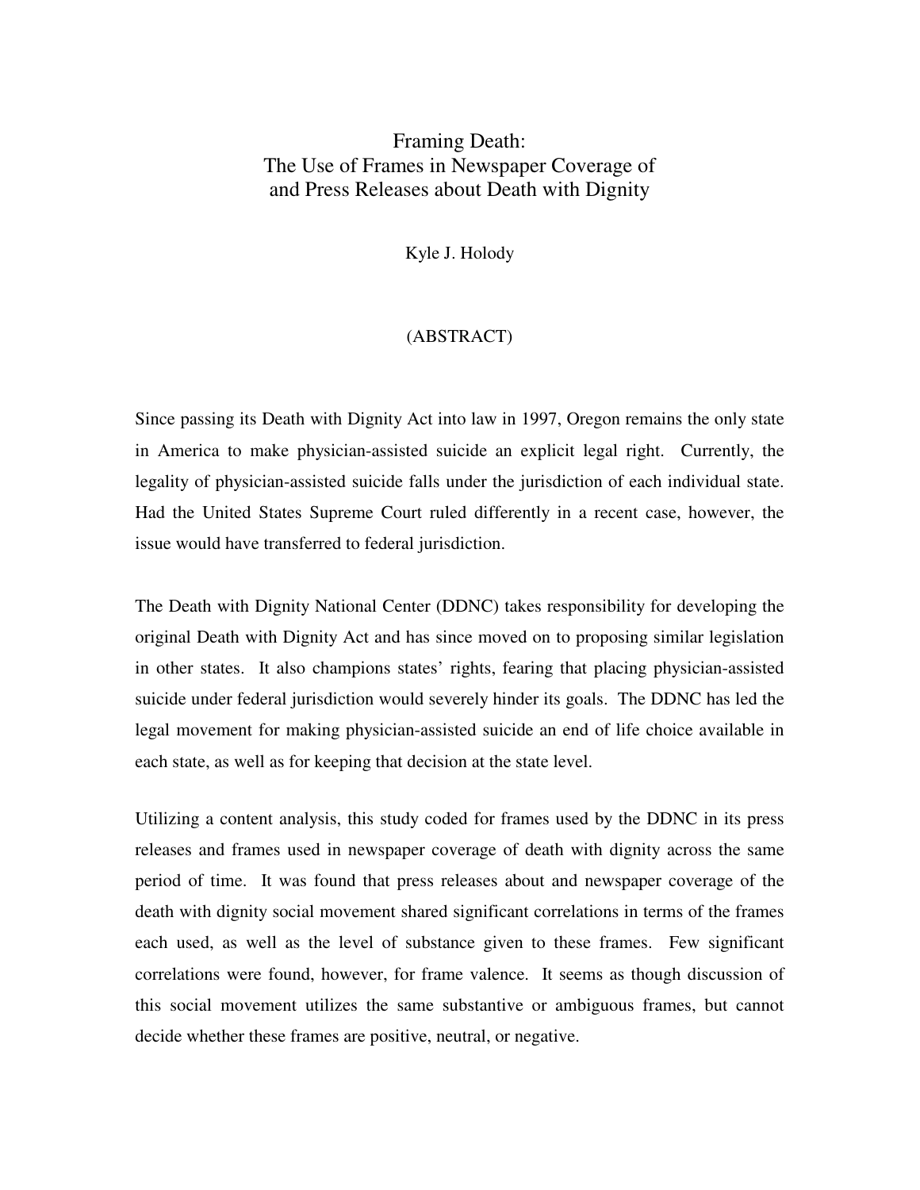# Framing Death: The Use of Frames in Newspaper Coverage of and Press Releases about Death with Dignity

Kyle J. Holody

(ABSTRACT)

Since passing its Death with Dignity Act into law in 1997, Oregon remains the only state in America to make physician-assisted suicide an explicit legal right. Currently, the legality of physician-assisted suicide falls under the jurisdiction of each individual state. Had the United States Supreme Court ruled differently in a recent case, however, the issue would have transferred to federal jurisdiction.

The Death with Dignity National Center (DDNC) takes responsibility for developing the original Death with Dignity Act and has since moved on to proposing similar legislation in other states. It also champions states' rights, fearing that placing physician-assisted suicide under federal jurisdiction would severely hinder its goals. The DDNC has led the legal movement for making physician-assisted suicide an end of life choice available in each state, as well as for keeping that decision at the state level.

Utilizing a content analysis, this study coded for frames used by the DDNC in its press releases and frames used in newspaper coverage of death with dignity across the same period of time. It was found that press releases about and newspaper coverage of the death with dignity social movement shared significant correlations in terms of the frames each used, as well as the level of substance given to these frames. Few significant correlations were found, however, for frame valence. It seems as though discussion of this social movement utilizes the same substantive or ambiguous frames, but cannot decide whether these frames are positive, neutral, or negative.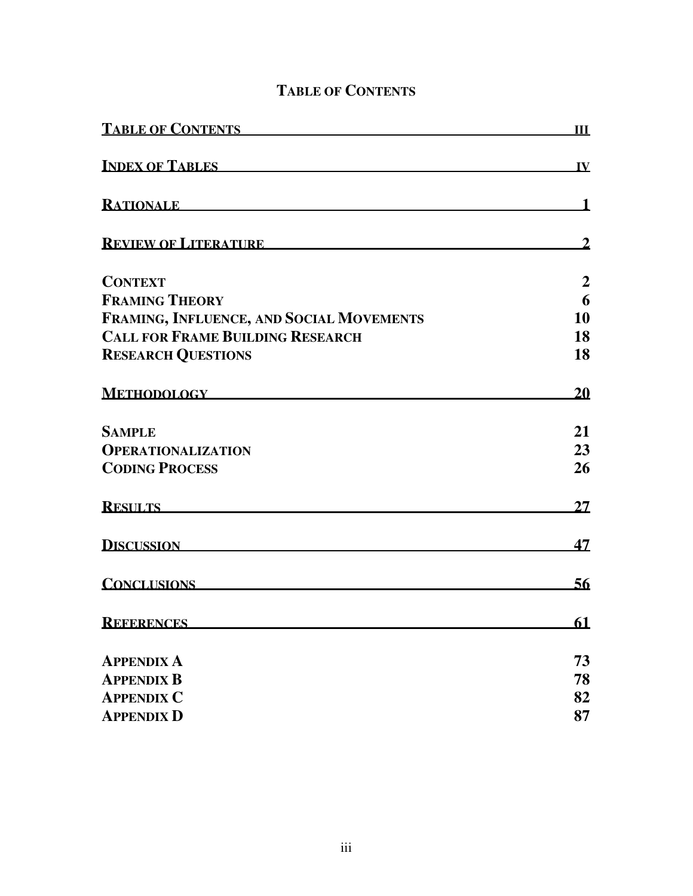# Table of Contents

| | |
|---|---|
| **Table of Contents** | **iii** |
| **Index of Tables** | **iv** |
| **Rationale** | **1** |
| **Review of Literature** | **2** |
| **Context** | **2** |
| **Framing Theory** | **6** |
| **Framing, Influence, and Social Movements** | **10** |
| **Call for Frame Building Research** | **18** |
| **Research Questions** | **18** |
| **Methodology** | **20** |
| **Sample** | **21** |
| **Operationalization** | **23** |
| **Coding Process** | **26** |
| **Results** | **27** |
| **Discussion** | **47** |
| **Conclusions** | **56** |
| **References** | **61** |
| **Appendix A** | **73** |
| **Appendix B** | **78** |
| **Appendix C** | **82** |
| **Appendix D** | **87** |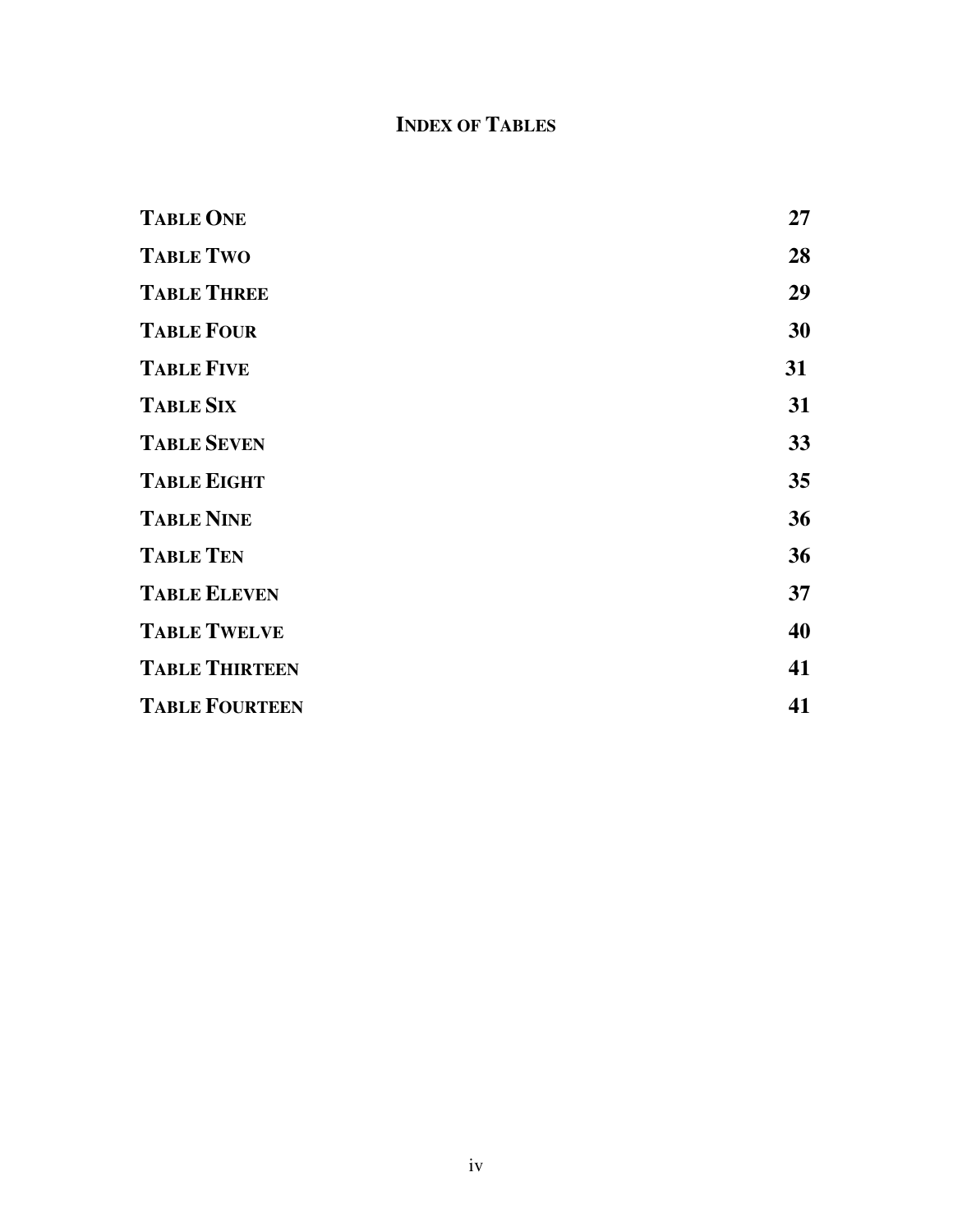# INDEX OF TABLES

| | |
|---|---|
| **TABLE ONE** | **27** |
| **TABLE TWO** | **28** |
| **TABLE THREE** | **29** |
| **TABLE FOUR** | **30** |
| **TABLE FIVE** | **31** |
| **TABLE SIX** | **31** |
| **TABLE SEVEN** | **33** |
| **TABLE EIGHT** | **35** |
| **TABLE NINE** | **36** |
| **TABLE TEN** | **36** |
| **TABLE ELEVEN** | **37** |
| **TABLE TWELVE** | **40** |
| **TABLE THIRTEEN** | **41** |
| **TABLE FOURTEEN** | **41** |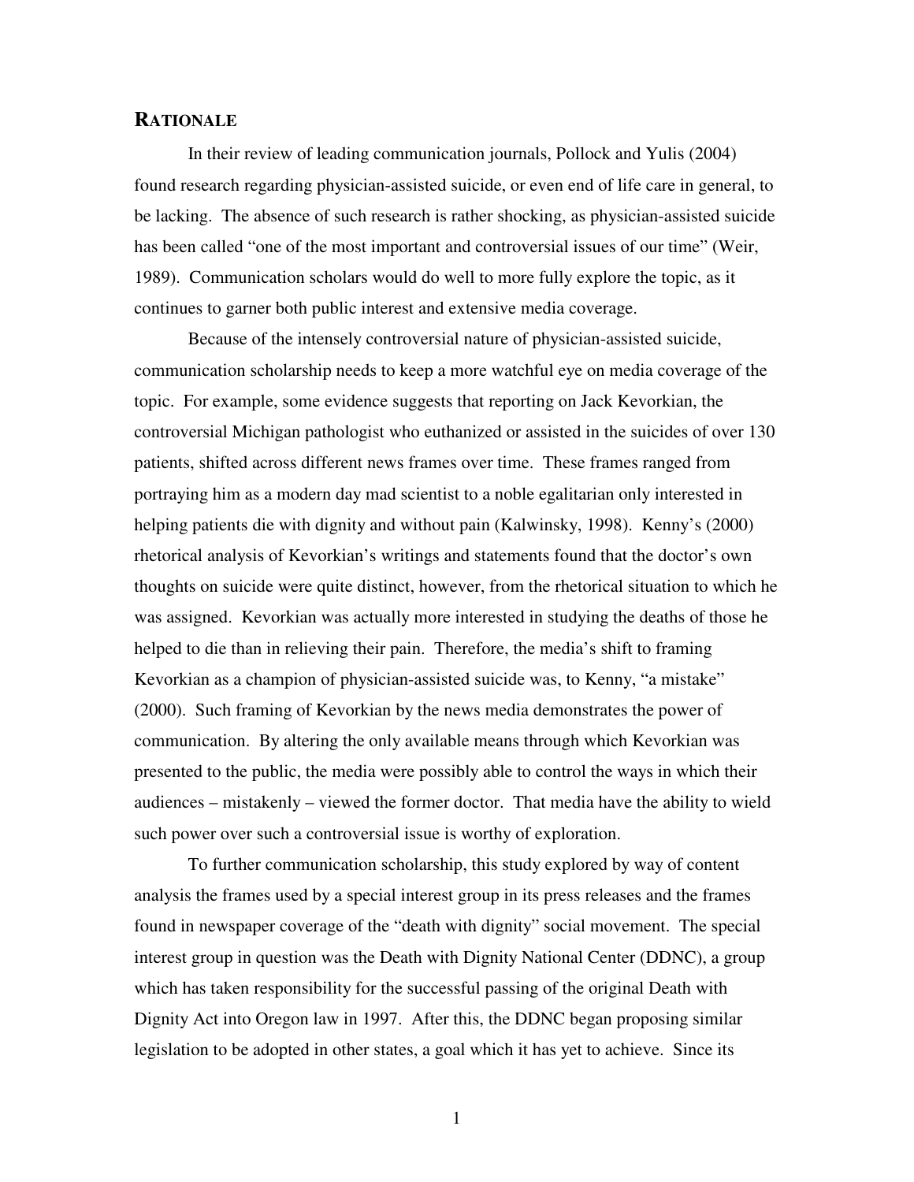## RATIONALE

In their review of leading communication journals, Pollock and Yulis (2004) found research regarding physician-assisted suicide, or even end of life care in general, to be lacking. The absence of such research is rather shocking, as physician-assisted suicide has been called "one of the most important and controversial issues of our time" (Weir, 1989). Communication scholars would do well to more fully explore the topic, as it continues to garner both public interest and extensive media coverage.

Because of the intensely controversial nature of physician-assisted suicide, communication scholarship needs to keep a more watchful eye on media coverage of the topic. For example, some evidence suggests that reporting on Jack Kevorkian, the controversial Michigan pathologist who euthanized or assisted in the suicides of over 130 patients, shifted across different news frames over time. These frames ranged from portraying him as a modern day mad scientist to a noble egalitarian only interested in helping patients die with dignity and without pain (Kalwinsky, 1998). Kenny's (2000) rhetorical analysis of Kevorkian's writings and statements found that the doctor's own thoughts on suicide were quite distinct, however, from the rhetorical situation to which he was assigned. Kevorkian was actually more interested in studying the deaths of those he helped to die than in relieving their pain. Therefore, the media's shift to framing Kevorkian as a champion of physician-assisted suicide was, to Kenny, "a mistake" (2000). Such framing of Kevorkian by the news media demonstrates the power of communication. By altering the only available means through which Kevorkian was presented to the public, the media were possibly able to control the ways in which their audiences – mistakenly – viewed the former doctor. That media have the ability to wield such power over such a controversial issue is worthy of exploration.

To further communication scholarship, this study explored by way of content analysis the frames used by a special interest group in its press releases and the frames found in newspaper coverage of the "death with dignity" social movement. The special interest group in question was the Death with Dignity National Center (DDNC), a group which has taken responsibility for the successful passing of the original Death with Dignity Act into Oregon law in 1997. After this, the DDNC began proposing similar legislation to be adopted in other states, a goal which it has yet to achieve. Since its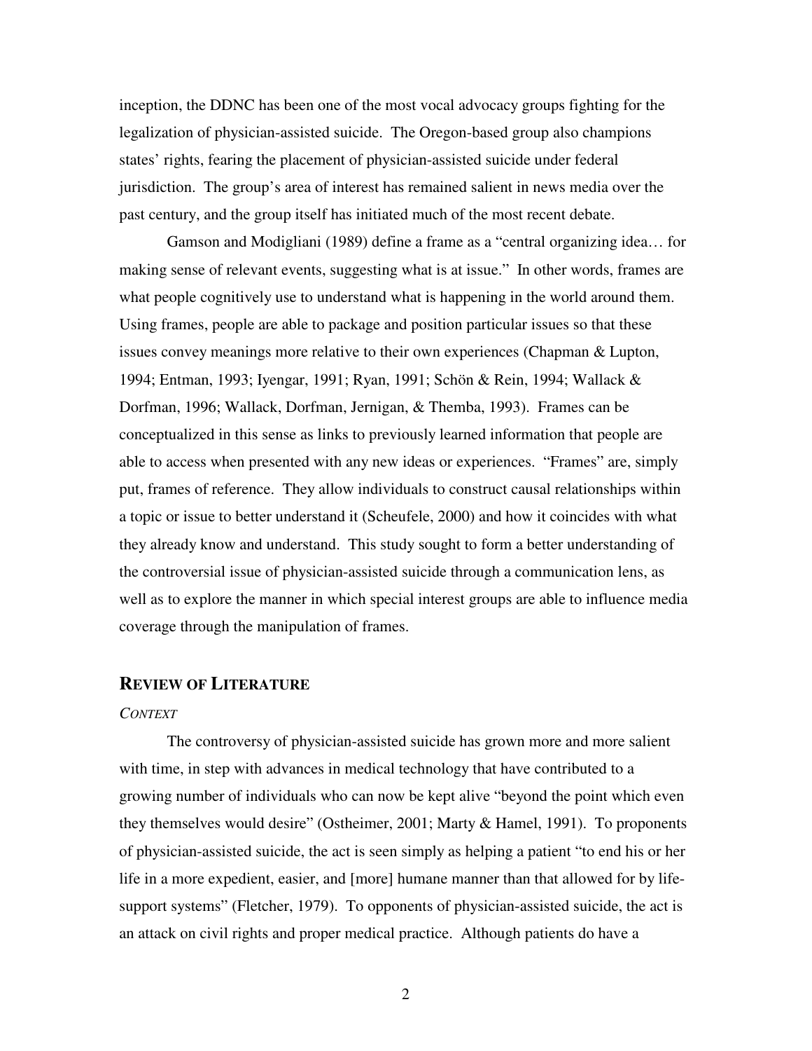inception, the DDNC has been one of the most vocal advocacy groups fighting for the legalization of physician-assisted suicide. The Oregon-based group also champions states' rights, fearing the placement of physician-assisted suicide under federal jurisdiction. The group's area of interest has remained salient in news media over the past century, and the group itself has initiated much of the most recent debate.

Gamson and Modigliani (1989) define a frame as a "central organizing idea… for making sense of relevant events, suggesting what is at issue." In other words, frames are what people cognitively use to understand what is happening in the world around them. Using frames, people are able to package and position particular issues so that these issues convey meanings more relative to their own experiences (Chapman & Lupton, 1994; Entman, 1993; Iyengar, 1991; Ryan, 1991; Schön & Rein, 1994; Wallack & Dorfman, 1996; Wallack, Dorfman, Jernigan, & Themba, 1993). Frames can be conceptualized in this sense as links to previously learned information that people are able to access when presented with any new ideas or experiences. "Frames" are, simply put, frames of reference. They allow individuals to construct causal relationships within a topic or issue to better understand it (Scheufele, 2000) and how it coincides with what they already know and understand. This study sought to form a better understanding of the controversial issue of physician-assisted suicide through a communication lens, as well as to explore the manner in which special interest groups are able to influence media coverage through the manipulation of frames.

## REVIEW OF LITERATURE

### *CONTEXT*

The controversy of physician-assisted suicide has grown more and more salient with time, in step with advances in medical technology that have contributed to a growing number of individuals who can now be kept alive "beyond the point which even they themselves would desire" (Ostheimer, 2001; Marty & Hamel, 1991). To proponents of physician-assisted suicide, the act is seen simply as helping a patient "to end his or her life in a more expedient, easier, and [more] humane manner than that allowed for by life-support systems" (Fletcher, 1979). To opponents of physician-assisted suicide, the act is an attack on civil rights and proper medical practice. Although patients do have a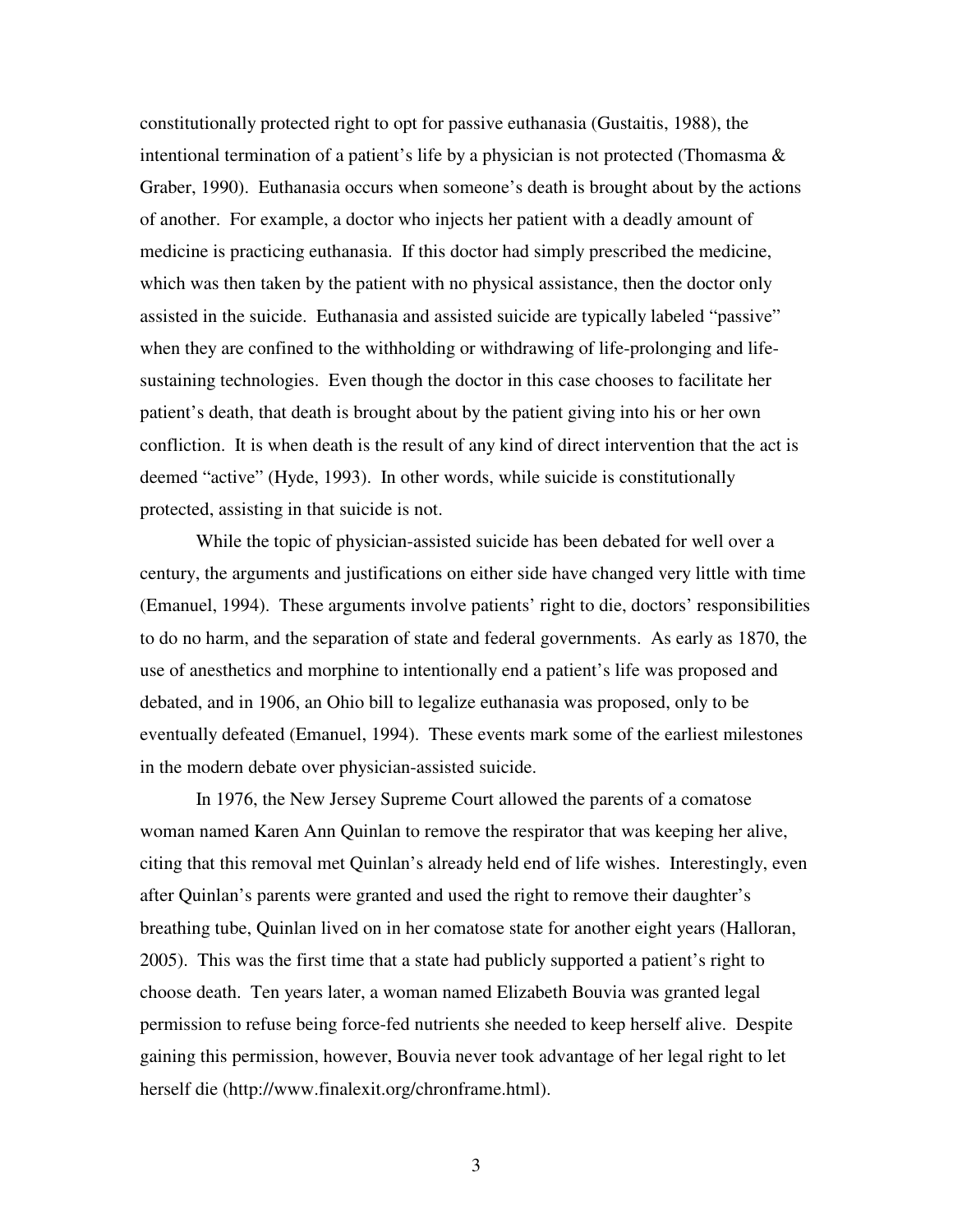constitutionally protected right to opt for passive euthanasia (Gustaitis, 1988), the intentional termination of a patient's life by a physician is not protected (Thomasma & Graber, 1990). Euthanasia occurs when someone's death is brought about by the actions of another. For example, a doctor who injects her patient with a deadly amount of medicine is practicing euthanasia. If this doctor had simply prescribed the medicine, which was then taken by the patient with no physical assistance, then the doctor only assisted in the suicide. Euthanasia and assisted suicide are typically labeled "passive" when they are confined to the withholding or withdrawing of life-prolonging and life-sustaining technologies. Even though the doctor in this case chooses to facilitate her patient's death, that death is brought about by the patient giving into his or her own confliction. It is when death is the result of any kind of direct intervention that the act is deemed "active" (Hyde, 1993). In other words, while suicide is constitutionally protected, assisting in that suicide is not.

While the topic of physician-assisted suicide has been debated for well over a century, the arguments and justifications on either side have changed very little with time (Emanuel, 1994). These arguments involve patients' right to die, doctors' responsibilities to do no harm, and the separation of state and federal governments. As early as 1870, the use of anesthetics and morphine to intentionally end a patient's life was proposed and debated, and in 1906, an Ohio bill to legalize euthanasia was proposed, only to be eventually defeated (Emanuel, 1994). These events mark some of the earliest milestones in the modern debate over physician-assisted suicide.

In 1976, the New Jersey Supreme Court allowed the parents of a comatose woman named Karen Ann Quinlan to remove the respirator that was keeping her alive, citing that this removal met Quinlan's already held end of life wishes. Interestingly, even after Quinlan's parents were granted and used the right to remove their daughter's breathing tube, Quinlan lived on in her comatose state for another eight years (Halloran, 2005). This was the first time that a state had publicly supported a patient's right to choose death. Ten years later, a woman named Elizabeth Bouvia was granted legal permission to refuse being force-fed nutrients she needed to keep herself alive. Despite gaining this permission, however, Bouvia never took advantage of her legal right to let herself die (http://www.finalexit.org/chronframe.html).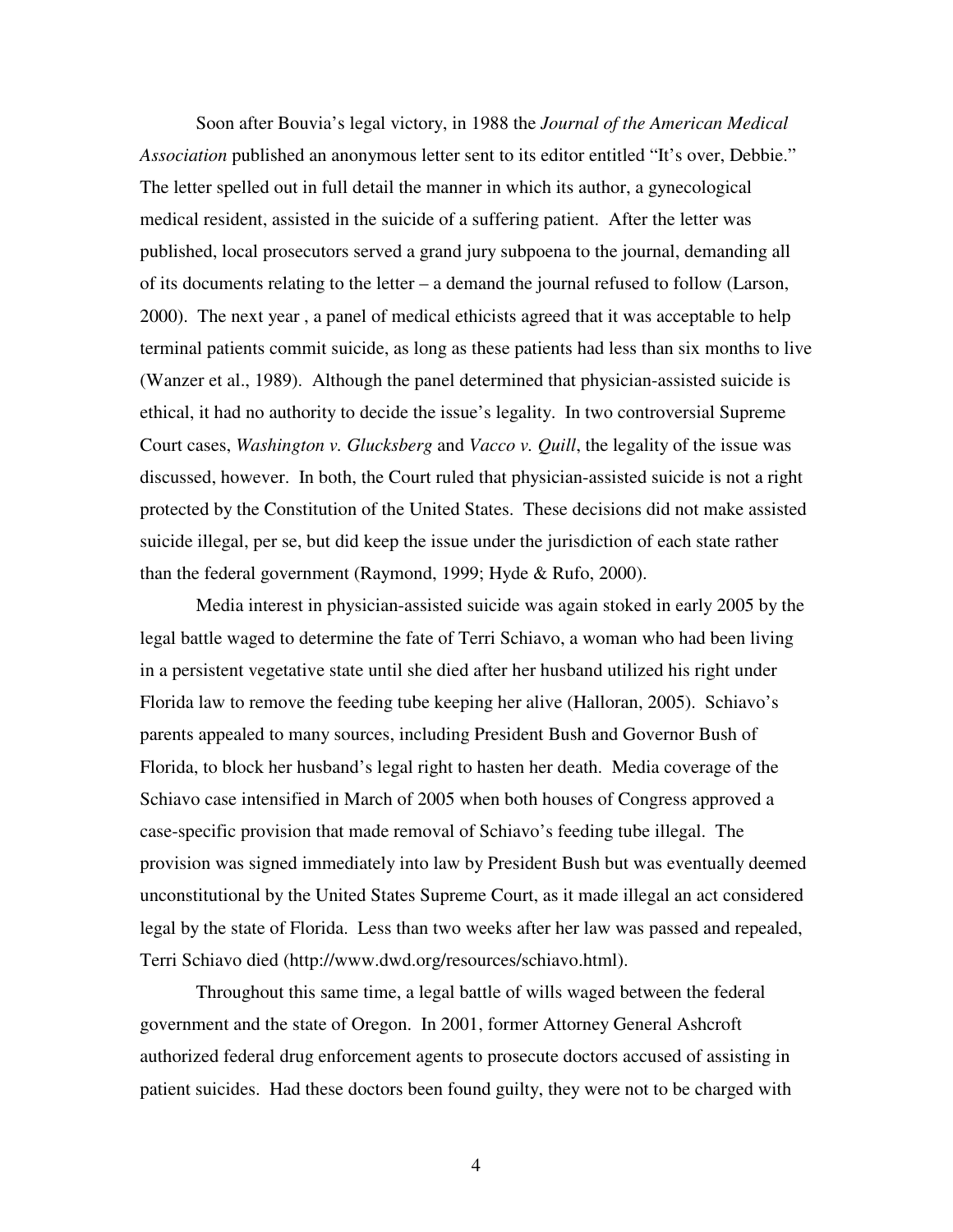Soon after Bouvia's legal victory, in 1988 the *Journal of the American Medical Association* published an anonymous letter sent to its editor entitled "It's over, Debbie." The letter spelled out in full detail the manner in which its author, a gynecological medical resident, assisted in the suicide of a suffering patient. After the letter was published, local prosecutors served a grand jury subpoena to the journal, demanding all of its documents relating to the letter – a demand the journal refused to follow (Larson, 2000). The next year , a panel of medical ethicists agreed that it was acceptable to help terminal patients commit suicide, as long as these patients had less than six months to live (Wanzer et al., 1989). Although the panel determined that physician-assisted suicide is ethical, it had no authority to decide the issue's legality. In two controversial Supreme Court cases, *Washington v. Glucksberg* and *Vacco v. Quill*, the legality of the issue was discussed, however. In both, the Court ruled that physician-assisted suicide is not a right protected by the Constitution of the United States. These decisions did not make assisted suicide illegal, per se, but did keep the issue under the jurisdiction of each state rather than the federal government (Raymond, 1999; Hyde & Rufo, 2000).

Media interest in physician-assisted suicide was again stoked in early 2005 by the legal battle waged to determine the fate of Terri Schiavo, a woman who had been living in a persistent vegetative state until she died after her husband utilized his right under Florida law to remove the feeding tube keeping her alive (Halloran, 2005). Schiavo's parents appealed to many sources, including President Bush and Governor Bush of Florida, to block her husband's legal right to hasten her death. Media coverage of the Schiavo case intensified in March of 2005 when both houses of Congress approved a case-specific provision that made removal of Schiavo's feeding tube illegal. The provision was signed immediately into law by President Bush but was eventually deemed unconstitutional by the United States Supreme Court, as it made illegal an act considered legal by the state of Florida. Less than two weeks after her law was passed and repealed, Terri Schiavo died (http://www.dwd.org/resources/schiavo.html).

Throughout this same time, a legal battle of wills waged between the federal government and the state of Oregon. In 2001, former Attorney General Ashcroft authorized federal drug enforcement agents to prosecute doctors accused of assisting in patient suicides. Had these doctors been found guilty, they were not to be charged with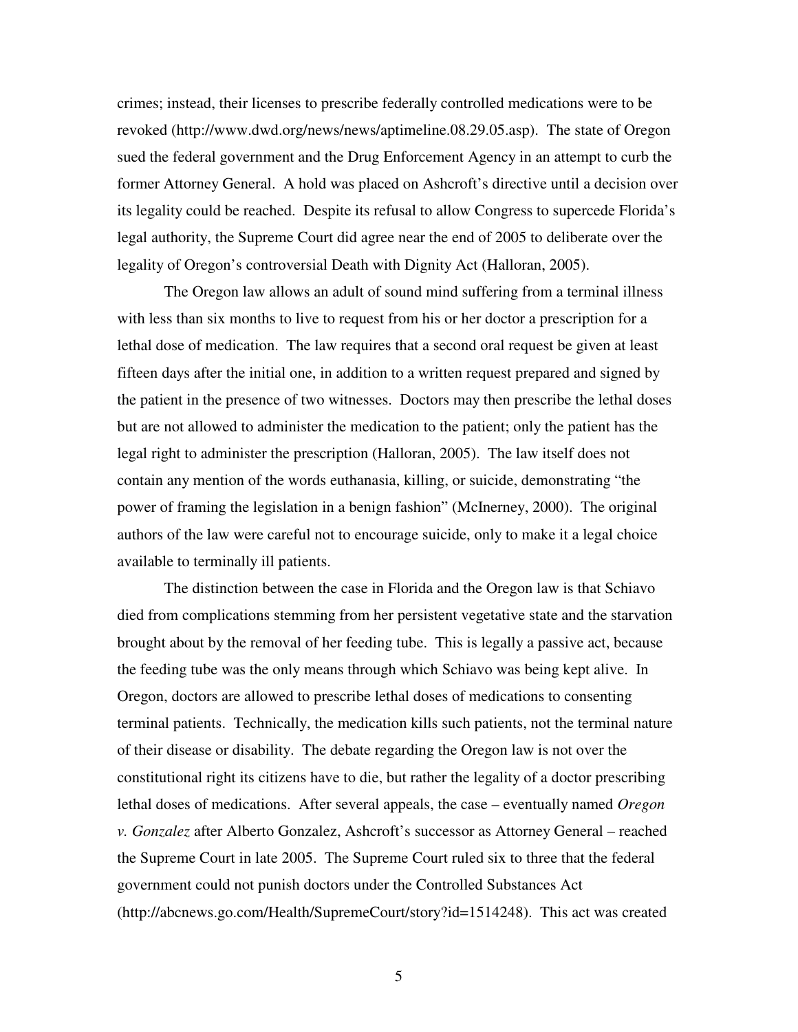crimes; instead, their licenses to prescribe federally controlled medications were to be revoked (http://www.dwd.org/news/news/aptimeline.08.29.05.asp). The state of Oregon sued the federal government and the Drug Enforcement Agency in an attempt to curb the former Attorney General. A hold was placed on Ashcroft's directive until a decision over its legality could be reached. Despite its refusal to allow Congress to supercede Florida's legal authority, the Supreme Court did agree near the end of 2005 to deliberate over the legality of Oregon's controversial Death with Dignity Act (Halloran, 2005).

The Oregon law allows an adult of sound mind suffering from a terminal illness with less than six months to live to request from his or her doctor a prescription for a lethal dose of medication. The law requires that a second oral request be given at least fifteen days after the initial one, in addition to a written request prepared and signed by the patient in the presence of two witnesses. Doctors may then prescribe the lethal doses but are not allowed to administer the medication to the patient; only the patient has the legal right to administer the prescription (Halloran, 2005). The law itself does not contain any mention of the words euthanasia, killing, or suicide, demonstrating "the power of framing the legislation in a benign fashion" (McInerney, 2000). The original authors of the law were careful not to encourage suicide, only to make it a legal choice available to terminally ill patients.

The distinction between the case in Florida and the Oregon law is that Schiavo died from complications stemming from her persistent vegetative state and the starvation brought about by the removal of her feeding tube. This is legally a passive act, because the feeding tube was the only means through which Schiavo was being kept alive. In Oregon, doctors are allowed to prescribe lethal doses of medications to consenting terminal patients. Technically, the medication kills such patients, not the terminal nature of their disease or disability. The debate regarding the Oregon law is not over the constitutional right its citizens have to die, but rather the legality of a doctor prescribing lethal doses of medications. After several appeals, the case – eventually named *Oregon v. Gonzalez* after Alberto Gonzalez, Ashcroft's successor as Attorney General – reached the Supreme Court in late 2005. The Supreme Court ruled six to three that the federal government could not punish doctors under the Controlled Substances Act (http://abcnews.go.com/Health/SupremeCourt/story?id=1514248). This act was created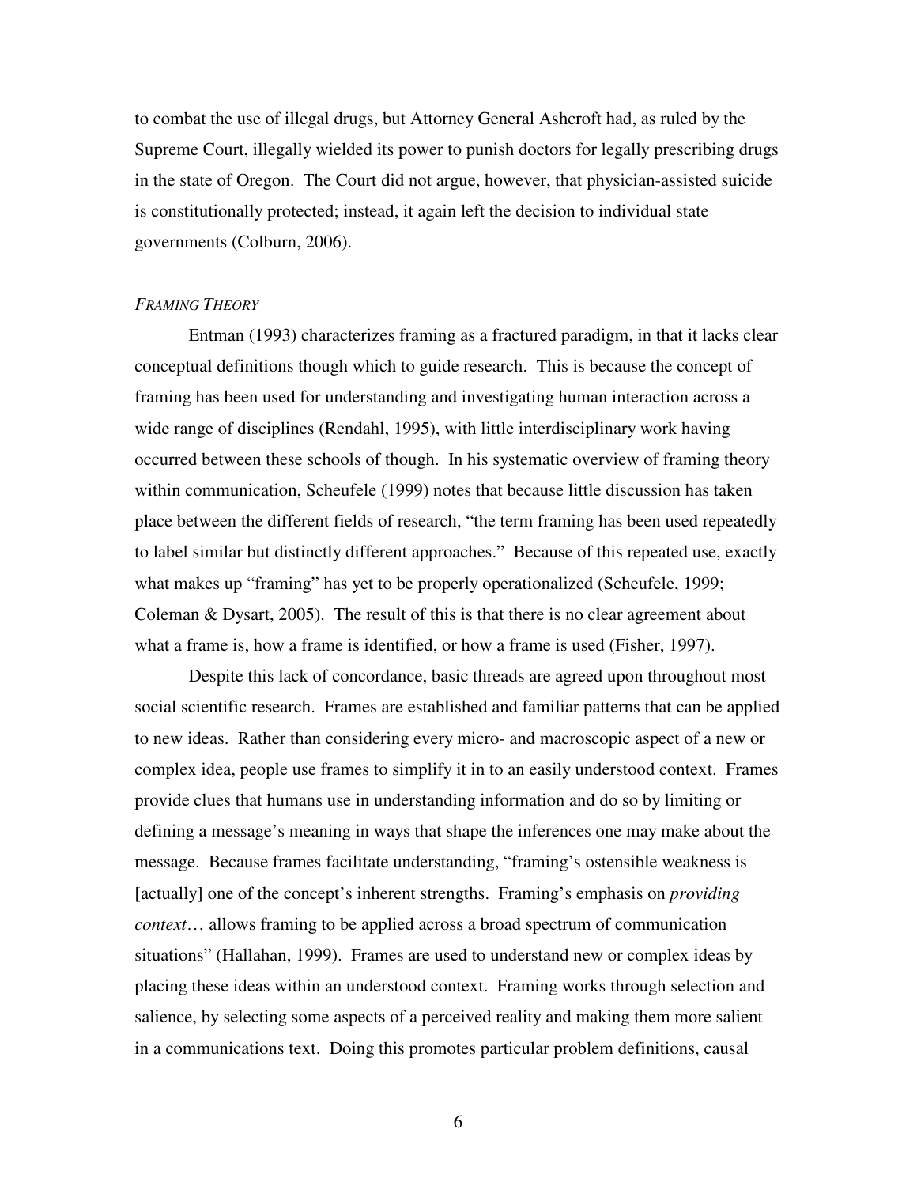to combat the use of illegal drugs, but Attorney General Ashcroft had, as ruled by the Supreme Court, illegally wielded its power to punish doctors for legally prescribing drugs in the state of Oregon. The Court did not argue, however, that physician-assisted suicide is constitutionally protected; instead, it again left the decision to individual state governments (Colburn, 2006).

### *FRAMING THEORY*

Entman (1993) characterizes framing as a fractured paradigm, in that it lacks clear conceptual definitions though which to guide research. This is because the concept of framing has been used for understanding and investigating human interaction across a wide range of disciplines (Rendahl, 1995), with little interdisciplinary work having occurred between these schools of though. In his systematic overview of framing theory within communication, Scheufele (1999) notes that because little discussion has taken place between the different fields of research, "the term framing has been used repeatedly to label similar but distinctly different approaches." Because of this repeated use, exactly what makes up "framing" has yet to be properly operationalized (Scheufele, 1999; Coleman & Dysart, 2005). The result of this is that there is no clear agreement about what a frame is, how a frame is identified, or how a frame is used (Fisher, 1997).

Despite this lack of concordance, basic threads are agreed upon throughout most social scientific research. Frames are established and familiar patterns that can be applied to new ideas. Rather than considering every micro- and macroscopic aspect of a new or complex idea, people use frames to simplify it in to an easily understood context. Frames provide clues that humans use in understanding information and do so by limiting or defining a message's meaning in ways that shape the inferences one may make about the message. Because frames facilitate understanding, "framing's ostensible weakness is [actually] one of the concept's inherent strengths. Framing's emphasis on *providing context*… allows framing to be applied across a broad spectrum of communication situations" (Hallahan, 1999). Frames are used to understand new or complex ideas by placing these ideas within an understood context. Framing works through selection and salience, by selecting some aspects of a perceived reality and making them more salient in a communications text. Doing this promotes particular problem definitions, causal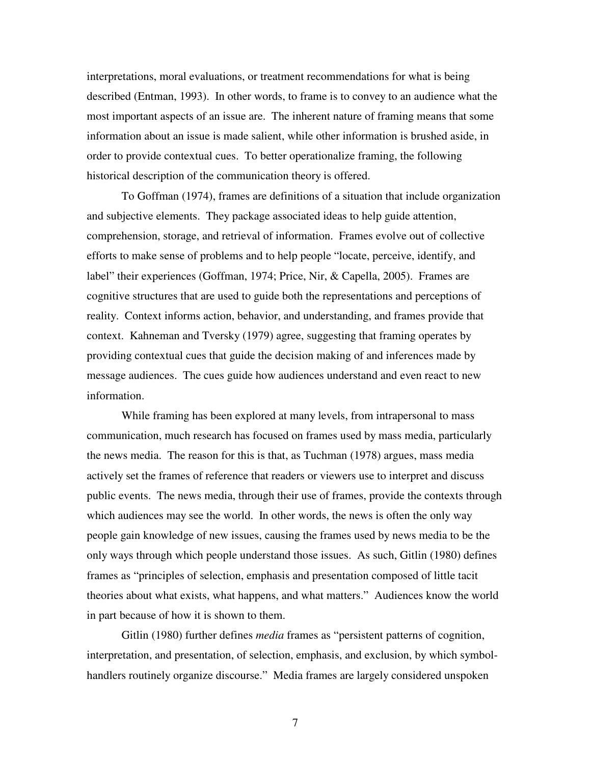interpretations, moral evaluations, or treatment recommendations for what is being described (Entman, 1993). In other words, to frame is to convey to an audience what the most important aspects of an issue are. The inherent nature of framing means that some information about an issue is made salient, while other information is brushed aside, in order to provide contextual cues. To better operationalize framing, the following historical description of the communication theory is offered.

To Goffman (1974), frames are definitions of a situation that include organization and subjective elements. They package associated ideas to help guide attention, comprehension, storage, and retrieval of information. Frames evolve out of collective efforts to make sense of problems and to help people "locate, perceive, identify, and label" their experiences (Goffman, 1974; Price, Nir, & Capella, 2005). Frames are cognitive structures that are used to guide both the representations and perceptions of reality. Context informs action, behavior, and understanding, and frames provide that context. Kahneman and Tversky (1979) agree, suggesting that framing operates by providing contextual cues that guide the decision making of and inferences made by message audiences. The cues guide how audiences understand and even react to new information.

While framing has been explored at many levels, from intrapersonal to mass communication, much research has focused on frames used by mass media, particularly the news media. The reason for this is that, as Tuchman (1978) argues, mass media actively set the frames of reference that readers or viewers use to interpret and discuss public events. The news media, through their use of frames, provide the contexts through which audiences may see the world. In other words, the news is often the only way people gain knowledge of new issues, causing the frames used by news media to be the only ways through which people understand those issues. As such, Gitlin (1980) defines frames as "principles of selection, emphasis and presentation composed of little tacit theories about what exists, what happens, and what matters." Audiences know the world in part because of how it is shown to them.

Gitlin (1980) further defines *media* frames as "persistent patterns of cognition, interpretation, and presentation, of selection, emphasis, and exclusion, by which symbol-handlers routinely organize discourse." Media frames are largely considered unspoken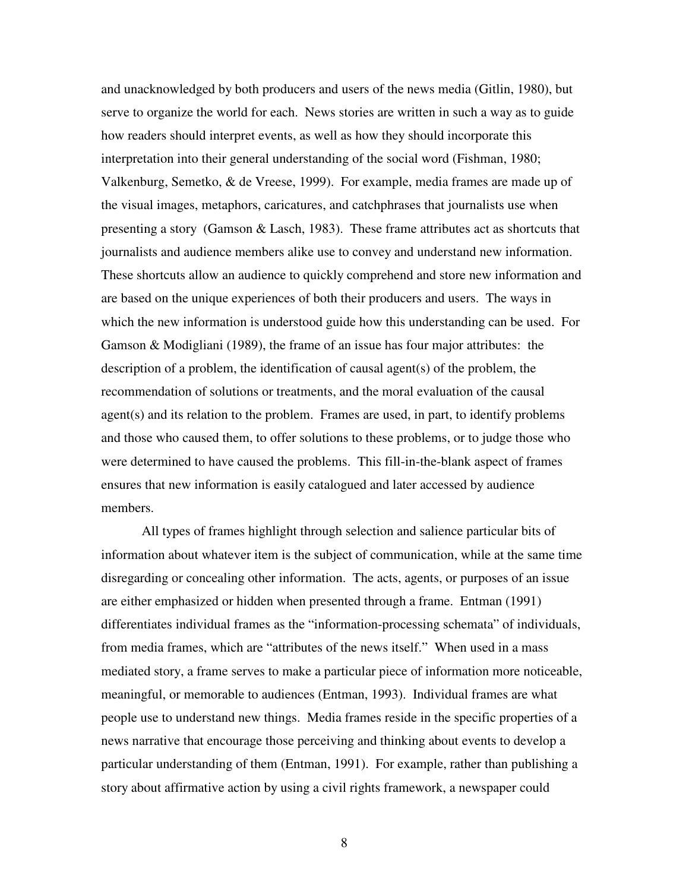and unacknowledged by both producers and users of the news media (Gitlin, 1980), but serve to organize the world for each. News stories are written in such a way as to guide how readers should interpret events, as well as how they should incorporate this interpretation into their general understanding of the social word (Fishman, 1980; Valkenburg, Semetko, & de Vreese, 1999). For example, media frames are made up of the visual images, metaphors, caricatures, and catchphrases that journalists use when presenting a story (Gamson & Lasch, 1983). These frame attributes act as shortcuts that journalists and audience members alike use to convey and understand new information. These shortcuts allow an audience to quickly comprehend and store new information and are based on the unique experiences of both their producers and users. The ways in which the new information is understood guide how this understanding can be used. For Gamson & Modigliani (1989), the frame of an issue has four major attributes: the description of a problem, the identification of causal agent(s) of the problem, the recommendation of solutions or treatments, and the moral evaluation of the causal agent(s) and its relation to the problem. Frames are used, in part, to identify problems and those who caused them, to offer solutions to these problems, or to judge those who were determined to have caused the problems. This fill-in-the-blank aspect of frames ensures that new information is easily catalogued and later accessed by audience members.

All types of frames highlight through selection and salience particular bits of information about whatever item is the subject of communication, while at the same time disregarding or concealing other information. The acts, agents, or purposes of an issue are either emphasized or hidden when presented through a frame. Entman (1991) differentiates individual frames as the "information-processing schemata" of individuals, from media frames, which are "attributes of the news itself." When used in a mass mediated story, a frame serves to make a particular piece of information more noticeable, meaningful, or memorable to audiences (Entman, 1993). Individual frames are what people use to understand new things. Media frames reside in the specific properties of a news narrative that encourage those perceiving and thinking about events to develop a particular understanding of them (Entman, 1991). For example, rather than publishing a story about affirmative action by using a civil rights framework, a newspaper could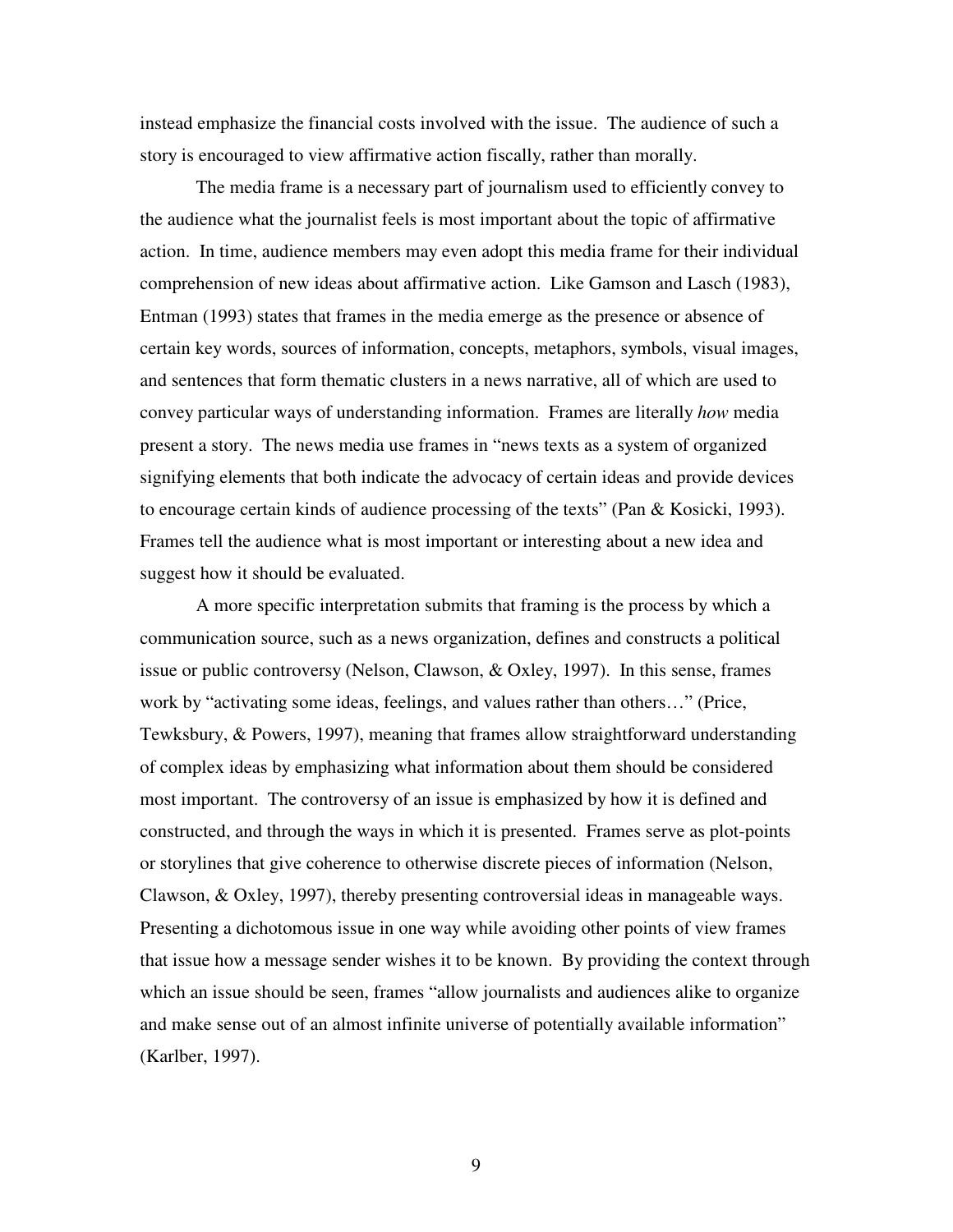instead emphasize the financial costs involved with the issue. The audience of such a story is encouraged to view affirmative action fiscally, rather than morally.

The media frame is a necessary part of journalism used to efficiently convey to the audience what the journalist feels is most important about the topic of affirmative action. In time, audience members may even adopt this media frame for their individual comprehension of new ideas about affirmative action. Like Gamson and Lasch (1983), Entman (1993) states that frames in the media emerge as the presence or absence of certain key words, sources of information, concepts, metaphors, symbols, visual images, and sentences that form thematic clusters in a news narrative, all of which are used to convey particular ways of understanding information. Frames are literally *how* media present a story. The news media use frames in "news texts as a system of organized signifying elements that both indicate the advocacy of certain ideas and provide devices to encourage certain kinds of audience processing of the texts" (Pan & Kosicki, 1993). Frames tell the audience what is most important or interesting about a new idea and suggest how it should be evaluated.

A more specific interpretation submits that framing is the process by which a communication source, such as a news organization, defines and constructs a political issue or public controversy (Nelson, Clawson, & Oxley, 1997). In this sense, frames work by "activating some ideas, feelings, and values rather than others…" (Price, Tewksbury, & Powers, 1997), meaning that frames allow straightforward understanding of complex ideas by emphasizing what information about them should be considered most important. The controversy of an issue is emphasized by how it is defined and constructed, and through the ways in which it is presented. Frames serve as plot-points or storylines that give coherence to otherwise discrete pieces of information (Nelson, Clawson, & Oxley, 1997), thereby presenting controversial ideas in manageable ways. Presenting a dichotomous issue in one way while avoiding other points of view frames that issue how a message sender wishes it to be known. By providing the context through which an issue should be seen, frames "allow journalists and audiences alike to organize and make sense out of an almost infinite universe of potentially available information" (Karlber, 1997).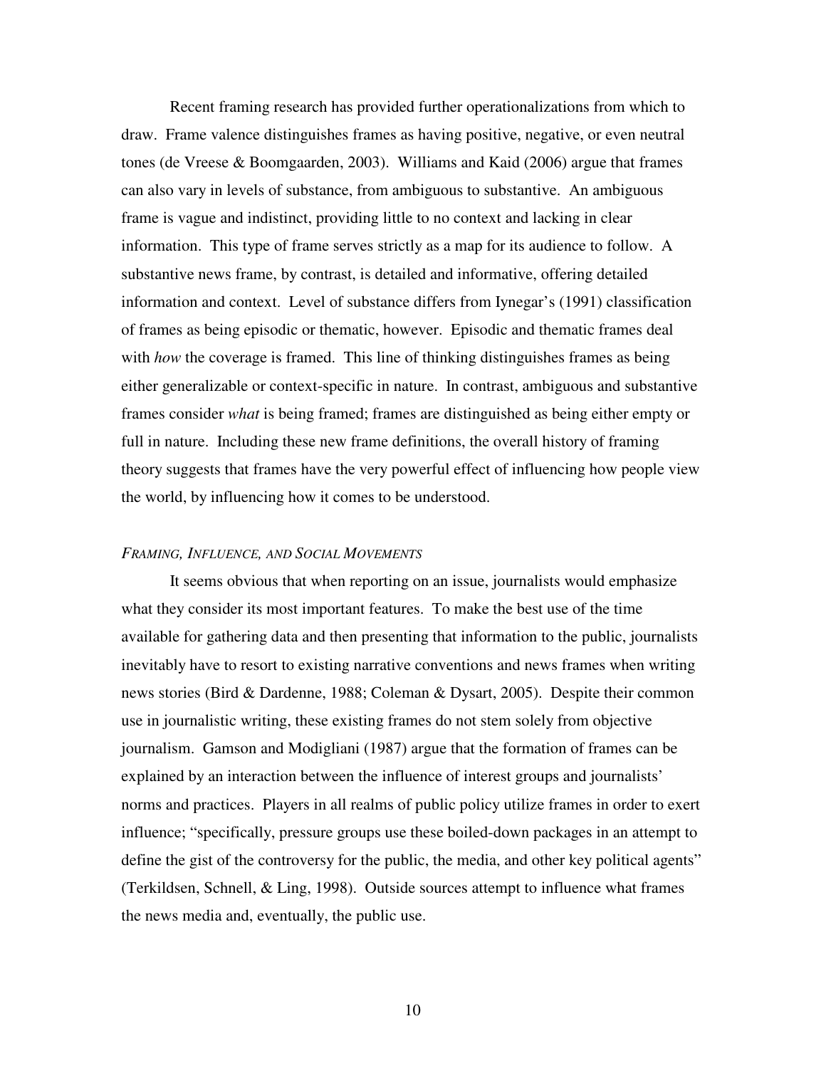Recent framing research has provided further operationalizations from which to draw. Frame valence distinguishes frames as having positive, negative, or even neutral tones (de Vreese & Boomgaarden, 2003). Williams and Kaid (2006) argue that frames can also vary in levels of substance, from ambiguous to substantive. An ambiguous frame is vague and indistinct, providing little to no context and lacking in clear information. This type of frame serves strictly as a map for its audience to follow. A substantive news frame, by contrast, is detailed and informative, offering detailed information and context. Level of substance differs from Iynegar's (1991) classification of frames as being episodic or thematic, however. Episodic and thematic frames deal with *how* the coverage is framed. This line of thinking distinguishes frames as being either generalizable or context-specific in nature. In contrast, ambiguous and substantive frames consider *what* is being framed; frames are distinguished as being either empty or full in nature. Including these new frame definitions, the overall history of framing theory suggests that frames have the very powerful effect of influencing how people view the world, by influencing how it comes to be understood.

### *Framing, Influence, and Social Movements*

It seems obvious that when reporting on an issue, journalists would emphasize what they consider its most important features. To make the best use of the time available for gathering data and then presenting that information to the public, journalists inevitably have to resort to existing narrative conventions and news frames when writing news stories (Bird & Dardenne, 1988; Coleman & Dysart, 2005). Despite their common use in journalistic writing, these existing frames do not stem solely from objective journalism. Gamson and Modigliani (1987) argue that the formation of frames can be explained by an interaction between the influence of interest groups and journalists' norms and practices. Players in all realms of public policy utilize frames in order to exert influence; "specifically, pressure groups use these boiled-down packages in an attempt to define the gist of the controversy for the public, the media, and other key political agents" (Terkildsen, Schnell, & Ling, 1998). Outside sources attempt to influence what frames the news media and, eventually, the public use.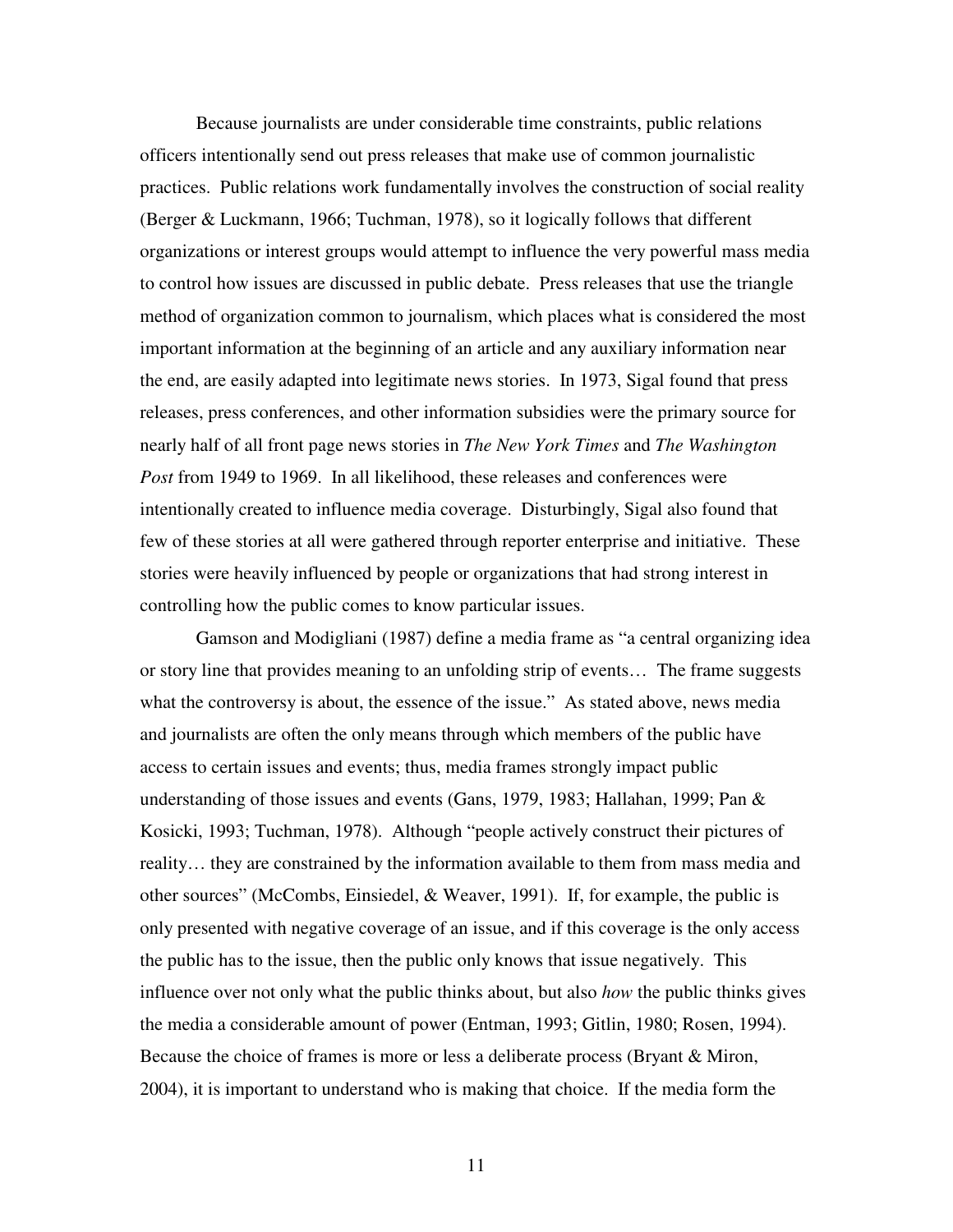Because journalists are under considerable time constraints, public relations officers intentionally send out press releases that make use of common journalistic practices. Public relations work fundamentally involves the construction of social reality (Berger & Luckmann, 1966; Tuchman, 1978), so it logically follows that different organizations or interest groups would attempt to influence the very powerful mass media to control how issues are discussed in public debate. Press releases that use the triangle method of organization common to journalism, which places what is considered the most important information at the beginning of an article and any auxiliary information near the end, are easily adapted into legitimate news stories. In 1973, Sigal found that press releases, press conferences, and other information subsidies were the primary source for nearly half of all front page news stories in *The New York Times* and *The Washington Post* from 1949 to 1969. In all likelihood, these releases and conferences were intentionally created to influence media coverage. Disturbingly, Sigal also found that few of these stories at all were gathered through reporter enterprise and initiative. These stories were heavily influenced by people or organizations that had strong interest in controlling how the public comes to know particular issues.

Gamson and Modigliani (1987) define a media frame as "a central organizing idea or story line that provides meaning to an unfolding strip of events… The frame suggests what the controversy is about, the essence of the issue." As stated above, news media and journalists are often the only means through which members of the public have access to certain issues and events; thus, media frames strongly impact public understanding of those issues and events (Gans, 1979, 1983; Hallahan, 1999; Pan & Kosicki, 1993; Tuchman, 1978). Although "people actively construct their pictures of reality… they are constrained by the information available to them from mass media and other sources" (McCombs, Einsiedel, & Weaver, 1991). If, for example, the public is only presented with negative coverage of an issue, and if this coverage is the only access the public has to the issue, then the public only knows that issue negatively. This influence over not only what the public thinks about, but also *how* the public thinks gives the media a considerable amount of power (Entman, 1993; Gitlin, 1980; Rosen, 1994). Because the choice of frames is more or less a deliberate process (Bryant & Miron, 2004), it is important to understand who is making that choice. If the media form the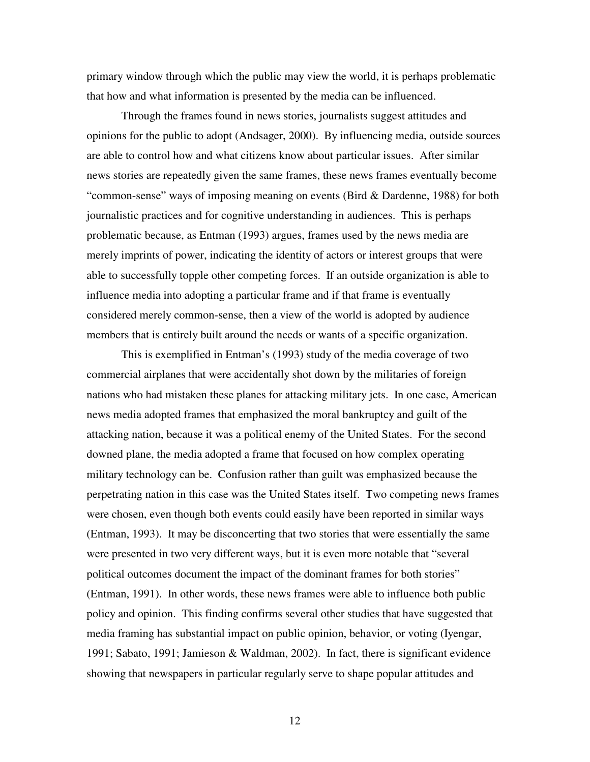primary window through which the public may view the world, it is perhaps problematic that how and what information is presented by the media can be influenced.

Through the frames found in news stories, journalists suggest attitudes and opinions for the public to adopt (Andsager, 2000). By influencing media, outside sources are able to control how and what citizens know about particular issues. After similar news stories are repeatedly given the same frames, these news frames eventually become "common-sense" ways of imposing meaning on events (Bird & Dardenne, 1988) for both journalistic practices and for cognitive understanding in audiences. This is perhaps problematic because, as Entman (1993) argues, frames used by the news media are merely imprints of power, indicating the identity of actors or interest groups that were able to successfully topple other competing forces. If an outside organization is able to influence media into adopting a particular frame and if that frame is eventually considered merely common-sense, then a view of the world is adopted by audience members that is entirely built around the needs or wants of a specific organization.

This is exemplified in Entman's (1993) study of the media coverage of two commercial airplanes that were accidentally shot down by the militaries of foreign nations who had mistaken these planes for attacking military jets. In one case, American news media adopted frames that emphasized the moral bankruptcy and guilt of the attacking nation, because it was a political enemy of the United States. For the second downed plane, the media adopted a frame that focused on how complex operating military technology can be. Confusion rather than guilt was emphasized because the perpetrating nation in this case was the United States itself. Two competing news frames were chosen, even though both events could easily have been reported in similar ways (Entman, 1993). It may be disconcerting that two stories that were essentially the same were presented in two very different ways, but it is even more notable that "several political outcomes document the impact of the dominant frames for both stories" (Entman, 1991). In other words, these news frames were able to influence both public policy and opinion. This finding confirms several other studies that have suggested that media framing has substantial impact on public opinion, behavior, or voting (Iyengar, 1991; Sabato, 1991; Jamieson & Waldman, 2002). In fact, there is significant evidence showing that newspapers in particular regularly serve to shape popular attitudes and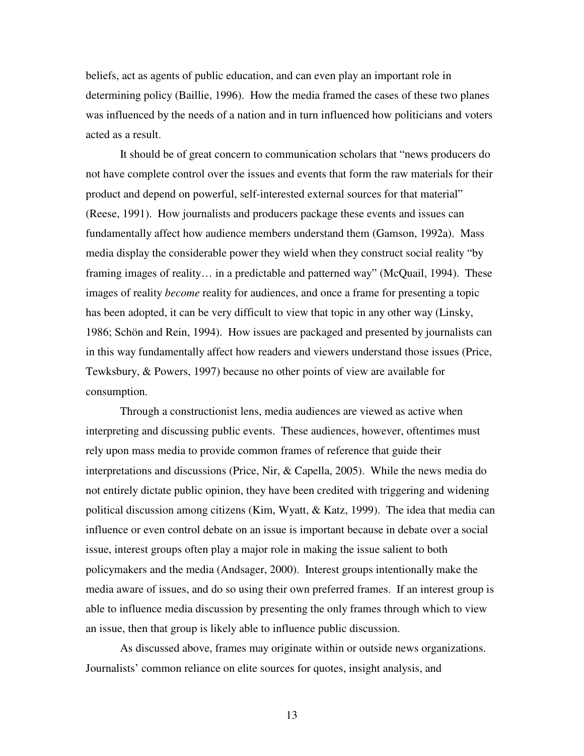beliefs, act as agents of public education, and can even play an important role in determining policy (Baillie, 1996). How the media framed the cases of these two planes was influenced by the needs of a nation and in turn influenced how politicians and voters acted as a result.

It should be of great concern to communication scholars that "news producers do not have complete control over the issues and events that form the raw materials for their product and depend on powerful, self-interested external sources for that material" (Reese, 1991). How journalists and producers package these events and issues can fundamentally affect how audience members understand them (Gamson, 1992a). Mass media display the considerable power they wield when they construct social reality "by framing images of reality… in a predictable and patterned way" (McQuail, 1994). These images of reality *become* reality for audiences, and once a frame for presenting a topic has been adopted, it can be very difficult to view that topic in any other way (Linsky, 1986; Schön and Rein, 1994). How issues are packaged and presented by journalists can in this way fundamentally affect how readers and viewers understand those issues (Price, Tewksbury, & Powers, 1997) because no other points of view are available for consumption.

Through a constructionist lens, media audiences are viewed as active when interpreting and discussing public events. These audiences, however, oftentimes must rely upon mass media to provide common frames of reference that guide their interpretations and discussions (Price, Nir, & Capella, 2005). While the news media do not entirely dictate public opinion, they have been credited with triggering and widening political discussion among citizens (Kim, Wyatt, & Katz, 1999). The idea that media can influence or even control debate on an issue is important because in debate over a social issue, interest groups often play a major role in making the issue salient to both policymakers and the media (Andsager, 2000). Interest groups intentionally make the media aware of issues, and do so using their own preferred frames. If an interest group is able to influence media discussion by presenting the only frames through which to view an issue, then that group is likely able to influence public discussion.

As discussed above, frames may originate within or outside news organizations. Journalists' common reliance on elite sources for quotes, insight analysis, and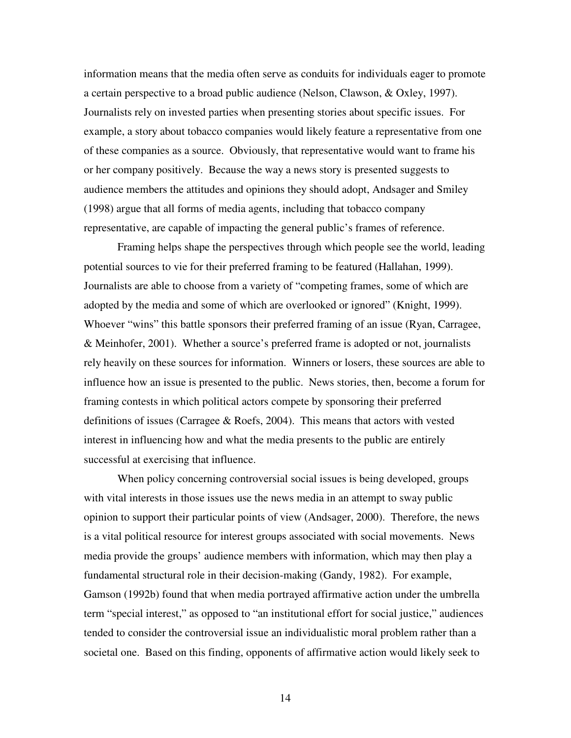information means that the media often serve as conduits for individuals eager to promote a certain perspective to a broad public audience (Nelson, Clawson, & Oxley, 1997). Journalists rely on invested parties when presenting stories about specific issues. For example, a story about tobacco companies would likely feature a representative from one of these companies as a source. Obviously, that representative would want to frame his or her company positively. Because the way a news story is presented suggests to audience members the attitudes and opinions they should adopt, Andsager and Smiley (1998) argue that all forms of media agents, including that tobacco company representative, are capable of impacting the general public's frames of reference.

Framing helps shape the perspectives through which people see the world, leading potential sources to vie for their preferred framing to be featured (Hallahan, 1999). Journalists are able to choose from a variety of "competing frames, some of which are adopted by the media and some of which are overlooked or ignored" (Knight, 1999). Whoever "wins" this battle sponsors their preferred framing of an issue (Ryan, Carragee, & Meinhofer, 2001). Whether a source's preferred frame is adopted or not, journalists rely heavily on these sources for information. Winners or losers, these sources are able to influence how an issue is presented to the public. News stories, then, become a forum for framing contests in which political actors compete by sponsoring their preferred definitions of issues (Carragee & Roefs, 2004). This means that actors with vested interest in influencing how and what the media presents to the public are entirely successful at exercising that influence.

When policy concerning controversial social issues is being developed, groups with vital interests in those issues use the news media in an attempt to sway public opinion to support their particular points of view (Andsager, 2000). Therefore, the news is a vital political resource for interest groups associated with social movements. News media provide the groups' audience members with information, which may then play a fundamental structural role in their decision-making (Gandy, 1982). For example, Gamson (1992b) found that when media portrayed affirmative action under the umbrella term "special interest," as opposed to "an institutional effort for social justice," audiences tended to consider the controversial issue an individualistic moral problem rather than a societal one. Based on this finding, opponents of affirmative action would likely seek to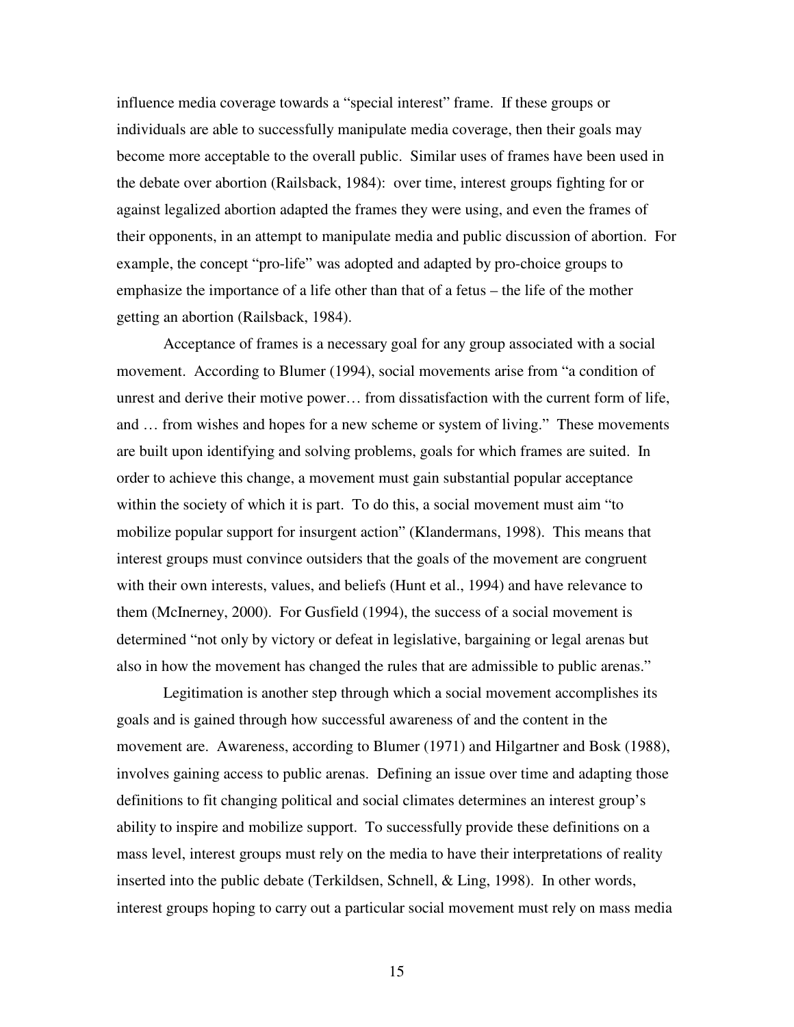influence media coverage towards a "special interest" frame. If these groups or individuals are able to successfully manipulate media coverage, then their goals may become more acceptable to the overall public. Similar uses of frames have been used in the debate over abortion (Railsback, 1984): over time, interest groups fighting for or against legalized abortion adapted the frames they were using, and even the frames of their opponents, in an attempt to manipulate media and public discussion of abortion. For example, the concept "pro-life" was adopted and adapted by pro-choice groups to emphasize the importance of a life other than that of a fetus – the life of the mother getting an abortion (Railsback, 1984).

Acceptance of frames is a necessary goal for any group associated with a social movement. According to Blumer (1994), social movements arise from "a condition of unrest and derive their motive power… from dissatisfaction with the current form of life, and … from wishes and hopes for a new scheme or system of living." These movements are built upon identifying and solving problems, goals for which frames are suited. In order to achieve this change, a movement must gain substantial popular acceptance within the society of which it is part. To do this, a social movement must aim "to mobilize popular support for insurgent action" (Klandermans, 1998). This means that interest groups must convince outsiders that the goals of the movement are congruent with their own interests, values, and beliefs (Hunt et al., 1994) and have relevance to them (McInerney, 2000). For Gusfield (1994), the success of a social movement is determined "not only by victory or defeat in legislative, bargaining or legal arenas but also in how the movement has changed the rules that are admissible to public arenas."

Legitimation is another step through which a social movement accomplishes its goals and is gained through how successful awareness of and the content in the movement are. Awareness, according to Blumer (1971) and Hilgartner and Bosk (1988), involves gaining access to public arenas. Defining an issue over time and adapting those definitions to fit changing political and social climates determines an interest group's ability to inspire and mobilize support. To successfully provide these definitions on a mass level, interest groups must rely on the media to have their interpretations of reality inserted into the public debate (Terkildsen, Schnell, & Ling, 1998). In other words, interest groups hoping to carry out a particular social movement must rely on mass media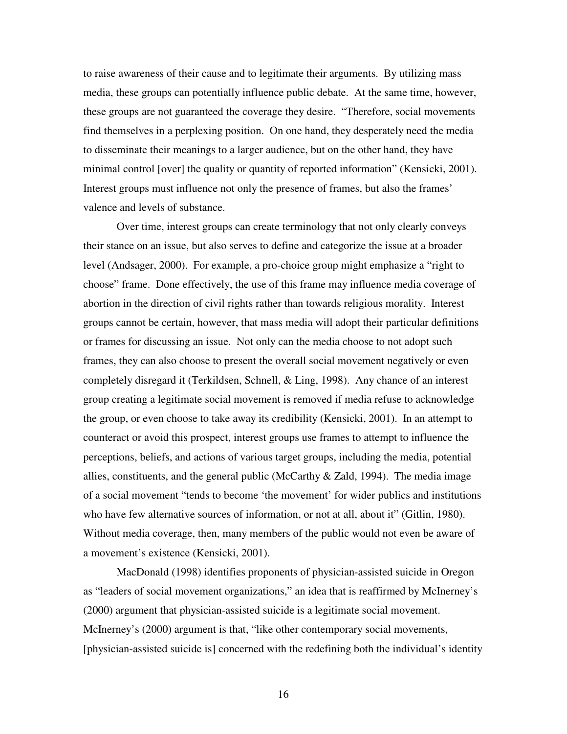to raise awareness of their cause and to legitimate their arguments. By utilizing mass media, these groups can potentially influence public debate. At the same time, however, these groups are not guaranteed the coverage they desire. "Therefore, social movements find themselves in a perplexing position. On one hand, they desperately need the media to disseminate their meanings to a larger audience, but on the other hand, they have minimal control [over] the quality or quantity of reported information" (Kensicki, 2001). Interest groups must influence not only the presence of frames, but also the frames' valence and levels of substance.

Over time, interest groups can create terminology that not only clearly conveys their stance on an issue, but also serves to define and categorize the issue at a broader level (Andsager, 2000). For example, a pro-choice group might emphasize a "right to choose" frame. Done effectively, the use of this frame may influence media coverage of abortion in the direction of civil rights rather than towards religious morality. Interest groups cannot be certain, however, that mass media will adopt their particular definitions or frames for discussing an issue. Not only can the media choose to not adopt such frames, they can also choose to present the overall social movement negatively or even completely disregard it (Terkildsen, Schnell, & Ling, 1998). Any chance of an interest group creating a legitimate social movement is removed if media refuse to acknowledge the group, or even choose to take away its credibility (Kensicki, 2001). In an attempt to counteract or avoid this prospect, interest groups use frames to attempt to influence the perceptions, beliefs, and actions of various target groups, including the media, potential allies, constituents, and the general public (McCarthy & Zald, 1994). The media image of a social movement "tends to become 'the movement' for wider publics and institutions who have few alternative sources of information, or not at all, about it" (Gitlin, 1980). Without media coverage, then, many members of the public would not even be aware of a movement's existence (Kensicki, 2001).

MacDonald (1998) identifies proponents of physician-assisted suicide in Oregon as "leaders of social movement organizations," an idea that is reaffirmed by McInerney's (2000) argument that physician-assisted suicide is a legitimate social movement. McInerney's (2000) argument is that, "like other contemporary social movements, [physician-assisted suicide is] concerned with the redefining both the individual's identity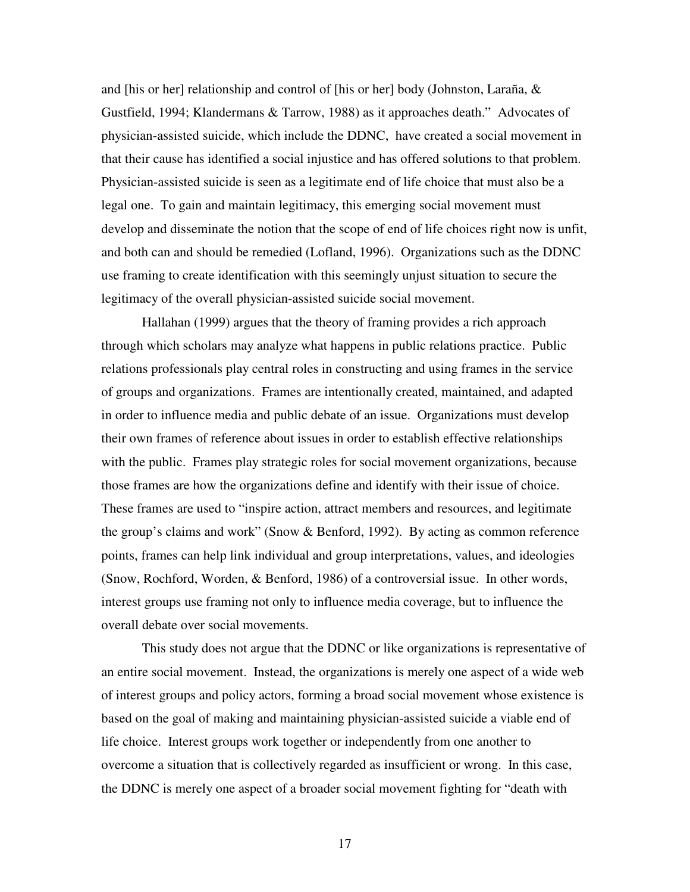and [his or her] relationship and control of [his or her] body (Johnston, Laraña, & Gustfield, 1994; Klandermans & Tarrow, 1988) as it approaches death." Advocates of physician-assisted suicide, which include the DDNC, have created a social movement in that their cause has identified a social injustice and has offered solutions to that problem. Physician-assisted suicide is seen as a legitimate end of life choice that must also be a legal one. To gain and maintain legitimacy, this emerging social movement must develop and disseminate the notion that the scope of end of life choices right now is unfit, and both can and should be remedied (Lofland, 1996). Organizations such as the DDNC use framing to create identification with this seemingly unjust situation to secure the legitimacy of the overall physician-assisted suicide social movement.

Hallahan (1999) argues that the theory of framing provides a rich approach through which scholars may analyze what happens in public relations practice. Public relations professionals play central roles in constructing and using frames in the service of groups and organizations. Frames are intentionally created, maintained, and adapted in order to influence media and public debate of an issue. Organizations must develop their own frames of reference about issues in order to establish effective relationships with the public. Frames play strategic roles for social movement organizations, because those frames are how the organizations define and identify with their issue of choice. These frames are used to "inspire action, attract members and resources, and legitimate the group's claims and work" (Snow & Benford, 1992). By acting as common reference points, frames can help link individual and group interpretations, values, and ideologies (Snow, Rochford, Worden, & Benford, 1986) of a controversial issue. In other words, interest groups use framing not only to influence media coverage, but to influence the overall debate over social movements.

This study does not argue that the DDNC or like organizations is representative of an entire social movement. Instead, the organizations is merely one aspect of a wide web of interest groups and policy actors, forming a broad social movement whose existence is based on the goal of making and maintaining physician-assisted suicide a viable end of life choice. Interest groups work together or independently from one another to overcome a situation that is collectively regarded as insufficient or wrong. In this case, the DDNC is merely one aspect of a broader social movement fighting for "death with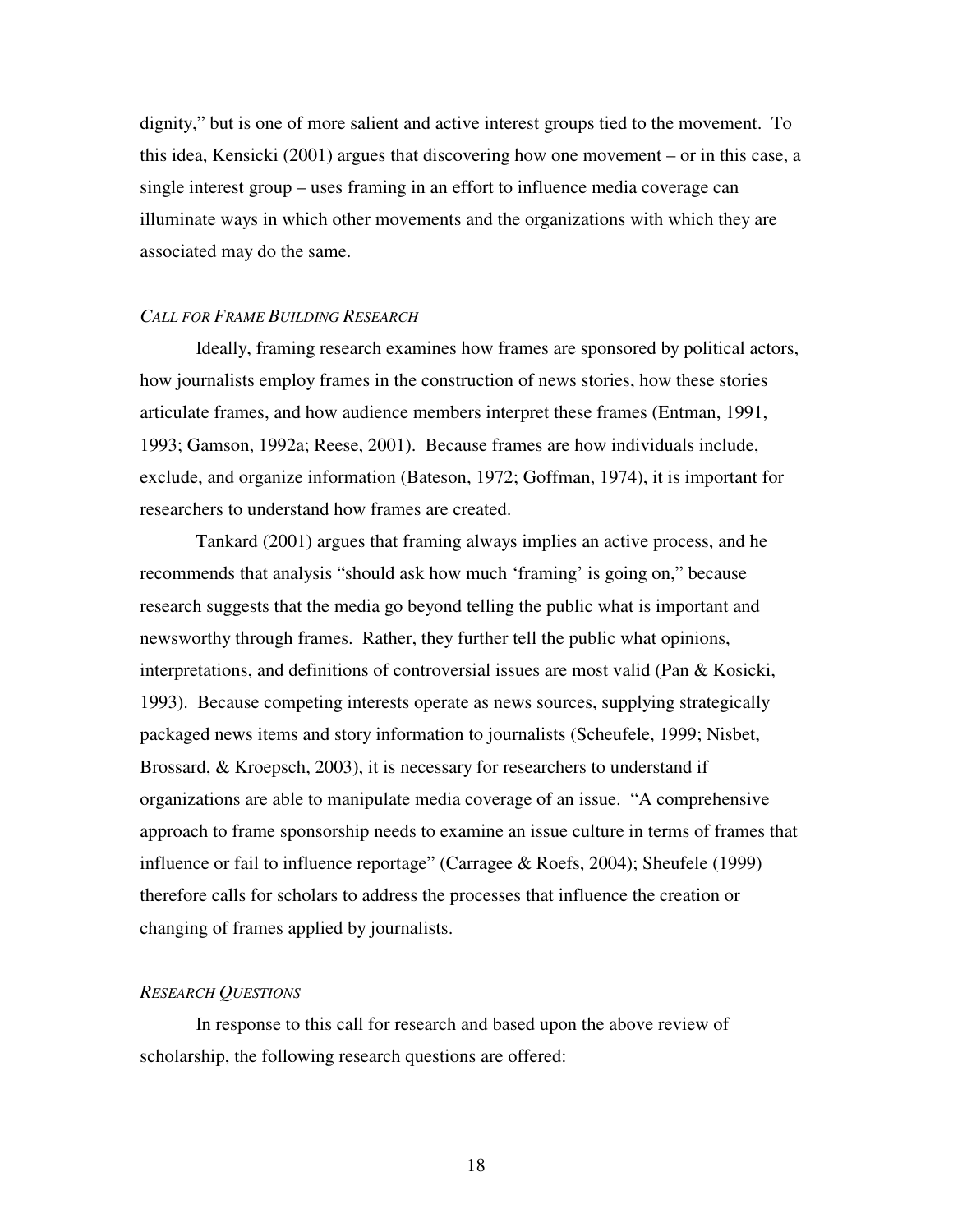dignity," but is one of more salient and active interest groups tied to the movement. To this idea, Kensicki (2001) argues that discovering how one movement – or in this case, a single interest group – uses framing in an effort to influence media coverage can illuminate ways in which other movements and the organizations with which they are associated may do the same.

### *CALL FOR FRAME BUILDING RESEARCH*

Ideally, framing research examines how frames are sponsored by political actors, how journalists employ frames in the construction of news stories, how these stories articulate frames, and how audience members interpret these frames (Entman, 1991, 1993; Gamson, 1992a; Reese, 2001). Because frames are how individuals include, exclude, and organize information (Bateson, 1972; Goffman, 1974), it is important for researchers to understand how frames are created.

Tankard (2001) argues that framing always implies an active process, and he recommends that analysis "should ask how much 'framing' is going on," because research suggests that the media go beyond telling the public what is important and newsworthy through frames. Rather, they further tell the public what opinions, interpretations, and definitions of controversial issues are most valid (Pan & Kosicki, 1993). Because competing interests operate as news sources, supplying strategically packaged news items and story information to journalists (Scheufele, 1999; Nisbet, Brossard, & Kroepsch, 2003), it is necessary for researchers to understand if organizations are able to manipulate media coverage of an issue. "A comprehensive approach to frame sponsorship needs to examine an issue culture in terms of frames that influence or fail to influence reportage" (Carragee & Roefs, 2004); Sheufele (1999) therefore calls for scholars to address the processes that influence the creation or changing of frames applied by journalists.

### *RESEARCH QUESTIONS*

In response to this call for research and based upon the above review of scholarship, the following research questions are offered: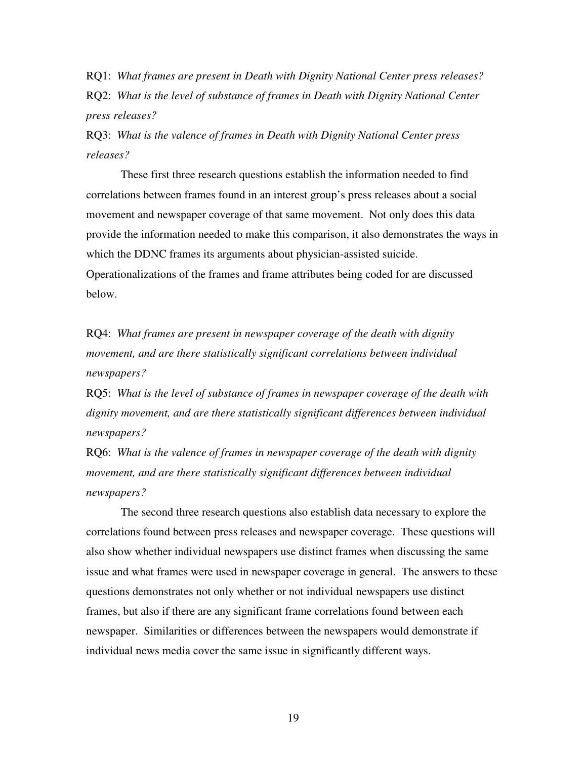RQ1: *What frames are present in Death with Dignity National Center press releases?*

RQ2: *What is the level of substance of frames in Death with Dignity National Center press releases?*

RQ3: *What is the valence of frames in Death with Dignity National Center press releases?*

These first three research questions establish the information needed to find correlations between frames found in an interest group's press releases about a social movement and newspaper coverage of that same movement. Not only does this data provide the information needed to make this comparison, it also demonstrates the ways in which the DDNC frames its arguments about physician-assisted suicide. Operationalizations of the frames and frame attributes being coded for are discussed below.

RQ4: *What frames are present in newspaper coverage of the death with dignity movement, and are there statistically significant correlations between individual newspapers?*

RQ5: *What is the level of substance of frames in newspaper coverage of the death with dignity movement, and are there statistically significant differences between individual newspapers?*

RQ6: *What is the valence of frames in newspaper coverage of the death with dignity movement, and are there statistically significant differences between individual newspapers?*

The second three research questions also establish data necessary to explore the correlations found between press releases and newspaper coverage. These questions will also show whether individual newspapers use distinct frames when discussing the same issue and what frames were used in newspaper coverage in general. The answers to these questions demonstrates not only whether or not individual newspapers use distinct frames, but also if there are any significant frame correlations found between each newspaper. Similarities or differences between the newspapers would demonstrate if individual news media cover the same issue in significantly different ways.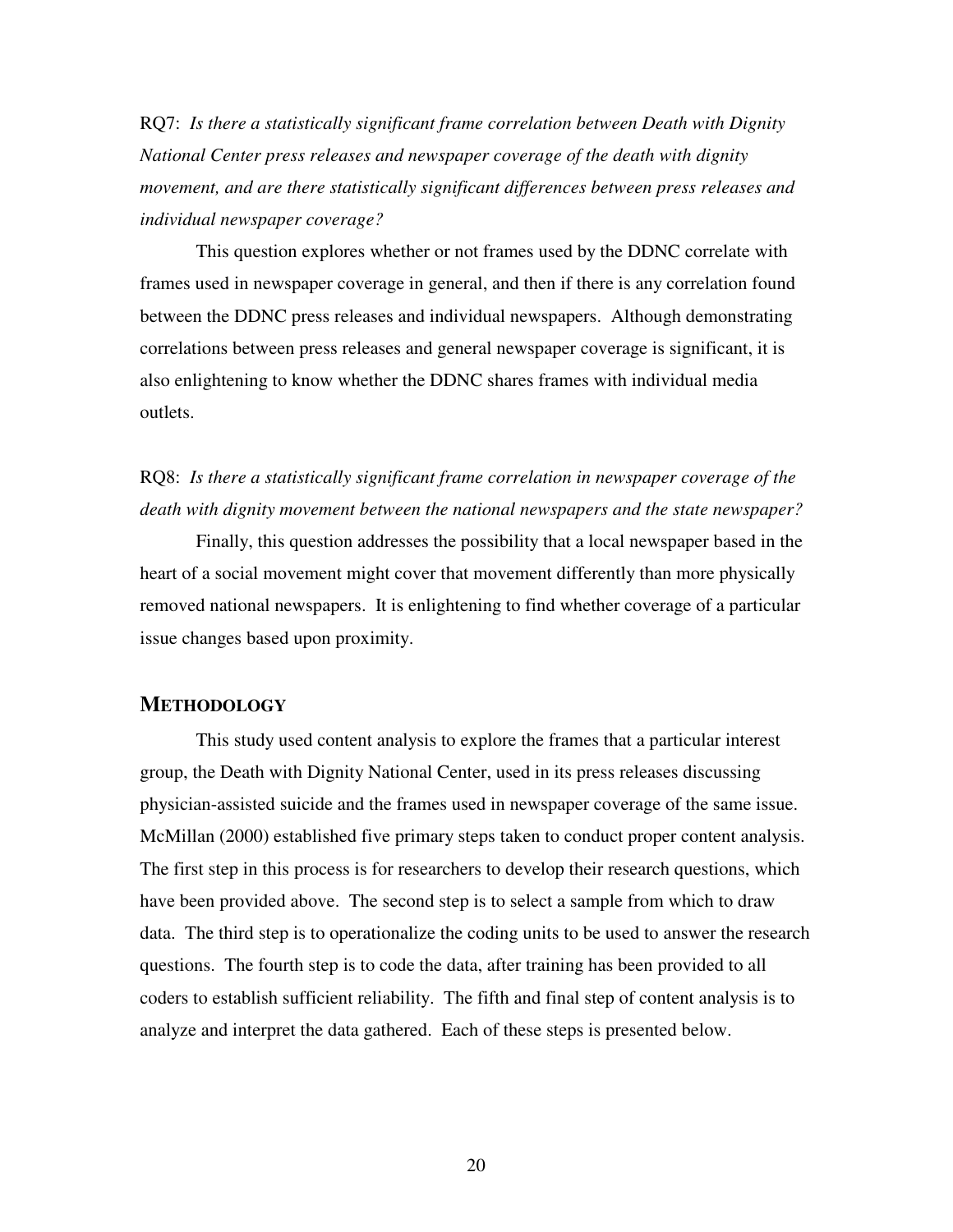RQ7: *Is there a statistically significant frame correlation between Death with Dignity National Center press releases and newspaper coverage of the death with dignity movement, and are there statistically significant differences between press releases and individual newspaper coverage?*

This question explores whether or not frames used by the DDNC correlate with frames used in newspaper coverage in general, and then if there is any correlation found between the DDNC press releases and individual newspapers. Although demonstrating correlations between press releases and general newspaper coverage is significant, it is also enlightening to know whether the DDNC shares frames with individual media outlets.

RQ8: *Is there a statistically significant frame correlation in newspaper coverage of the death with dignity movement between the national newspapers and the state newspaper?*

Finally, this question addresses the possibility that a local newspaper based in the heart of a social movement might cover that movement differently than more physically removed national newspapers. It is enlightening to find whether coverage of a particular issue changes based upon proximity.

## METHODOLOGY

This study used content analysis to explore the frames that a particular interest group, the Death with Dignity National Center, used in its press releases discussing physician-assisted suicide and the frames used in newspaper coverage of the same issue. McMillan (2000) established five primary steps taken to conduct proper content analysis. The first step in this process is for researchers to develop their research questions, which have been provided above. The second step is to select a sample from which to draw data. The third step is to operationalize the coding units to be used to answer the research questions. The fourth step is to code the data, after training has been provided to all coders to establish sufficient reliability. The fifth and final step of content analysis is to analyze and interpret the data gathered. Each of these steps is presented below.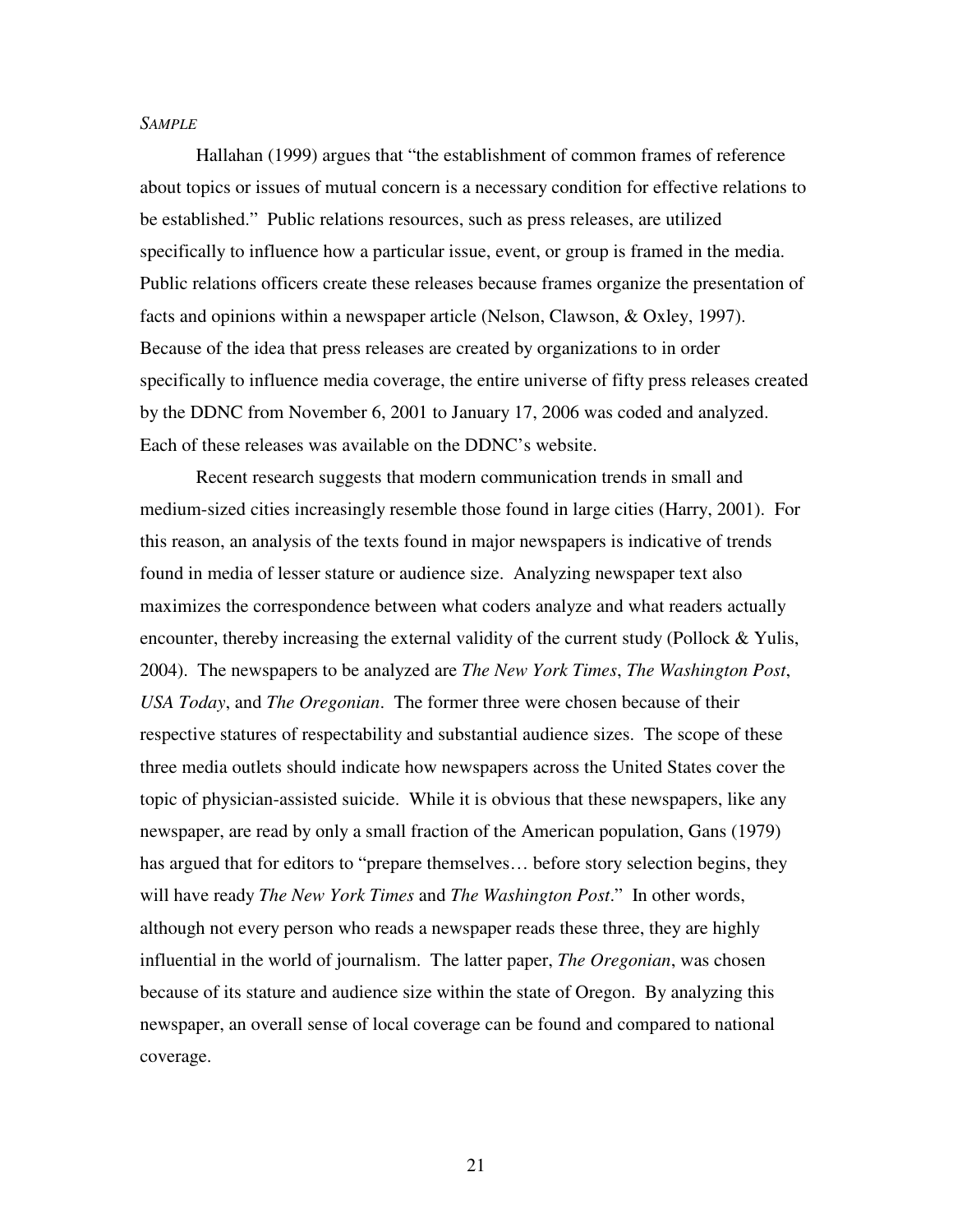*SAMPLE*

Hallahan (1999) argues that "the establishment of common frames of reference about topics or issues of mutual concern is a necessary condition for effective relations to be established." Public relations resources, such as press releases, are utilized specifically to influence how a particular issue, event, or group is framed in the media. Public relations officers create these releases because frames organize the presentation of facts and opinions within a newspaper article (Nelson, Clawson, & Oxley, 1997). Because of the idea that press releases are created by organizations to in order specifically to influence media coverage, the entire universe of fifty press releases created by the DDNC from November 6, 2001 to January 17, 2006 was coded and analyzed. Each of these releases was available on the DDNC's website.

Recent research suggests that modern communication trends in small and medium-sized cities increasingly resemble those found in large cities (Harry, 2001). For this reason, an analysis of the texts found in major newspapers is indicative of trends found in media of lesser stature or audience size. Analyzing newspaper text also maximizes the correspondence between what coders analyze and what readers actually encounter, thereby increasing the external validity of the current study (Pollock & Yulis, 2004). The newspapers to be analyzed are *The New York Times*, *The Washington Post*, *USA Today*, and *The Oregonian*. The former three were chosen because of their respective statures of respectability and substantial audience sizes. The scope of these three media outlets should indicate how newspapers across the United States cover the topic of physician-assisted suicide. While it is obvious that these newspapers, like any newspaper, are read by only a small fraction of the American population, Gans (1979) has argued that for editors to "prepare themselves… before story selection begins, they will have ready *The New York Times* and *The Washington Post*." In other words, although not every person who reads a newspaper reads these three, they are highly influential in the world of journalism. The latter paper, *The Oregonian*, was chosen because of its stature and audience size within the state of Oregon. By analyzing this newspaper, an overall sense of local coverage can be found and compared to national coverage.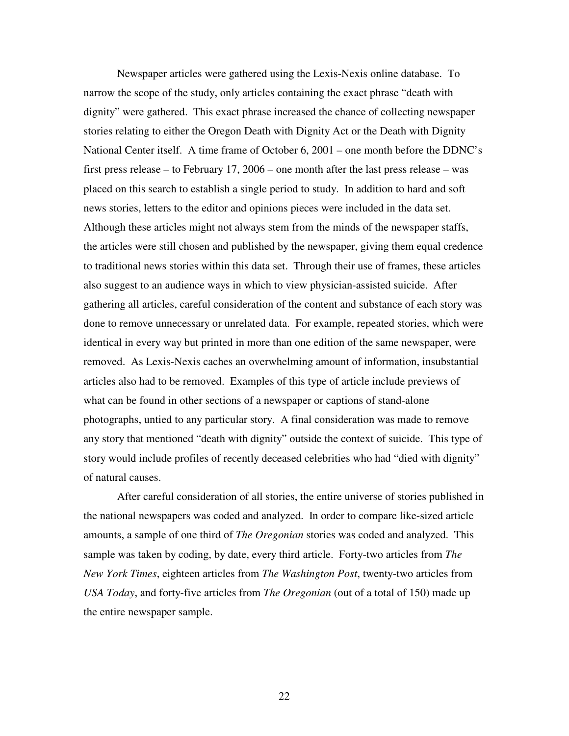Newspaper articles were gathered using the Lexis-Nexis online database. To narrow the scope of the study, only articles containing the exact phrase "death with dignity" were gathered. This exact phrase increased the chance of collecting newspaper stories relating to either the Oregon Death with Dignity Act or the Death with Dignity National Center itself. A time frame of October 6, 2001 – one month before the DDNC's first press release – to February 17, 2006 – one month after the last press release – was placed on this search to establish a single period to study. In addition to hard and soft news stories, letters to the editor and opinions pieces were included in the data set. Although these articles might not always stem from the minds of the newspaper staffs, the articles were still chosen and published by the newspaper, giving them equal credence to traditional news stories within this data set. Through their use of frames, these articles also suggest to an audience ways in which to view physician-assisted suicide. After gathering all articles, careful consideration of the content and substance of each story was done to remove unnecessary or unrelated data. For example, repeated stories, which were identical in every way but printed in more than one edition of the same newspaper, were removed. As Lexis-Nexis caches an overwhelming amount of information, insubstantial articles also had to be removed. Examples of this type of article include previews of what can be found in other sections of a newspaper or captions of stand-alone photographs, untied to any particular story. A final consideration was made to remove any story that mentioned "death with dignity" outside the context of suicide. This type of story would include profiles of recently deceased celebrities who had "died with dignity" of natural causes.

After careful consideration of all stories, the entire universe of stories published in the national newspapers was coded and analyzed. In order to compare like-sized article amounts, a sample of one third of *The Oregonian* stories was coded and analyzed. This sample was taken by coding, by date, every third article. Forty-two articles from *The New York Times*, eighteen articles from *The Washington Post*, twenty-two articles from *USA Today*, and forty-five articles from *The Oregonian* (out of a total of 150) made up the entire newspaper sample.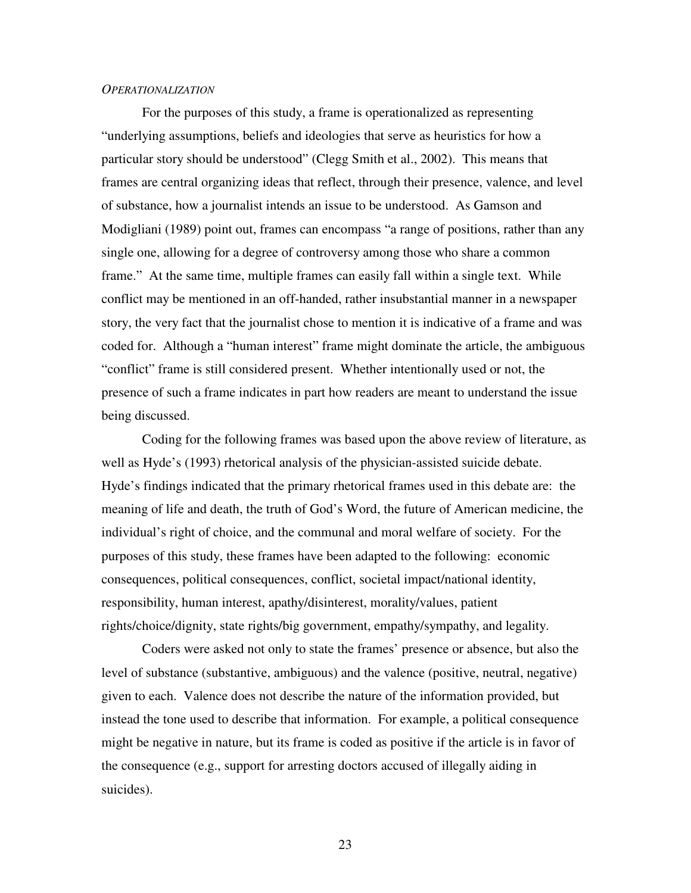*OPERATIONALIZATION*

For the purposes of this study, a frame is operationalized as representing "underlying assumptions, beliefs and ideologies that serve as heuristics for how a particular story should be understood" (Clegg Smith et al., 2002). This means that frames are central organizing ideas that reflect, through their presence, valence, and level of substance, how a journalist intends an issue to be understood. As Gamson and Modigliani (1989) point out, frames can encompass "a range of positions, rather than any single one, allowing for a degree of controversy among those who share a common frame." At the same time, multiple frames can easily fall within a single text. While conflict may be mentioned in an off-handed, rather insubstantial manner in a newspaper story, the very fact that the journalist chose to mention it is indicative of a frame and was coded for. Although a "human interest" frame might dominate the article, the ambiguous "conflict" frame is still considered present. Whether intentionally used or not, the presence of such a frame indicates in part how readers are meant to understand the issue being discussed.

Coding for the following frames was based upon the above review of literature, as well as Hyde's (1993) rhetorical analysis of the physician-assisted suicide debate. Hyde's findings indicated that the primary rhetorical frames used in this debate are: the meaning of life and death, the truth of God's Word, the future of American medicine, the individual's right of choice, and the communal and moral welfare of society. For the purposes of this study, these frames have been adapted to the following: economic consequences, political consequences, conflict, societal impact/national identity, responsibility, human interest, apathy/disinterest, morality/values, patient rights/choice/dignity, state rights/big government, empathy/sympathy, and legality.

Coders were asked not only to state the frames' presence or absence, but also the level of substance (substantive, ambiguous) and the valence (positive, neutral, negative) given to each. Valence does not describe the nature of the information provided, but instead the tone used to describe that information. For example, a political consequence might be negative in nature, but its frame is coded as positive if the article is in favor of the consequence (e.g., support for arresting doctors accused of illegally aiding in suicides).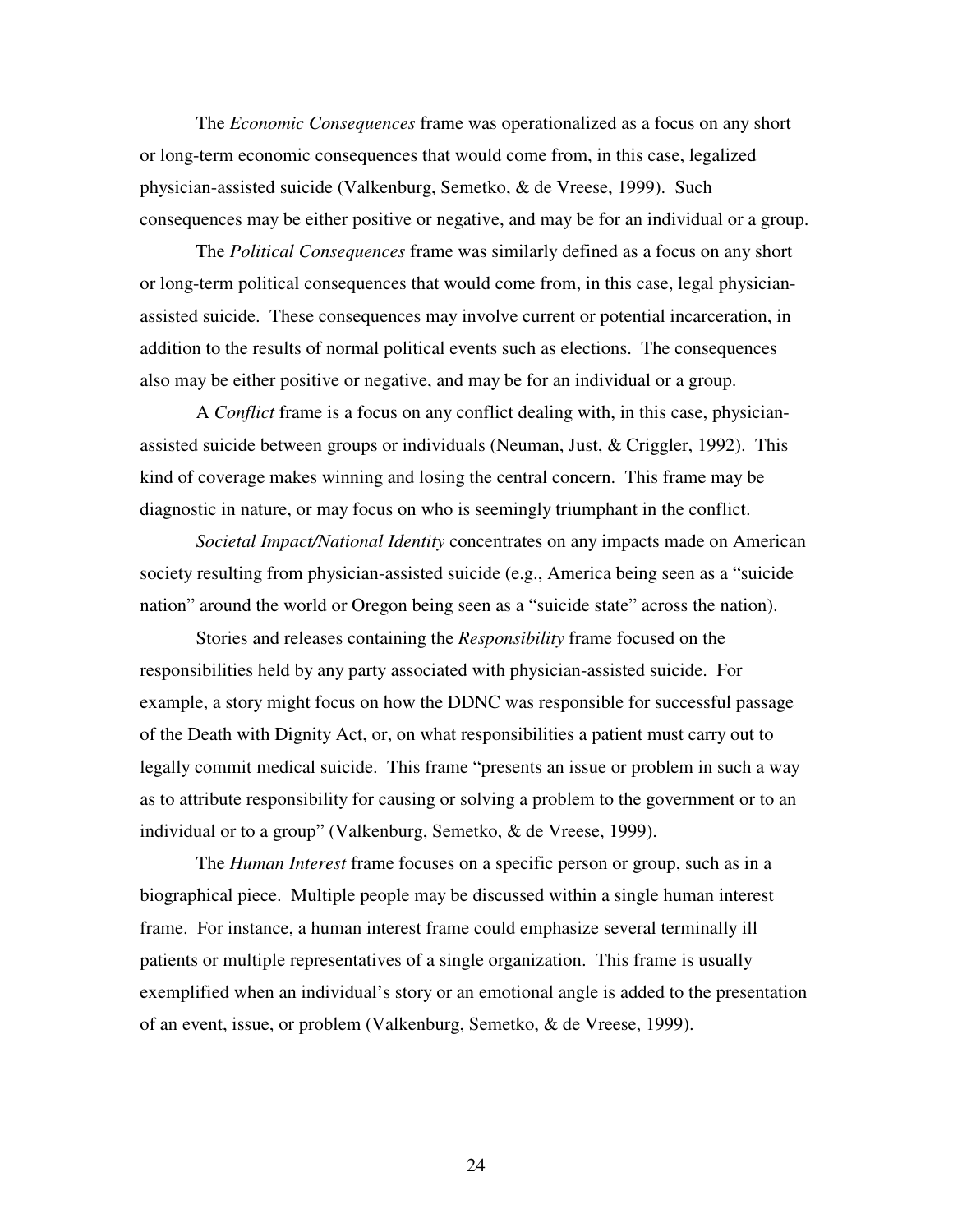The *Economic Consequences* frame was operationalized as a focus on any short or long-term economic consequences that would come from, in this case, legalized physician-assisted suicide (Valkenburg, Semetko, & de Vreese, 1999). Such consequences may be either positive or negative, and may be for an individual or a group.

The *Political Consequences* frame was similarly defined as a focus on any short or long-term political consequences that would come from, in this case, legal physician-assisted suicide. These consequences may involve current or potential incarceration, in addition to the results of normal political events such as elections. The consequences also may be either positive or negative, and may be for an individual or a group.

A *Conflict* frame is a focus on any conflict dealing with, in this case, physician-assisted suicide between groups or individuals (Neuman, Just, & Criggler, 1992). This kind of coverage makes winning and losing the central concern. This frame may be diagnostic in nature, or may focus on who is seemingly triumphant in the conflict.

*Societal Impact/National Identity* concentrates on any impacts made on American society resulting from physician-assisted suicide (e.g., America being seen as a "suicide nation" around the world or Oregon being seen as a "suicide state" across the nation).

Stories and releases containing the *Responsibility* frame focused on the responsibilities held by any party associated with physician-assisted suicide. For example, a story might focus on how the DDNC was responsible for successful passage of the Death with Dignity Act, or, on what responsibilities a patient must carry out to legally commit medical suicide. This frame "presents an issue or problem in such a way as to attribute responsibility for causing or solving a problem to the government or to an individual or to a group" (Valkenburg, Semetko, & de Vreese, 1999).

The *Human Interest* frame focuses on a specific person or group, such as in a biographical piece. Multiple people may be discussed within a single human interest frame. For instance, a human interest frame could emphasize several terminally ill patients or multiple representatives of a single organization. This frame is usually exemplified when an individual's story or an emotional angle is added to the presentation of an event, issue, or problem (Valkenburg, Semetko, & de Vreese, 1999).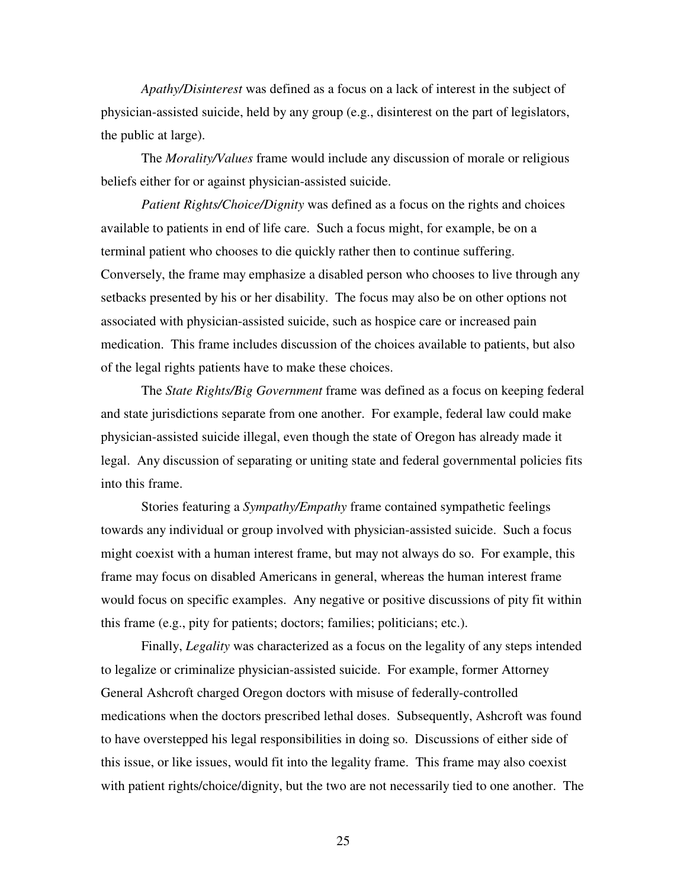*Apathy/Disinterest* was defined as a focus on a lack of interest in the subject of physician-assisted suicide, held by any group (e.g., disinterest on the part of legislators, the public at large).

The *Morality/Values* frame would include any discussion of morale or religious beliefs either for or against physician-assisted suicide.

*Patient Rights/Choice/Dignity* was defined as a focus on the rights and choices available to patients in end of life care. Such a focus might, for example, be on a terminal patient who chooses to die quickly rather then to continue suffering. Conversely, the frame may emphasize a disabled person who chooses to live through any setbacks presented by his or her disability. The focus may also be on other options not associated with physician-assisted suicide, such as hospice care or increased pain medication. This frame includes discussion of the choices available to patients, but also of the legal rights patients have to make these choices.

The *State Rights/Big Government* frame was defined as a focus on keeping federal and state jurisdictions separate from one another. For example, federal law could make physician-assisted suicide illegal, even though the state of Oregon has already made it legal. Any discussion of separating or uniting state and federal governmental policies fits into this frame.

Stories featuring a *Sympathy/Empathy* frame contained sympathetic feelings towards any individual or group involved with physician-assisted suicide. Such a focus might coexist with a human interest frame, but may not always do so. For example, this frame may focus on disabled Americans in general, whereas the human interest frame would focus on specific examples. Any negative or positive discussions of pity fit within this frame (e.g., pity for patients; doctors; families; politicians; etc.).

Finally, *Legality* was characterized as a focus on the legality of any steps intended to legalize or criminalize physician-assisted suicide. For example, former Attorney General Ashcroft charged Oregon doctors with misuse of federally-controlled medications when the doctors prescribed lethal doses. Subsequently, Ashcroft was found to have overstepped his legal responsibilities in doing so. Discussions of either side of this issue, or like issues, would fit into the legality frame. This frame may also coexist with patient rights/choice/dignity, but the two are not necessarily tied to one another. The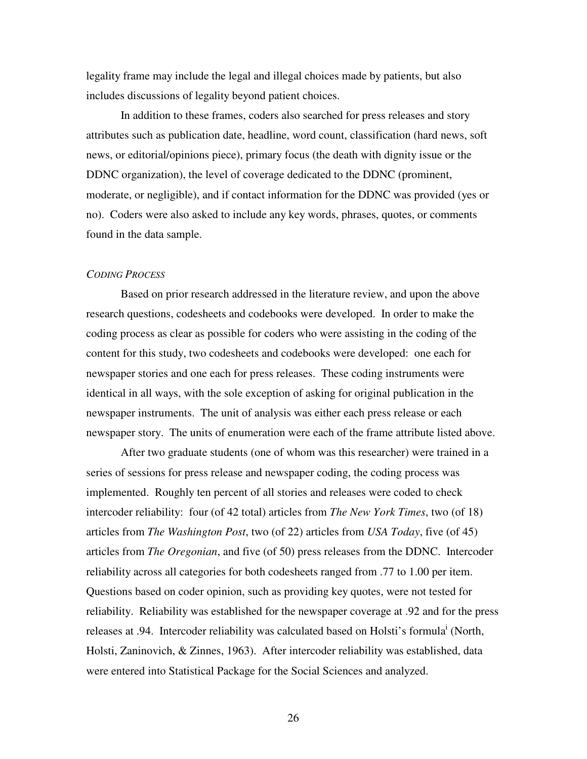legality frame may include the legal and illegal choices made by patients, but also includes discussions of legality beyond patient choices.

In addition to these frames, coders also searched for press releases and story attributes such as publication date, headline, word count, classification (hard news, soft news, or editorial/opinions piece), primary focus (the death with dignity issue or the DDNC organization), the level of coverage dedicated to the DDNC (prominent, moderate, or negligible), and if contact information for the DDNC was provided (yes or no). Coders were also asked to include any key words, phrases, quotes, or comments found in the data sample.

*CODING PROCESS*

Based on prior research addressed in the literature review, and upon the above research questions, codesheets and codebooks were developed. In order to make the coding process as clear as possible for coders who were assisting in the coding of the content for this study, two codesheets and codebooks were developed: one each for newspaper stories and one each for press releases. These coding instruments were identical in all ways, with the sole exception of asking for original publication in the newspaper instruments. The unit of analysis was either each press release or each newspaper story. The units of enumeration were each of the frame attribute listed above.

After two graduate students (one of whom was this researcher) were trained in a series of sessions for press release and newspaper coding, the coding process was implemented. Roughly ten percent of all stories and releases were coded to check intercoder reliability: four (of 42 total) articles from *The New York Times*, two (of 18) articles from *The Washington Post*, two (of 22) articles from *USA Today*, five (of 45) articles from *The Oregonian*, and five (of 50) press releases from the DDNC. Intercoder reliability across all categories for both codesheets ranged from .77 to 1.00 per item. Questions based on coder opinion, such as providing key quotes, were not tested for reliability. Reliability was established for the newspaper coverage at .92 and for the press releases at .94. Intercoder reliability was calculated based on Holsti's formula[i] (North, Holsti, Zaninovich, & Zinnes, 1963). After intercoder reliability was established, data were entered into Statistical Package for the Social Sciences and analyzed.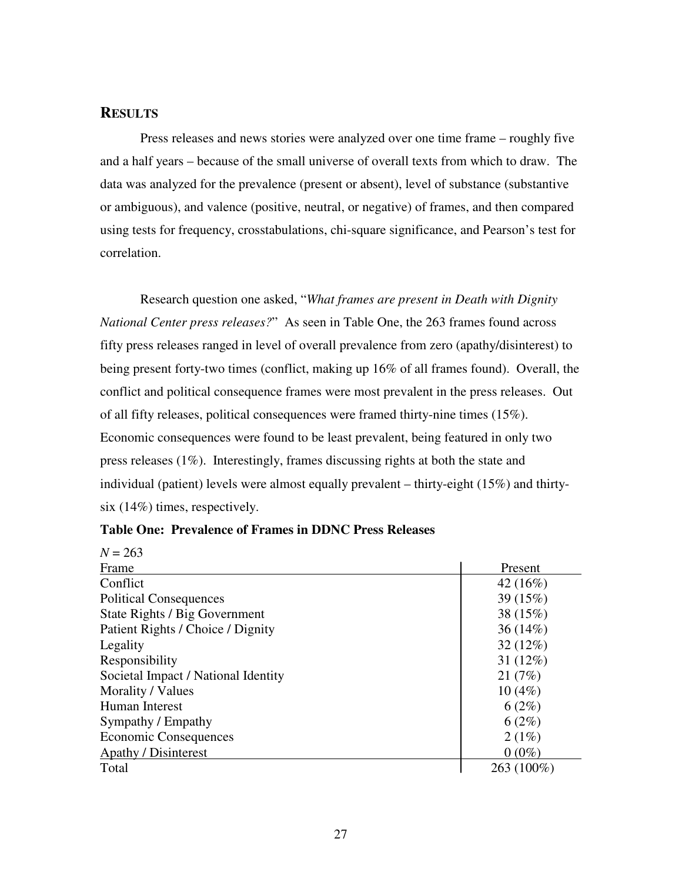## RESULTS

Press releases and news stories were analyzed over one time frame – roughly five and a half years – because of the small universe of overall texts from which to draw. The data was analyzed for the prevalence (present or absent), level of substance (substantive or ambiguous), and valence (positive, neutral, or negative) of frames, and then compared using tests for frequency, crosstabulations, chi-square significance, and Pearson's test for correlation.

Research question one asked, "*What frames are present in Death with Dignity National Center press releases?*" As seen in Table One, the 263 frames found across fifty press releases ranged in level of overall prevalence from zero (apathy/disinterest) to being present forty-two times (conflict, making up 16% of all frames found). Overall, the conflict and political consequence frames were most prevalent in the press releases. Out of all fifty releases, political consequences were framed thirty-nine times (15%). Economic consequences were found to be least prevalent, being featured in only two press releases (1%). Interestingly, frames discussing rights at both the state and individual (patient) levels were almost equally prevalent – thirty-eight (15%) and thirty-six (14%) times, respectively.

**Table One: Prevalence of Frames in DDNC Press Releases**

*N* = 263

| Frame | Present |
|---|---|
| Conflict | 42 (16%) |
| Political Consequences | 39 (15%) |
| State Rights / Big Government | 38 (15%) |
| Patient Rights / Choice / Dignity | 36 (14%) |
| Legality | 32 (12%) |
| Responsibility | 31 (12%) |
| Societal Impact / National Identity | 21 (7%) |
| Morality / Values | 10 (4%) |
| Human Interest | 6 (2%) |
| Sympathy / Empathy | 6 (2%) |
| Economic Consequences | 2 (1%) |
| Apathy / Disinterest | 0 (0%) |
| Total | 263 (100%) |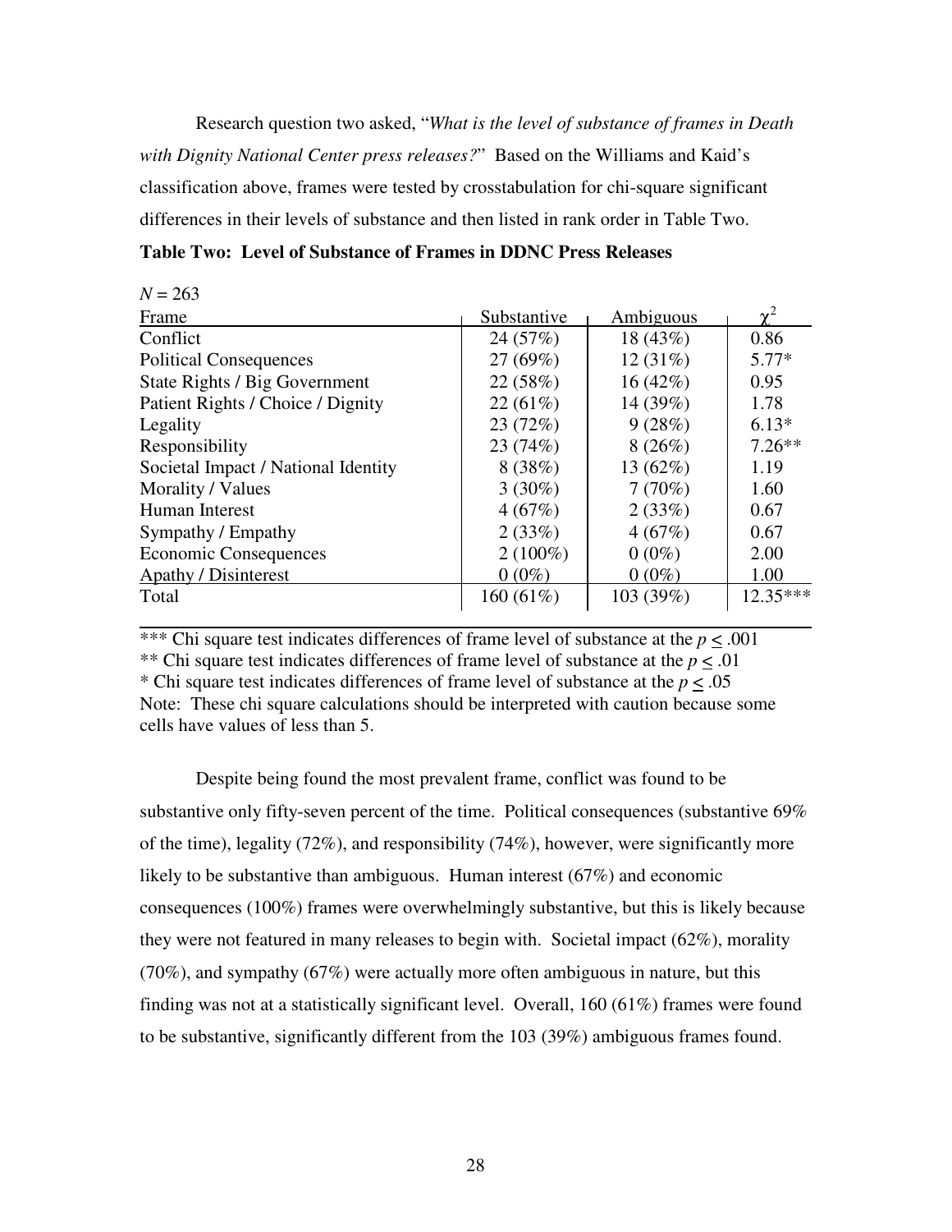Research question two asked, "*What is the level of substance of frames in Death with Dignity National Center press releases?*" Based on the Williams and Kaid's classification above, frames were tested by crosstabulation for chi-square significant differences in their levels of substance and then listed in rank order in Table Two.

**Table Two: Level of Substance of Frames in DDNC Press Releases**

$N = 263$

| Frame | Substantive | Ambiguous | $\chi^2$ |
|---|---|---|---|
| Conflict | 24 (57%) | 18 (43%) | 0.86 |
| Political Consequences | 27 (69%) | 12 (31%) | 5.77* |
| State Rights / Big Government | 22 (58%) | 16 (42%) | 0.95 |
| Patient Rights / Choice / Dignity | 22 (61%) | 14 (39%) | 1.78 |
| Legality | 23 (72%) | 9 (28%) | 6.13* |
| Responsibility | 23 (74%) | 8 (26%) | 7.26** |
| Societal Impact / National Identity | 8 (38%) | 13 (62%) | 1.19 |
| Morality / Values | 3 (30%) | 7 (70%) | 1.60 |
| Human Interest | 4 (67%) | 2 (33%) | 0.67 |
| Sympathy / Empathy | 2 (33%) | 4 (67%) | 0.67 |
| Economic Consequences | 2 (100%) | 0 (0%) | 2.00 |
| Apathy / Disinterest | 0 (0%) | 0 (0%) | 1.00 |
| Total | 160 (61%) | 103 (39%) | 12.35*** |

*** Chi square test indicates differences of frame level of substance at the $p \leq .001$
** Chi square test indicates differences of frame level of substance at the $p \leq .01$
* Chi square test indicates differences of frame level of substance at the $p \leq .05$
Note: These chi square calculations should be interpreted with caution because some cells have values of less than 5.

Despite being found the most prevalent frame, conflict was found to be substantive only fifty-seven percent of the time. Political consequences (substantive 69% of the time), legality (72%), and responsibility (74%), however, were significantly more likely to be substantive than ambiguous. Human interest (67%) and economic consequences (100%) frames were overwhelmingly substantive, but this is likely because they were not featured in many releases to begin with. Societal impact (62%), morality (70%), and sympathy (67%) were actually more often ambiguous in nature, but this finding was not at a statistically significant level. Overall, 160 (61%) frames were found to be substantive, significantly different from the 103 (39%) ambiguous frames found.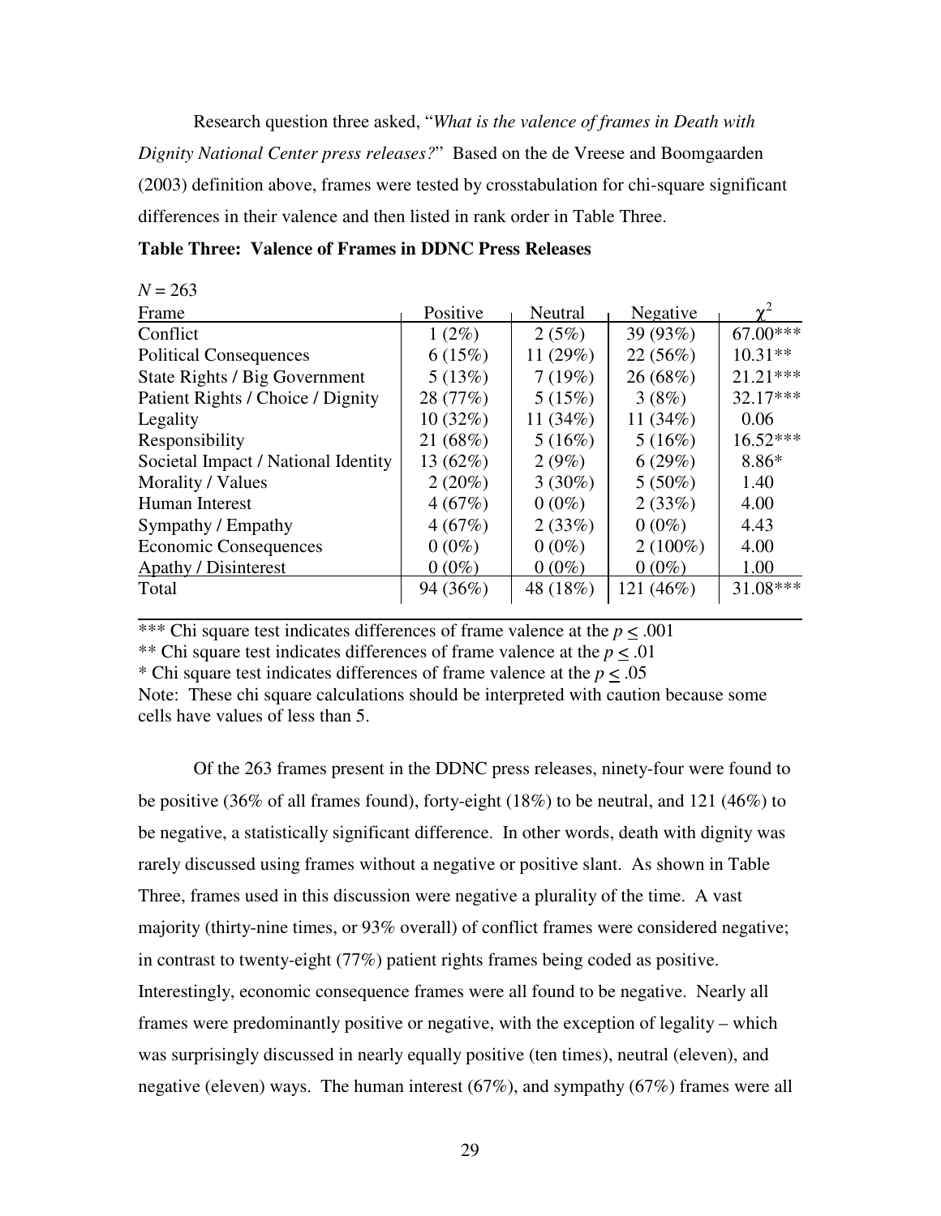Research question three asked, "*What is the valence of frames in Death with Dignity National Center press releases?*" Based on the de Vreese and Boomgaarden (2003) definition above, frames were tested by crosstabulation for chi-square significant differences in their valence and then listed in rank order in Table Three.

**Table Three: Valence of Frames in DDNC Press Releases**

$N = 263$

| Frame | Positive | Neutral | Negative | $\chi^2$ |
|---|---|---|---|---|
| Conflict | 1 (2%) | 2 (5%) | 39 (93%) | 67.00*** |
| Political Consequences | 6 (15%) | 11 (29%) | 22 (56%) | 10.31** |
| State Rights / Big Government | 5 (13%) | 7 (19%) | 26 (68%) | 21.21*** |
| Patient Rights / Choice / Dignity | 28 (77%) | 5 (15%) | 3 (8%) | 32.17*** |
| Legality | 10 (32%) | 11 (34%) | 11 (34%) | 0.06 |
| Responsibility | 21 (68%) | 5 (16%) | 5 (16%) | 16.52*** |
| Societal Impact / National Identity | 13 (62%) | 2 (9%) | 6 (29%) | 8.86* |
| Morality / Values | 2 (20%) | 3 (30%) | 5 (50%) | 1.40 |
| Human Interest | 4 (67%) | 0 (0%) | 2 (33%) | 4.00 |
| Sympathy / Empathy | 4 (67%) | 2 (33%) | 0 (0%) | 4.43 |
| Economic Consequences | 0 (0%) | 0 (0%) | 2 (100%) | 4.00 |
| Apathy / Disinterest | 0 (0%) | 0 (0%) | 0 (0%) | 1.00 |
| Total | 94 (36%) | 48 (18%) | 121 (46%) | 31.08*** |

*** Chi square test indicates differences of frame valence at the $p \leq .001$

** Chi square test indicates differences of frame valence at the $p \leq .01$

* Chi square test indicates differences of frame valence at the $p \leq .05$

Note: These chi square calculations should be interpreted with caution because some cells have values of less than 5.

Of the 263 frames present in the DDNC press releases, ninety-four were found to be positive (36% of all frames found), forty-eight (18%) to be neutral, and 121 (46%) to be negative, a statistically significant difference. In other words, death with dignity was rarely discussed using frames without a negative or positive slant. As shown in Table Three, frames used in this discussion were negative a plurality of the time. A vast majority (thirty-nine times, or 93% overall) of conflict frames were considered negative; in contrast to twenty-eight (77%) patient rights frames being coded as positive. Interestingly, economic consequence frames were all found to be negative. Nearly all frames were predominantly positive or negative, with the exception of legality – which was surprisingly discussed in nearly equally positive (ten times), neutral (eleven), and negative (eleven) ways. The human interest (67%), and sympathy (67%) frames were all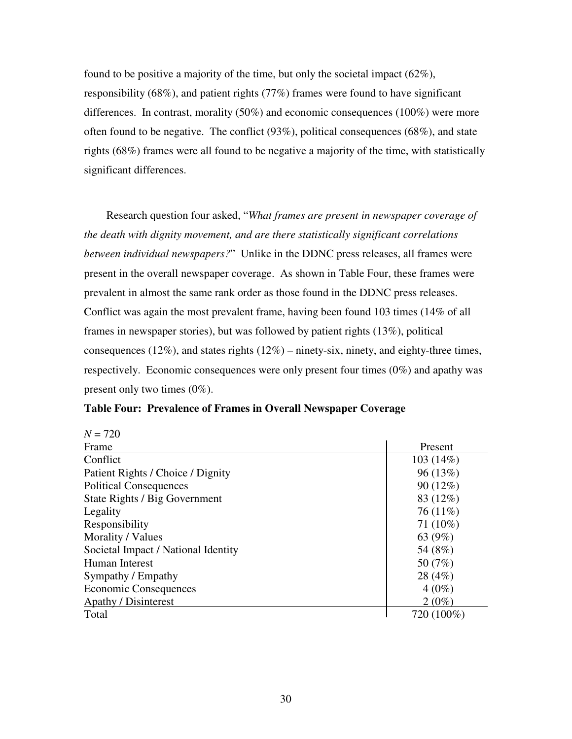found to be positive a majority of the time, but only the societal impact (62%), responsibility (68%), and patient rights (77%) frames were found to have significant differences. In contrast, morality (50%) and economic consequences (100%) were more often found to be negative. The conflict (93%), political consequences (68%), and state rights (68%) frames were all found to be negative a majority of the time, with statistically significant differences.

Research question four asked, "*What frames are present in newspaper coverage of the death with dignity movement, and are there statistically significant correlations between individual newspapers?*" Unlike in the DDNC press releases, all frames were present in the overall newspaper coverage. As shown in Table Four, these frames were prevalent in almost the same rank order as those found in the DDNC press releases. Conflict was again the most prevalent frame, having been found 103 times (14% of all frames in newspaper stories), but was followed by patient rights (13%), political consequences (12%), and states rights (12%) – ninety-six, ninety, and eighty-three times, respectively. Economic consequences were only present four times (0%) and apathy was present only two times (0%).

**Table Four: Prevalence of Frames in Overall Newspaper Coverage**

*N* = 720

| Frame | Present |
|---|---|
| Conflict | 103 (14%) |
| Patient Rights / Choice / Dignity | 96 (13%) |
| Political Consequences | 90 (12%) |
| State Rights / Big Government | 83 (12%) |
| Legality | 76 (11%) |
| Responsibility | 71 (10%) |
| Morality / Values | 63 (9%) |
| Societal Impact / National Identity | 54 (8%) |
| Human Interest | 50 (7%) |
| Sympathy / Empathy | 28 (4%) |
| Economic Consequences | 4 (0%) |
| Apathy / Disinterest | 2 (0%) |
| Total | 720 (100%) |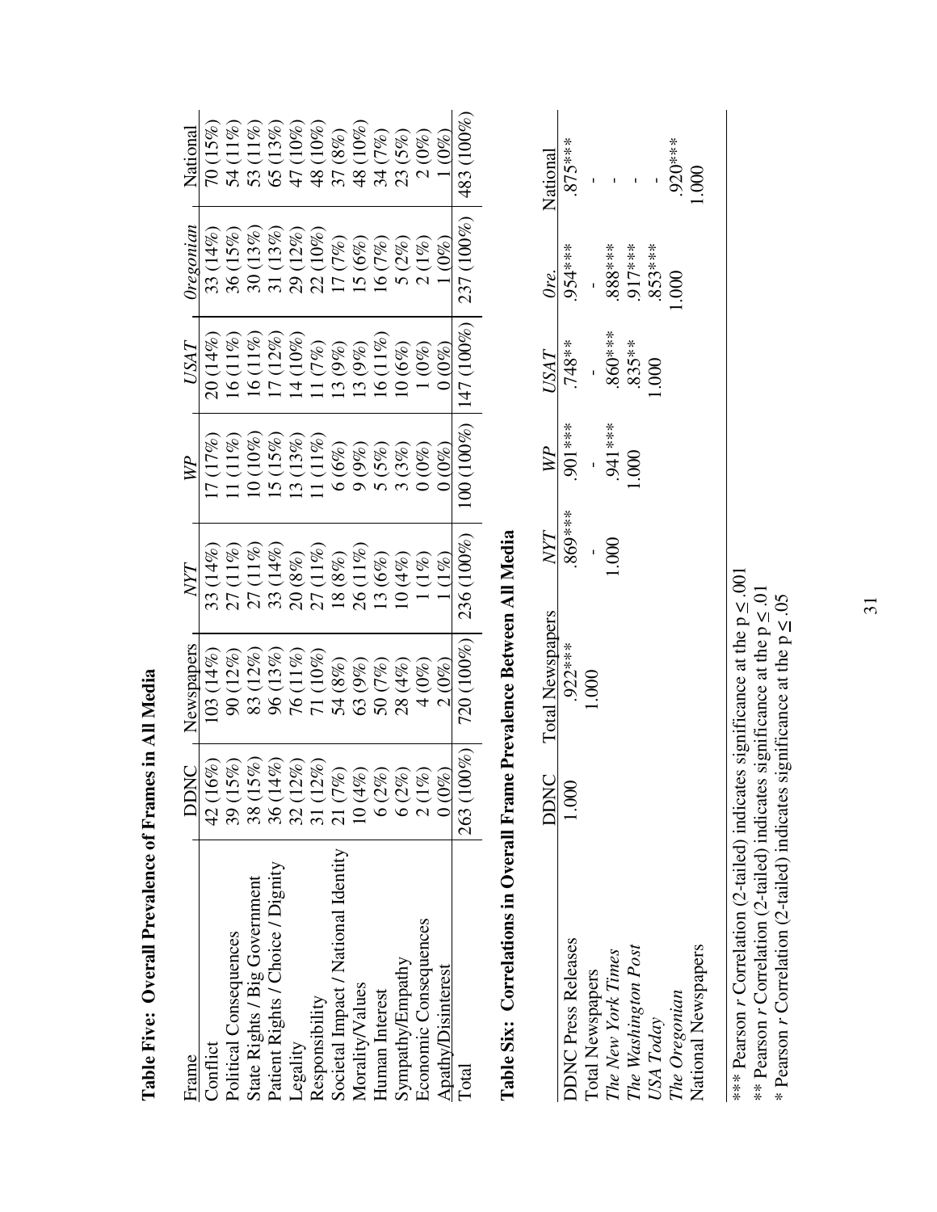**Table Five: Overall Prevalence of Frames in All Media**

| Frame | DDNC | Newspapers | *NYT* | *WP* | *USAT* | *Oregonian* | National |
|---|---|---|---|---|---|---|---|
| Conflict | 42 (16%) | 103 (14%) | 33 (14%) | 17 (17%) | 20 (14%) | 33 (14%) | 70 (15%) |
| Political Consequences | 39 (15%) | 90 (12%) | 27 (11%) | 11 (11%) | 16 (11%) | 36 (15%) | 54 (11%) |
| State Rights / Big Government | 38 (15%) | 83 (12%) | 27 (11%) | 10 (10%) | 16 (11%) | 30 (13%) | 53 (11%) |
| Patient Rights / Choice / Dignity | 36 (14%) | 96 (13%) | 33 (14%) | 15 (15%) | 17 (12%) | 31 (13%) | 65 (13%) |
| Legality | 32 (12%) | 76 (11%) | 20 (8%) | 13 (13%) | 14 (10%) | 29 (12%) | 47 (10%) |
| Responsibility | 31 (12%) | 71 (10%) | 27 (11%) | 11 (11%) | 11 (7%) | 22 (10%) | 48 (10%) |
| Societal Impact / National Identity | 21 (7%) | 54 (8%) | 18 (8%) | 6 (6%) | 13 (9%) | 17 (7%) | 37 (8%) |
| Morality/Values | 10 (4%) | 63 (9%) | 26 (11%) | 9 (9%) | 13 (9%) | 15 (6%) | 48 (10%) |
| Human Interest | 6 (2%) | 50 (7%) | 13 (6%) | 5 (5%) | 16 (11%) | 16 (7%) | 34 (7%) |
| Sympathy/Empathy | 6 (2%) | 28 (4%) | 10 (4%) | 3 (3%) | 10 (6%) | 5 (2%) | 23 (5%) |
| Economic Consequences | 2 (1%) | 4 (0%) | 1 (1%) | 0 (0%) | 1 (0%) | 2 (1%) | 2 (0%) |
| Apathy/Disinterest | 0 (0%) | 2 (0%) | 1 (1%) | 0 (0%) | 0 (0%) | 1 (0%) | 1 (0%) |
| Total | 263 (100%) | 720 (100%) | 236 (100%) | 100 (100%) | 147 (100%) | 237 (100%) | 483 (100%) |

**Table Six: Correlations in Overall Frame Prevalence Between All Media**

| | DDNC | Total Newspapers | *NYT* | *WP* | *USAT* | *Ore.* | National |
|---|---|---|---|---|---|---|---|
| DDNC Press Releases | 1.000 | .922*** | .869*** | .901*** | .748** | .954*** | .875*** |
| Total Newspapers | | 1.000 | - | - | - | - | - |
| *The New York Times* | | | 1.000 | .941*** | .860*** | .888*** | - |
| *The Washington Post* | | | | 1.000 | .835** | .917*** | - |
| *USA Today* | | | | | 1.000 | .853*** | - |
| *The Oregonian* | | | | | | 1.000 | .920*** |
| National Newspapers | | | | | | | 1.000 |

*** Pearson *r* Correlation (2-tailed) indicates significance at the $p \leq .001$
** Pearson *r* Correlation (2-tailed) indicates significance at the $p \leq .01$
* Pearson *r* Correlation (2-tailed) indicates significance at the $p \leq .05$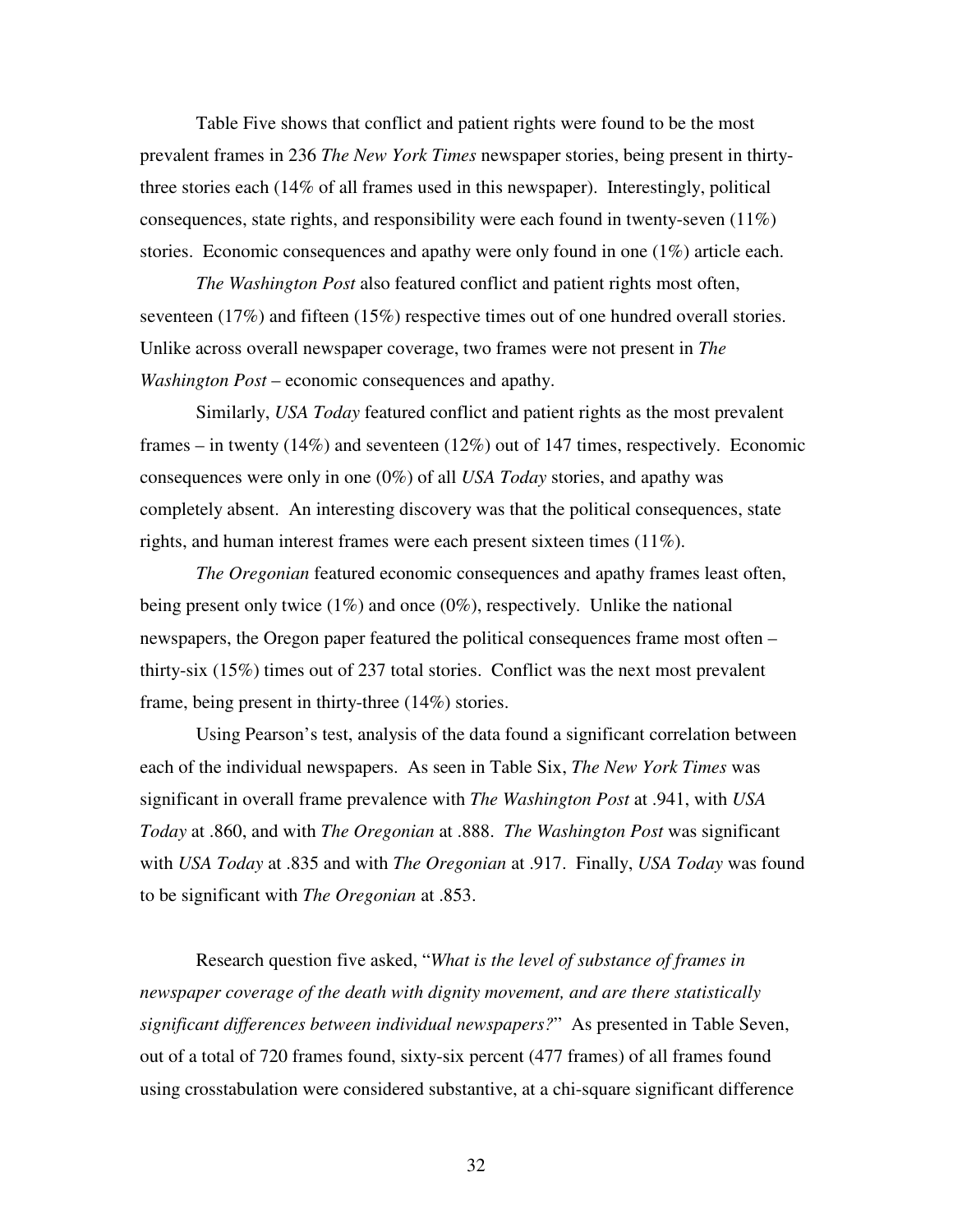Table Five shows that conflict and patient rights were found to be the most prevalent frames in 236 *The New York Times* newspaper stories, being present in thirty-three stories each (14% of all frames used in this newspaper). Interestingly, political consequences, state rights, and responsibility were each found in twenty-seven (11%) stories. Economic consequences and apathy were only found in one (1%) article each.

*The Washington Post* also featured conflict and patient rights most often, seventeen (17%) and fifteen (15%) respective times out of one hundred overall stories. Unlike across overall newspaper coverage, two frames were not present in *The Washington Post* – economic consequences and apathy.

Similarly, *USA Today* featured conflict and patient rights as the most prevalent frames – in twenty (14%) and seventeen (12%) out of 147 times, respectively. Economic consequences were only in one (0%) of all *USA Today* stories, and apathy was completely absent. An interesting discovery was that the political consequences, state rights, and human interest frames were each present sixteen times (11%).

*The Oregonian* featured economic consequences and apathy frames least often, being present only twice (1%) and once (0%), respectively. Unlike the national newspapers, the Oregon paper featured the political consequences frame most often – thirty-six (15%) times out of 237 total stories. Conflict was the next most prevalent frame, being present in thirty-three (14%) stories.

Using Pearson's test, analysis of the data found a significant correlation between each of the individual newspapers. As seen in Table Six, *The New York Times* was significant in overall frame prevalence with *The Washington Post* at .941, with *USA Today* at .860, and with *The Oregonian* at .888. *The Washington Post* was significant with *USA Today* at .835 and with *The Oregonian* at .917. Finally, *USA Today* was found to be significant with *The Oregonian* at .853.

Research question five asked, "*What is the level of substance of frames in newspaper coverage of the death with dignity movement, and are there statistically significant differences between individual newspapers?*" As presented in Table Seven, out of a total of 720 frames found, sixty-six percent (477 frames) of all frames found using crosstabulation were considered substantive, at a chi-square significant difference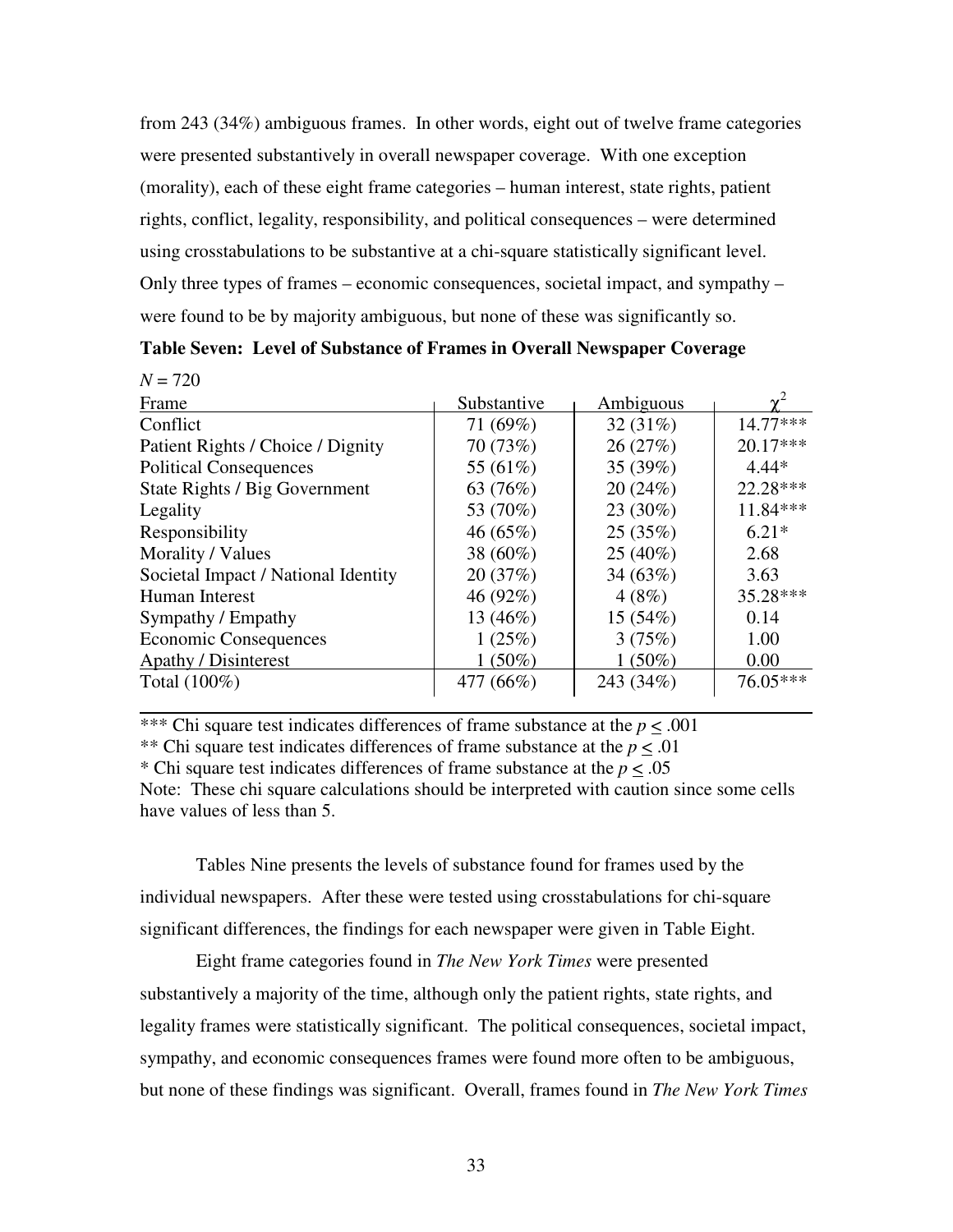from 243 (34%) ambiguous frames. In other words, eight out of twelve frame categories were presented substantively in overall newspaper coverage. With one exception (morality), each of these eight frame categories – human interest, state rights, patient rights, conflict, legality, responsibility, and political consequences – were determined using crosstabulations to be substantive at a chi-square statistically significant level. Only three types of frames – economic consequences, societal impact, and sympathy – were found to be by majority ambiguous, but none of these was significantly so.

**Table Seven: Level of Substance of Frames in Overall Newspaper Coverage**

$N = 720$

| Frame | Substantive | Ambiguous | $\chi^2$ |
|---|---|---|---|
| Conflict | 71 (69%) | 32 (31%) | 14.77*** |
| Patient Rights / Choice / Dignity | 70 (73%) | 26 (27%) | 20.17*** |
| Political Consequences | 55 (61%) | 35 (39%) | 4.44* |
| State Rights / Big Government | 63 (76%) | 20 (24%) | 22.28*** |
| Legality | 53 (70%) | 23 (30%) | 11.84*** |
| Responsibility | 46 (65%) | 25 (35%) | 6.21* |
| Morality / Values | 38 (60%) | 25 (40%) | 2.68 |
| Societal Impact / National Identity | 20 (37%) | 34 (63%) | 3.63 |
| Human Interest | 46 (92%) | 4 (8%) | 35.28*** |
| Sympathy / Empathy | 13 (46%) | 15 (54%) | 0.14 |
| Economic Consequences | 1 (25%) | 3 (75%) | 1.00 |
| Apathy / Disinterest | 1 (50%) | 1 (50%) | 0.00 |
| Total (100%) | 477 (66%) | 243 (34%) | 76.05*** |

*** Chi square test indicates differences of frame substance at the $p \leq .001$

** Chi square test indicates differences of frame substance at the $p \leq .01$

* Chi square test indicates differences of frame substance at the $p \leq .05$

Note: These chi square calculations should be interpreted with caution since some cells have values of less than 5.

Tables Nine presents the levels of substance found for frames used by the individual newspapers. After these were tested using crosstabulations for chi-square significant differences, the findings for each newspaper were given in Table Eight.

Eight frame categories found in *The New York Times* were presented substantively a majority of the time, although only the patient rights, state rights, and legality frames were statistically significant. The political consequences, societal impact, sympathy, and economic consequences frames were found more often to be ambiguous, but none of these findings was significant. Overall, frames found in *The New York Times*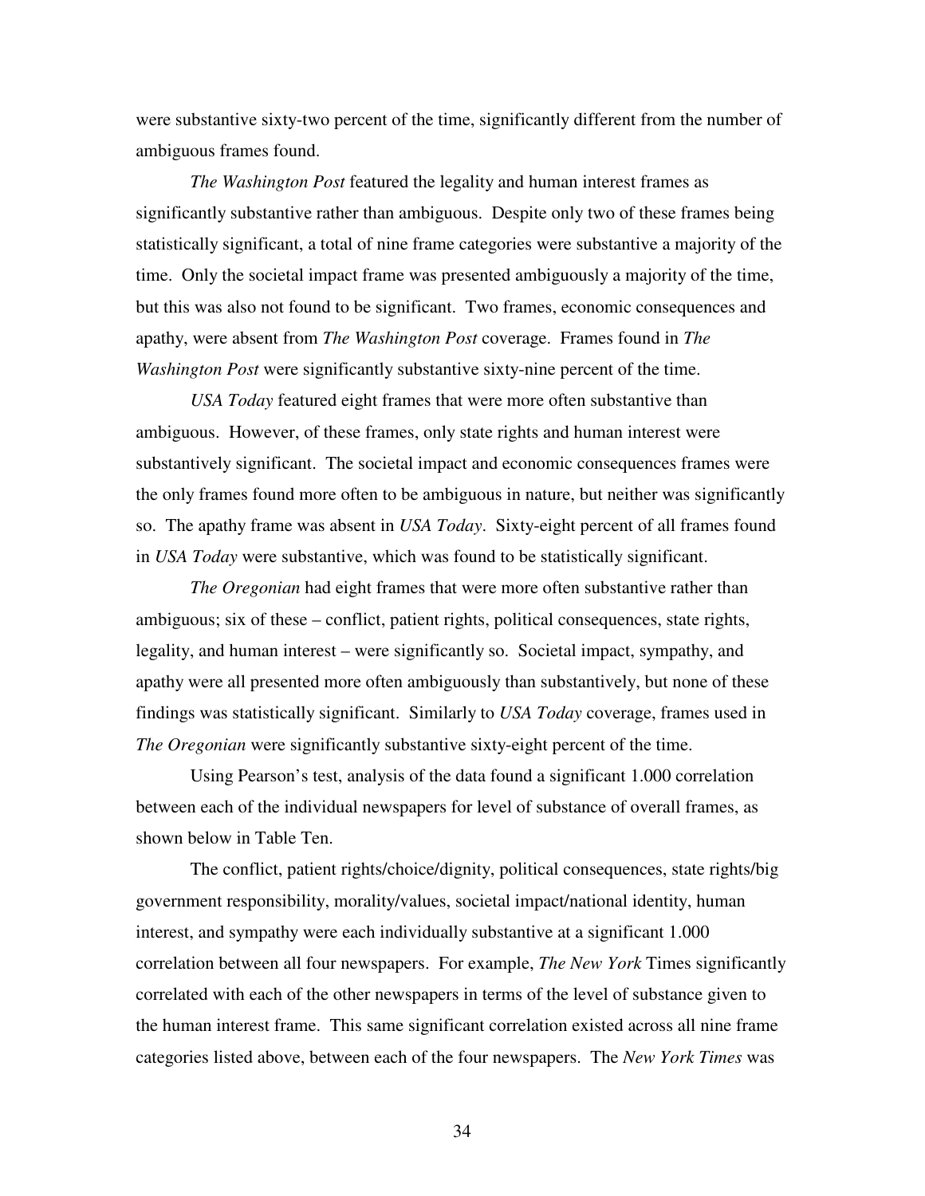were substantive sixty-two percent of the time, significantly different from the number of ambiguous frames found.

*The Washington Post* featured the legality and human interest frames as significantly substantive rather than ambiguous. Despite only two of these frames being statistically significant, a total of nine frame categories were substantive a majority of the time. Only the societal impact frame was presented ambiguously a majority of the time, but this was also not found to be significant. Two frames, economic consequences and apathy, were absent from *The Washington Post* coverage. Frames found in *The Washington Post* were significantly substantive sixty-nine percent of the time.

*USA Today* featured eight frames that were more often substantive than ambiguous. However, of these frames, only state rights and human interest were substantively significant. The societal impact and economic consequences frames were the only frames found more often to be ambiguous in nature, but neither was significantly so. The apathy frame was absent in *USA Today*. Sixty-eight percent of all frames found in *USA Today* were substantive, which was found to be statistically significant.

*The Oregonian* had eight frames that were more often substantive rather than ambiguous; six of these – conflict, patient rights, political consequences, state rights, legality, and human interest – were significantly so. Societal impact, sympathy, and apathy were all presented more often ambiguously than substantively, but none of these findings was statistically significant. Similarly to *USA Today* coverage, frames used in *The Oregonian* were significantly substantive sixty-eight percent of the time.

Using Pearson's test, analysis of the data found a significant 1.000 correlation between each of the individual newspapers for level of substance of overall frames, as shown below in Table Ten.

The conflict, patient rights/choice/dignity, political consequences, state rights/big government responsibility, morality/values, societal impact/national identity, human interest, and sympathy were each individually substantive at a significant 1.000 correlation between all four newspapers. For example, *The New York* Times significantly correlated with each of the other newspapers in terms of the level of substance given to the human interest frame. This same significant correlation existed across all nine frame categories listed above, between each of the four newspapers. The *New York Times* was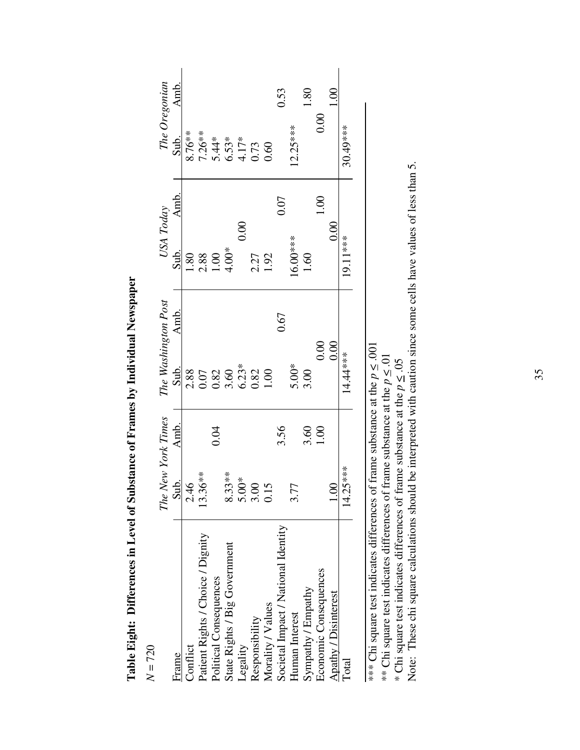**Table Eight: Differences in Level of Substance of Frames by Individual Newspaper**

$N = 720$

| Frame | *The New York Times* | | *The Washington Post* | | *USA Today* | | *The Oregonian* | |
|---|---|---|---|---|---|---|---|---|
| | Sub. | Amb. | Sub. | Amb. | Sub. | Amb. | Sub. | Amb. |
| Conflict | 2.46 | | 2.88 | | 1.80 | | 8.76** | |
| Patient Rights / Choice / Dignity | 13.36** | | 0.07 | | 2.88 | | 7.26** | |
| Political Consequences | | 0.04 | 0.82 | | 1.00 | | 5.44* | |
| State Rights / Big Government | 8.33** | | 3.60 | | 4.00* | | 6.53* | |
| Legality | 5.00* | | 6.23* | | | 0.00 | 4.17* | |
| Responsibility | 3.00 | | 0.82 | | 2.27 | | 0.73 | |
| Morality / Values | 0.15 | | 1.00 | | 1.92 | | 0.60 | |
| Societal Impact / National Identity | | 3.56 | | 0.67 | | 0.07 | | 0.53 |
| Human Interest | 3.77 | | 5.00* | | 16.00*** | | 12.25*** | |
| Sympathy / Empathy | | 3.60 | 3.00 | | 1.60 | | | 1.80 |
| Economic Consequences | | 1.00 | | 0.00 | | 1.00 | | 0.00 |
| Apathy / Disinterest | 1.00 | | | 0.00 | | 0.00 | | 1.00 |
| Total | 14.25*** | | 14.44*** | | 19.11*** | | 30.49*** | |

*** Chi square test indicates differences of frame substance at the $p \leq .001$

** Chi square test indicates differences of frame substance at the $p \leq .01$

* Chi square test indicates differences of frame substance at the $p \leq .05$

Note: These chi square calculations should be interpreted with caution since some cells have values of less than 5.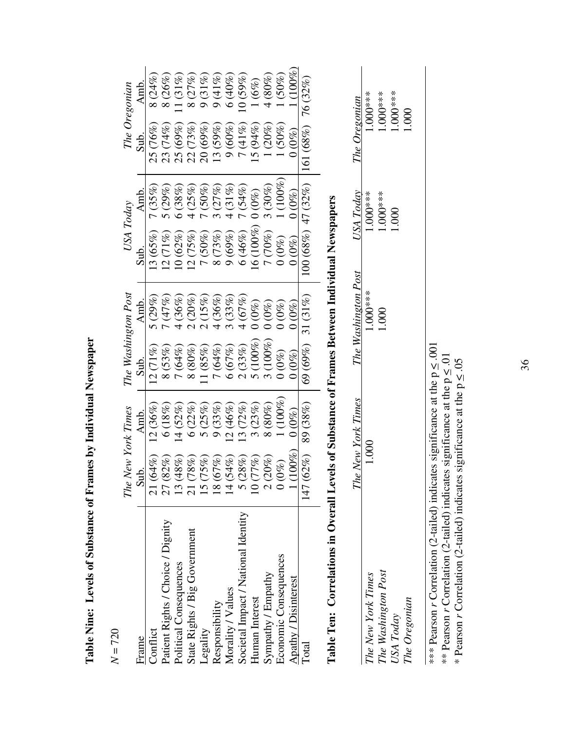**Table Nine: Levels of Substance of Frames by Individual Newspaper**

$N = 720$

| Frame | *The New York Times* | | *The Washington Post* | | *USA Today* | | *The Oregonian* | |
|---|---|---|---|---|---|---|---|---|
| | Sub. | Amb. | Sub. | Amb. | Sub. | Amb. | Sub. | Amb. |
| Conflict | 21 (64%) | 12 (36%) | 12 (71%) | 5 (29%) | 13 (65%) | 7 (35%) | 25 (76%) | 8 (24%) |
| Patient Rights / Choice / Dignity | 27 (82%) | 6 (18%) | 8 (53%) | 7 (47%) | 12 (71%) | 5 (29%) | 23 (74%) | 8 (26%) |
| Political Consequences | 13 (48%) | 14 (52%) | 7 (64%) | 4 (36%) | 10 (62%) | 6 (38%) | 25 (69%) | 11 (31%) |
| State Rights / Big Government | 21 (78%) | 6 (22%) | 8 (80%) | 2 (20%) | 12 (75%) | 4 (25%) | 22 (73%) | 8 (27%) |
| Legality | 15 (75%) | 5 (25%) | 11 (85%) | 2 (15%) | 7 (50%) | 7 (50%) | 20 (69%) | 9 (31%) |
| Responsibility | 18 (67%) | 9 (33%) | 7 (64%) | 4 (36%) | 8 (73%) | 3 (27%) | 13 (59%) | 9 (41%) |
| Morality / Values | 14 (54%) | 12 (46%) | 6 (67%) | 3 (33%) | 9 (69%) | 4 (31%) | 9 (60%) | 6 (40%) |
| Societal Impact / National Identity | 5 (28%) | 13 (72%) | 2 (33%) | 4 (67%) | 6 (46%) | 7 (54%) | 7 (41%) | 10 (59%) |
| Human Interest | 10 (77%) | 3 (23%) | 5 (100%) | 0 (0%) | 16 (100%) | 0 (0%) | 15 (94%) | 1 (6%) |
| Sympathy / Empathy | 2 (20%) | 8 (80%) | 3 (100%) | 0 (0%) | 7 (70%) | 3 (30%) | 1 (20%) | 4 (80%) |
| Economic Consequences | 0 (0%) | 1 (100%) | 0 (0%) | 0 (0%) | 0 (0%) | 1 (100%) | 1 (50%) | 1 (50%) |
| Apathy / Disinterest | 1 (100%) | 0 (0%) | 0 (0%) | 0 (0%) | 0 (0%) | 0 (0%) | 0 (0%) | 1 (100%) |
| Total | 147 (62%) | 89 (38%) | 69 (69%) | 31 (31%) | 100 (68%) | 47 (32%) | 161 (68%) | 76 (32%) |

**Table Ten: Correlations in Overall Levels of Substance of Frames Between Individual Newspapers**

| | *The New York Times* | *The Washington Post* | *USA Today* | *The Oregonian* |
|---|---|---|---|---|
| *The New York Times* | 1.000 | 1.000*** | 1.000*** | 1.000*** |
| *The Washington Post* | | 1.000 | 1.000*** | 1.000*** |
| *USA Today* | | | 1.000 | 1.000*** |
| *The Oregonian* | | | | 1.000 |

*** Pearson $r$ Correlation (2-tailed) indicates significance at the $p \leq .001$
** Pearson $r$ Correlation (2-tailed) indicates significance at the $p \leq .01$
* Pearson $r$ Correlation (2-tailed) indicates significance at the $p \leq .05$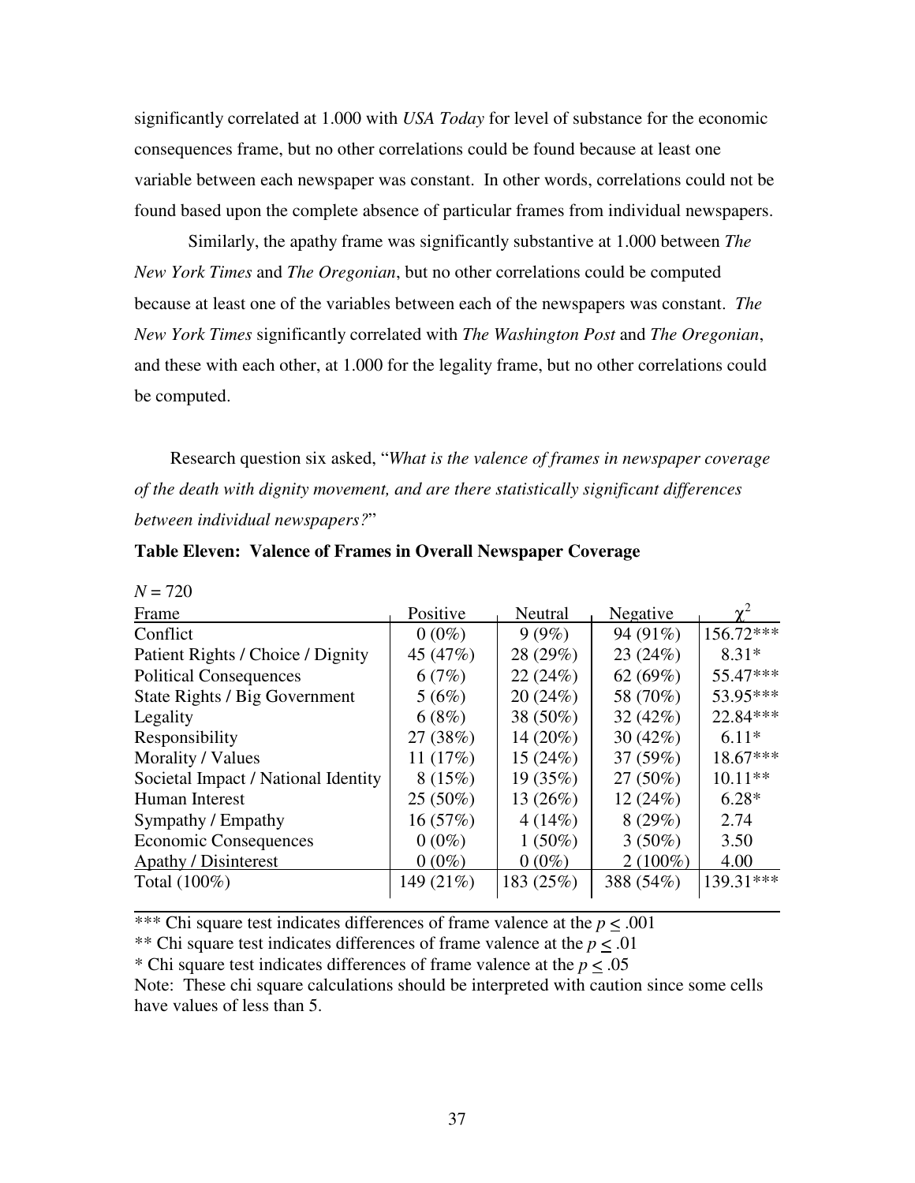significantly correlated at 1.000 with *USA Today* for level of substance for the economic consequences frame, but no other correlations could be found because at least one variable between each newspaper was constant. In other words, correlations could not be found based upon the complete absence of particular frames from individual newspapers.

Similarly, the apathy frame was significantly substantive at 1.000 between *The New York Times* and *The Oregonian*, but no other correlations could be computed because at least one of the variables between each of the newspapers was constant. *The New York Times* significantly correlated with *The Washington Post* and *The Oregonian*, and these with each other, at 1.000 for the legality frame, but no other correlations could be computed.

Research question six asked, "*What is the valence of frames in newspaper coverage of the death with dignity movement, and are there statistically significant differences between individual newspapers?*"

**Table Eleven: Valence of Frames in Overall Newspaper Coverage**

$N = 720$

| Frame | Positive | Neutral | Negative | $\chi^2$ |
|---|---|---|---|---|
| Conflict | 0 (0%) | 9 (9%) | 94 (91%) | 156.72*** |
| Patient Rights / Choice / Dignity | 45 (47%) | 28 (29%) | 23 (24%) | 8.31* |
| Political Consequences | 6 (7%) | 22 (24%) | 62 (69%) | 55.47*** |
| State Rights / Big Government | 5 (6%) | 20 (24%) | 58 (70%) | 53.95*** |
| Legality | 6 (8%) | 38 (50%) | 32 (42%) | 22.84*** |
| Responsibility | 27 (38%) | 14 (20%) | 30 (42%) | 6.11* |
| Morality / Values | 11 (17%) | 15 (24%) | 37 (59%) | 18.67*** |
| Societal Impact / National Identity | 8 (15%) | 19 (35%) | 27 (50%) | 10.11** |
| Human Interest | 25 (50%) | 13 (26%) | 12 (24%) | 6.28* |
| Sympathy / Empathy | 16 (57%) | 4 (14%) | 8 (29%) | 2.74 |
| Economic Consequences | 0 (0%) | 1 (50%) | 3 (50%) | 3.50 |
| Apathy / Disinterest | 0 (0%) | 0 (0%) | 2 (100%) | 4.00 |
| Total (100%) | 149 (21%) | 183 (25%) | 388 (54%) | 139.31*** |

*** Chi square test indicates differences of frame valence at the $p \leq .001$

** Chi square test indicates differences of frame valence at the $p \leq .01$

* Chi square test indicates differences of frame valence at the $p \leq .05$

Note: These chi square calculations should be interpreted with caution since some cells have values of less than 5.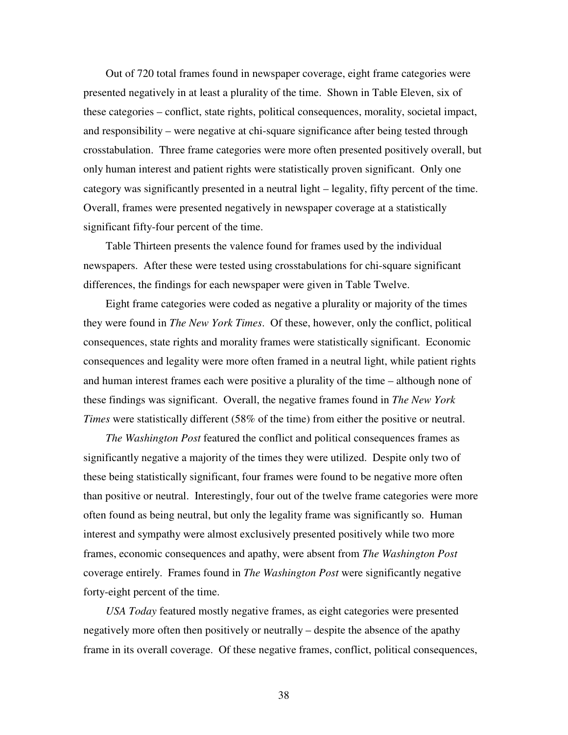Out of 720 total frames found in newspaper coverage, eight frame categories were presented negatively in at least a plurality of the time. Shown in Table Eleven, six of these categories – conflict, state rights, political consequences, morality, societal impact, and responsibility – were negative at chi-square significance after being tested through crosstabulation. Three frame categories were more often presented positively overall, but only human interest and patient rights were statistically proven significant. Only one category was significantly presented in a neutral light – legality, fifty percent of the time. Overall, frames were presented negatively in newspaper coverage at a statistically significant fifty-four percent of the time.

Table Thirteen presents the valence found for frames used by the individual newspapers. After these were tested using crosstabulations for chi-square significant differences, the findings for each newspaper were given in Table Twelve.

Eight frame categories were coded as negative a plurality or majority of the times they were found in *The New York Times*. Of these, however, only the conflict, political consequences, state rights and morality frames were statistically significant. Economic consequences and legality were more often framed in a neutral light, while patient rights and human interest frames each were positive a plurality of the time – although none of these findings was significant. Overall, the negative frames found in *The New York Times* were statistically different (58% of the time) from either the positive or neutral.

*The Washington Post* featured the conflict and political consequences frames as significantly negative a majority of the times they were utilized. Despite only two of these being statistically significant, four frames were found to be negative more often than positive or neutral. Interestingly, four out of the twelve frame categories were more often found as being neutral, but only the legality frame was significantly so. Human interest and sympathy were almost exclusively presented positively while two more frames, economic consequences and apathy, were absent from *The Washington Post* coverage entirely. Frames found in *The Washington Post* were significantly negative forty-eight percent of the time.

*USA Today* featured mostly negative frames, as eight categories were presented negatively more often then positively or neutrally – despite the absence of the apathy frame in its overall coverage. Of these negative frames, conflict, political consequences,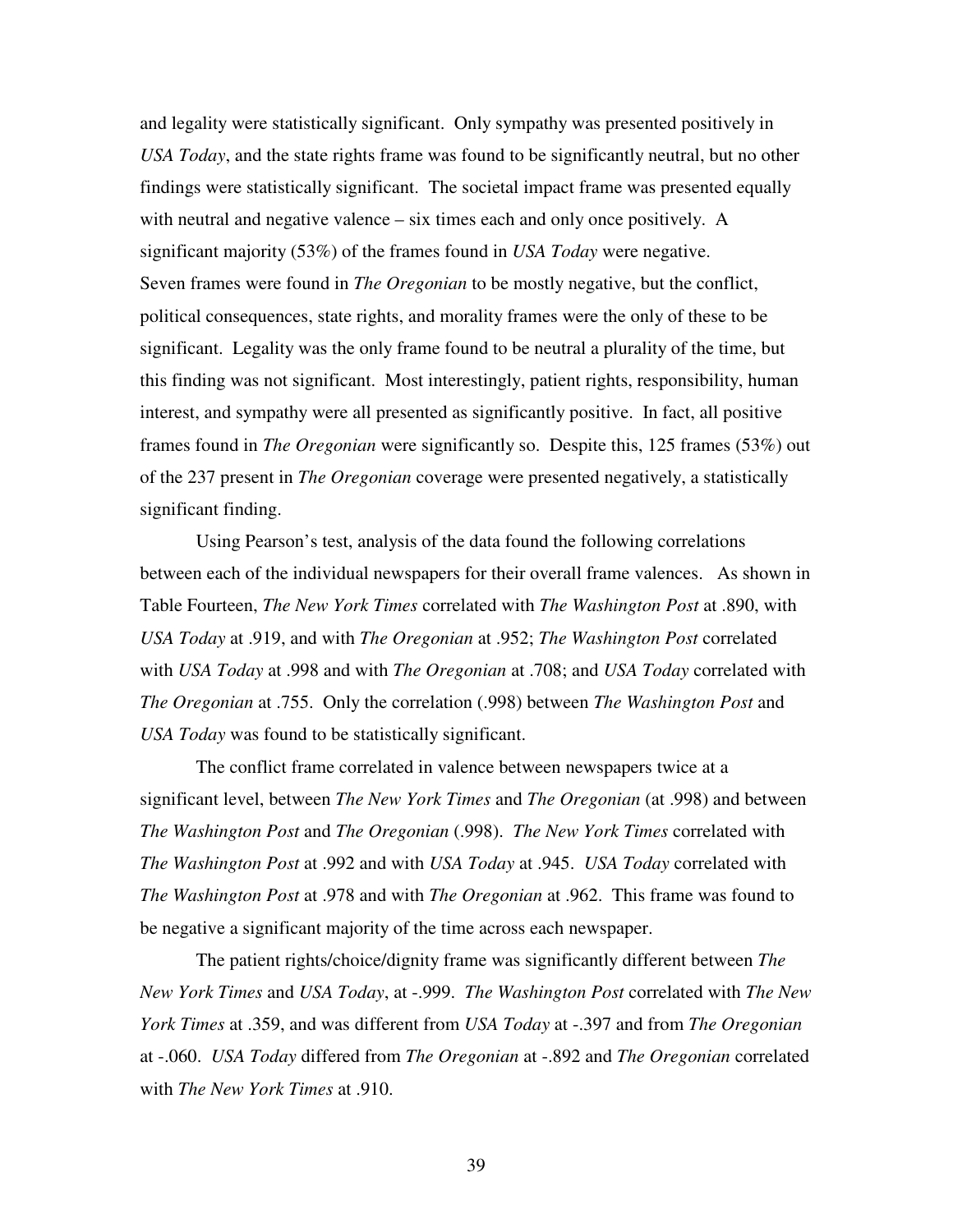and legality were statistically significant. Only sympathy was presented positively in *USA Today*, and the state rights frame was found to be significantly neutral, but no other findings were statistically significant. The societal impact frame was presented equally with neutral and negative valence – six times each and only once positively. A significant majority (53%) of the frames found in *USA Today* were negative.
Seven frames were found in *The Oregonian* to be mostly negative, but the conflict, political consequences, state rights, and morality frames were the only of these to be significant. Legality was the only frame found to be neutral a plurality of the time, but this finding was not significant. Most interestingly, patient rights, responsibility, human interest, and sympathy were all presented as significantly positive. In fact, all positive frames found in *The Oregonian* were significantly so. Despite this, 125 frames (53%) out of the 237 present in *The Oregonian* coverage were presented negatively, a statistically significant finding.

Using Pearson's test, analysis of the data found the following correlations between each of the individual newspapers for their overall frame valences. As shown in Table Fourteen, *The New York Times* correlated with *The Washington Post* at .890, with *USA Today* at .919, and with *The Oregonian* at .952; *The Washington Post* correlated with *USA Today* at .998 and with *The Oregonian* at .708; and *USA Today* correlated with *The Oregonian* at .755. Only the correlation (.998) between *The Washington Post* and *USA Today* was found to be statistically significant.

The conflict frame correlated in valence between newspapers twice at a significant level, between *The New York Times* and *The Oregonian* (at .998) and between *The Washington Post* and *The Oregonian* (.998). *The New York Times* correlated with *The Washington Post* at .992 and with *USA Today* at .945. *USA Today* correlated with *The Washington Post* at .978 and with *The Oregonian* at .962. This frame was found to be negative a significant majority of the time across each newspaper.

The patient rights/choice/dignity frame was significantly different between *The New York Times* and *USA Today*, at -.999. *The Washington Post* correlated with *The New York Times* at .359, and was different from *USA Today* at -.397 and from *The Oregonian* at -.060. *USA Today* differed from *The Oregonian* at -.892 and *The Oregonian* correlated with *The New York Times* at .910.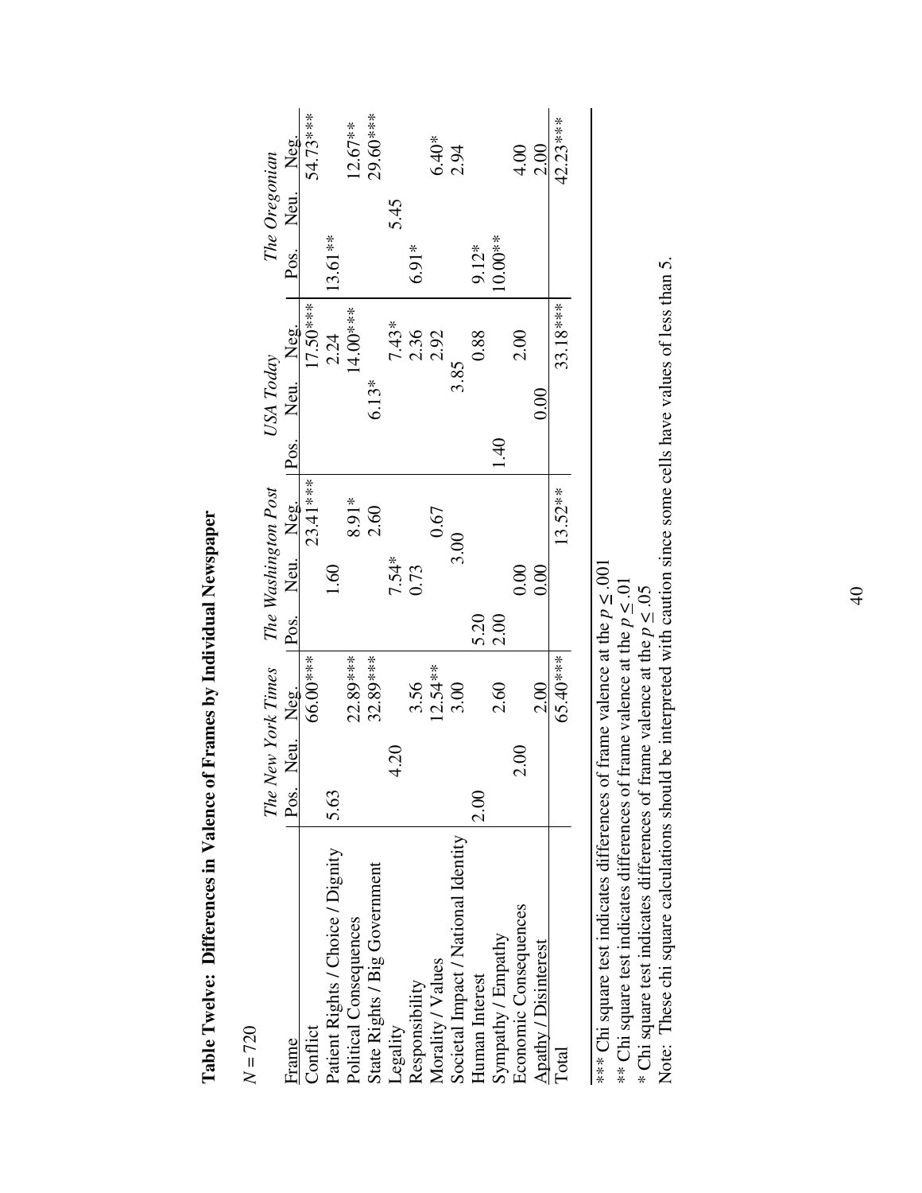**Table Twelve: Differences in Valence of Frames by Individual Newspaper**

$N = 720$

| Frame | *The New York Times* | | | *The Washington Post* | | | *USA Today* | | | *The Oregonian* | | |
|---|---|---|---|---|---|---|---|---|---|---|---|---|
| | Pos. | Neu. | Neg. | Pos. | Neu. | Neg. | Pos. | Neu. | Neg. | Pos. | Neu. | Neg. |
| Conflict | | | 66.00*** | | | 23.41*** | | | 17.50*** | | | 54.73*** |
| Patient Rights / Choice / Dignity | 5.63 | | | | 1.60 | | | | 2.24 | 13.61** | | |
| Political Consequences | | | 22.89*** | | | 8.91* | | | 14.00*** | | | 12.67** |
| State Rights / Big Government | | | 32.89*** | | | 2.60 | | 6.13* | | | | 29.60*** |
| Legality | | 4.20 | | | 7.54* | | | | 7.43* | | 5.45 | |
| Responsibility | | | 3.56 | | 0.73 | | | | 2.36 | 6.91* | | |
| Morality / Values | | | 12.54** | | | 0.67 | | | 2.92 | | | 6.40* |
| Societal Impact / National Identity | | | 3.00 | | 3.00 | | | 3.85 | | | | 2.94 |
| Human Interest | 2.00 | | | 5.20 | | | | | 0.88 | 9.12* | | |
| Sympathy / Empathy | | | 2.60 | 2.00 | | | 1.40 | | | 10.00** | | |
| Economic Consequences | | 2.00 | | | 0.00 | | | | 2.00 | | | 4.00 |
| Apathy / Disinterest | | | 2.00 | | 0.00 | | | 0.00 | | | | 2.00 |
| Total | | | 65.40*** | | | 13.52** | | | 33.18*** | | | 42.23*** |

*** Chi square test indicates differences of frame valence at the $p \leq .001$
** Chi square test indicates differences of frame valence at the $p \leq .01$
* Chi square test indicates differences of frame valence at the $p \leq .05$
Note: These chi square calculations should be interpreted with caution since some cells have values of less than 5.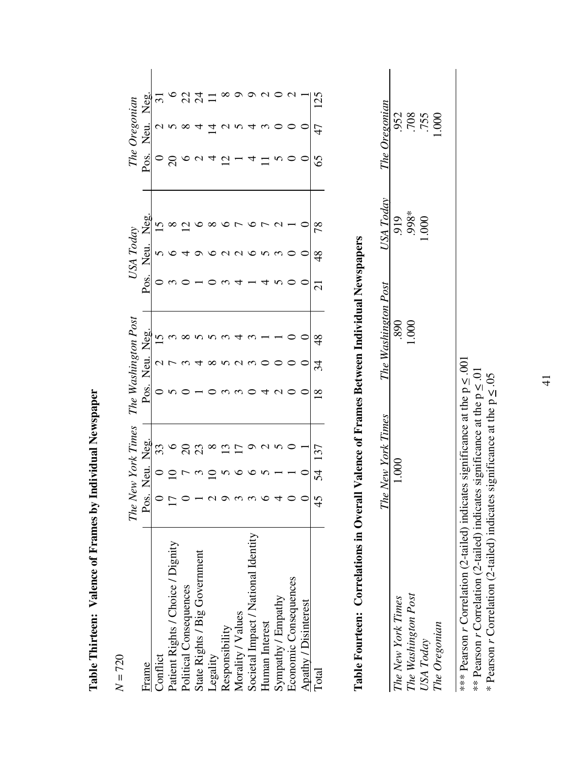**Table Thirteen: Valence of Frames by Individual Newspaper**

*N* = 720

| Frame | *The New York Times* | | | *The Washington Post* | | | *USA Today* | | | *The Oregonian* | | |
|---|---|---|---|---|---|---|---|---|---|---|---|---|
| | Pos. | Neu. | Neg. | Pos. | Neu. | Neg. | Pos. | Neu. | Neg. | Pos. | Neu. | Neg. |
| Conflict | 0 | 0 | 33 | 0 | 2 | 15 | 0 | 5 | 15 | 0 | 2 | 31 |
| Patient Rights / Choice / Dignity | 17 | 10 | 6 | 5 | 7 | 3 | 3 | 6 | 8 | 20 | 5 | 6 |
| Political Consequences | 0 | 7 | 20 | 0 | 3 | 8 | 0 | 4 | 12 | 6 | 8 | 22 |
| State Rights / Big Government | 1 | 3 | 23 | 1 | 4 | 5 | 1 | 9 | 6 | 2 | 4 | 24 |
| Legality | 2 | 10 | 8 | 0 | 8 | 5 | 0 | 6 | 8 | 4 | 14 | 11 |
| Responsibility | 9 | 5 | 13 | 3 | 5 | 3 | 3 | 2 | 6 | 12 | 2 | 8 |
| Morality / Values | 3 | 6 | 17 | 3 | 2 | 4 | 4 | 2 | 7 | 1 | 5 | 9 |
| Societal Impact / National Identity | 3 | 6 | 9 | 0 | 3 | 3 | 1 | 6 | 6 | 4 | 4 | 9 |
| Human Interest | 6 | 5 | 2 | 4 | 0 | 1 | 4 | 5 | 7 | 11 | 3 | 2 |
| Sympathy / Empathy | 4 | 1 | 5 | 2 | 0 | 1 | 5 | 3 | 2 | 5 | 0 | 0 |
| Economic Consequences | 0 | 1 | 0 | 0 | 0 | 0 | 0 | 0 | 1 | 0 | 0 | 2 |
| Apathy / Disinterest | 0 | 0 | 1 | 0 | 0 | 0 | 0 | 0 | 0 | 0 | 0 | 1 |
| Total | 45 | 54 | 137 | 18 | 34 | 48 | 21 | 48 | 78 | 65 | 47 | 125 |

**Table Fourteen: Correlations in Overall Valence of Frames Between Individual Newspapers**

| | *The New York Times* | *The Washington Post* | *USA Today* | *The Oregonian* |
|---|---|---|---|---|
| *The New York Times* | 1.000 | .890 | .919 | .952 |
| *The Washington Post* | | 1.000 | .998* | .708 |
| *USA Today* | | | 1.000 | .755 |
| *The Oregonian* | | | | 1.000 |

*** Pearson *r* Correlation (2-tailed) indicates significance at the $p \leq .001$
** Pearson *r* Correlation (2-tailed) indicates significance at the $p \leq .01$
* Pearson *r* Correlation (2-tailed) indicates significance at the $p \leq .05$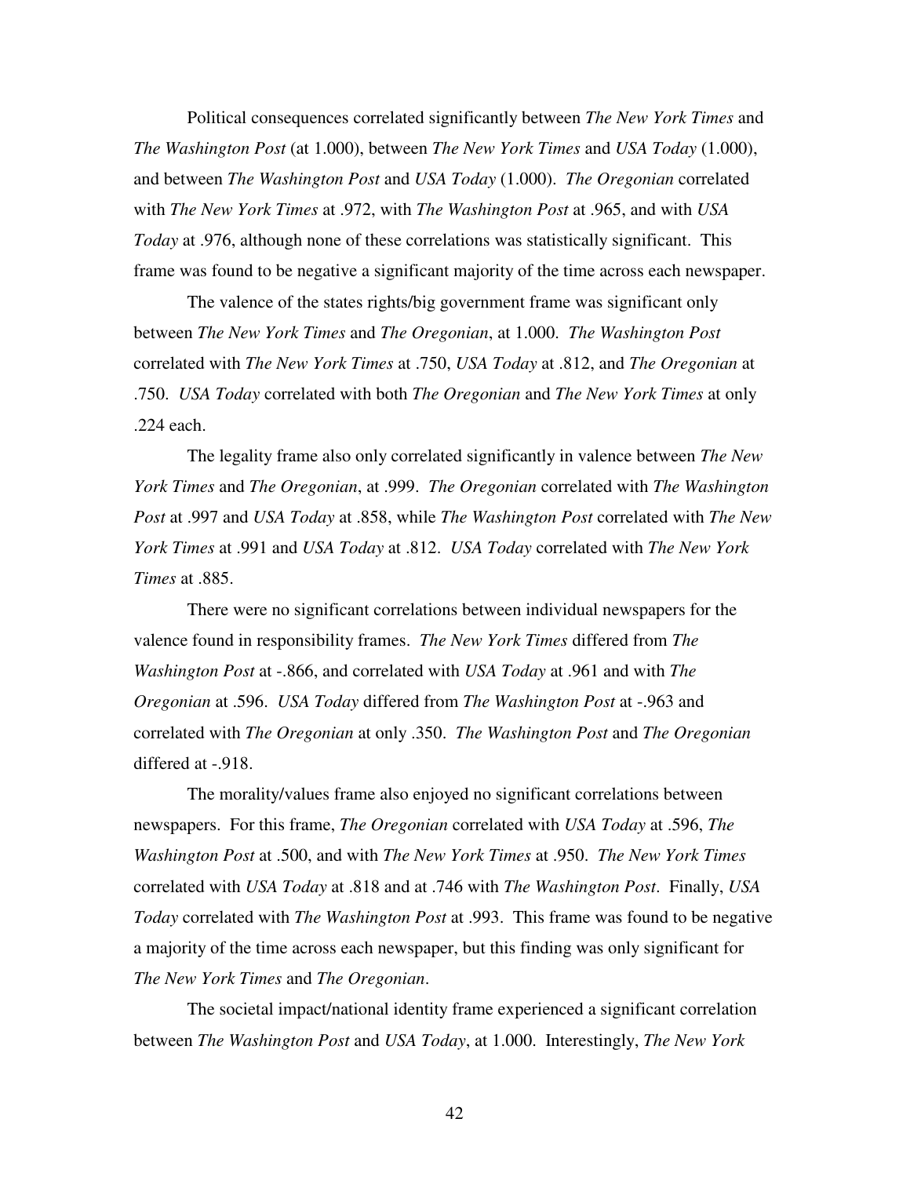Political consequences correlated significantly between *The New York Times* and *The Washington Post* (at 1.000), between *The New York Times* and *USA Today* (1.000), and between *The Washington Post* and *USA Today* (1.000). *The Oregonian* correlated with *The New York Times* at .972, with *The Washington Post* at .965, and with *USA Today* at .976, although none of these correlations was statistically significant. This frame was found to be negative a significant majority of the time across each newspaper.

The valence of the states rights/big government frame was significant only between *The New York Times* and *The Oregonian*, at 1.000. *The Washington Post* correlated with *The New York Times* at .750, *USA Today* at .812, and *The Oregonian* at .750. *USA Today* correlated with both *The Oregonian* and *The New York Times* at only .224 each.

The legality frame also only correlated significantly in valence between *The New York Times* and *The Oregonian*, at .999. *The Oregonian* correlated with *The Washington Post* at .997 and *USA Today* at .858, while *The Washington Post* correlated with *The New York Times* at .991 and *USA Today* at .812. *USA Today* correlated with *The New York Times* at .885.

There were no significant correlations between individual newspapers for the valence found in responsibility frames. *The New York Times* differed from *The Washington Post* at -.866, and correlated with *USA Today* at .961 and with *The Oregonian* at .596. *USA Today* differed from *The Washington Post* at -.963 and correlated with *The Oregonian* at only .350. *The Washington Post* and *The Oregonian* differed at -.918.

The morality/values frame also enjoyed no significant correlations between newspapers. For this frame, *The Oregonian* correlated with *USA Today* at .596, *The Washington Post* at .500, and with *The New York Times* at .950. *The New York Times* correlated with *USA Today* at .818 and at .746 with *The Washington Post*. Finally, *USA Today* correlated with *The Washington Post* at .993. This frame was found to be negative a majority of the time across each newspaper, but this finding was only significant for *The New York Times* and *The Oregonian*.

The societal impact/national identity frame experienced a significant correlation between *The Washington Post* and *USA Today*, at 1.000. Interestingly, *The New York*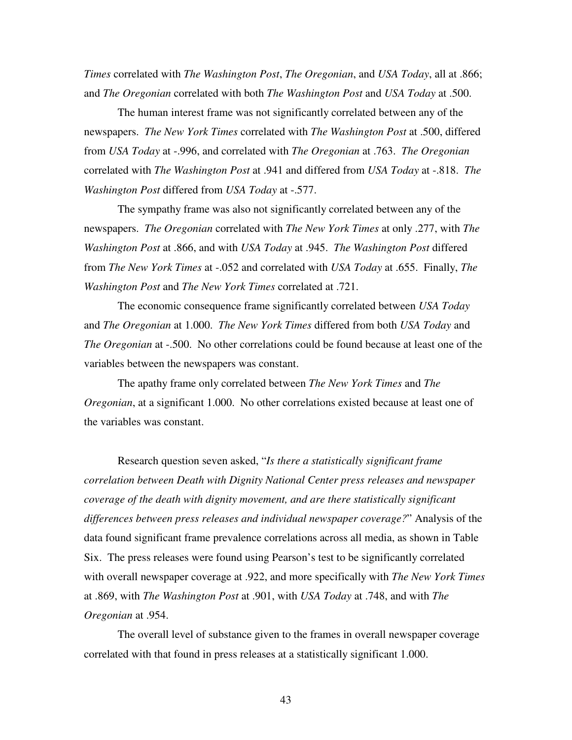*Times* correlated with *The Washington Post*, *The Oregonian*, and *USA Today*, all at .866; and *The Oregonian* correlated with both *The Washington Post* and *USA Today* at .500.

The human interest frame was not significantly correlated between any of the newspapers. *The New York Times* correlated with *The Washington Post* at .500, differed from *USA Today* at -.996, and correlated with *The Oregonian* at .763. *The Oregonian* correlated with *The Washington Post* at .941 and differed from *USA Today* at -.818. *The Washington Post* differed from *USA Today* at -.577.

The sympathy frame was also not significantly correlated between any of the newspapers. *The Oregonian* correlated with *The New York Times* at only .277, with *The Washington Post* at .866, and with *USA Today* at .945. *The Washington Post* differed from *The New York Times* at -.052 and correlated with *USA Today* at .655. Finally, *The Washington Post* and *The New York Times* correlated at .721.

The economic consequence frame significantly correlated between *USA Today* and *The Oregonian* at 1.000. *The New York Times* differed from both *USA Today* and *The Oregonian* at -.500. No other correlations could be found because at least one of the variables between the newspapers was constant.

The apathy frame only correlated between *The New York Times* and *The Oregonian*, at a significant 1.000. No other correlations existed because at least one of the variables was constant.

Research question seven asked, "*Is there a statistically significant frame correlation between Death with Dignity National Center press releases and newspaper coverage of the death with dignity movement, and are there statistically significant differences between press releases and individual newspaper coverage?*" Analysis of the data found significant frame prevalence correlations across all media, as shown in Table Six. The press releases were found using Pearson's test to be significantly correlated with overall newspaper coverage at .922, and more specifically with *The New York Times* at .869, with *The Washington Post* at .901, with *USA Today* at .748, and with *The Oregonian* at .954.

The overall level of substance given to the frames in overall newspaper coverage correlated with that found in press releases at a statistically significant 1.000.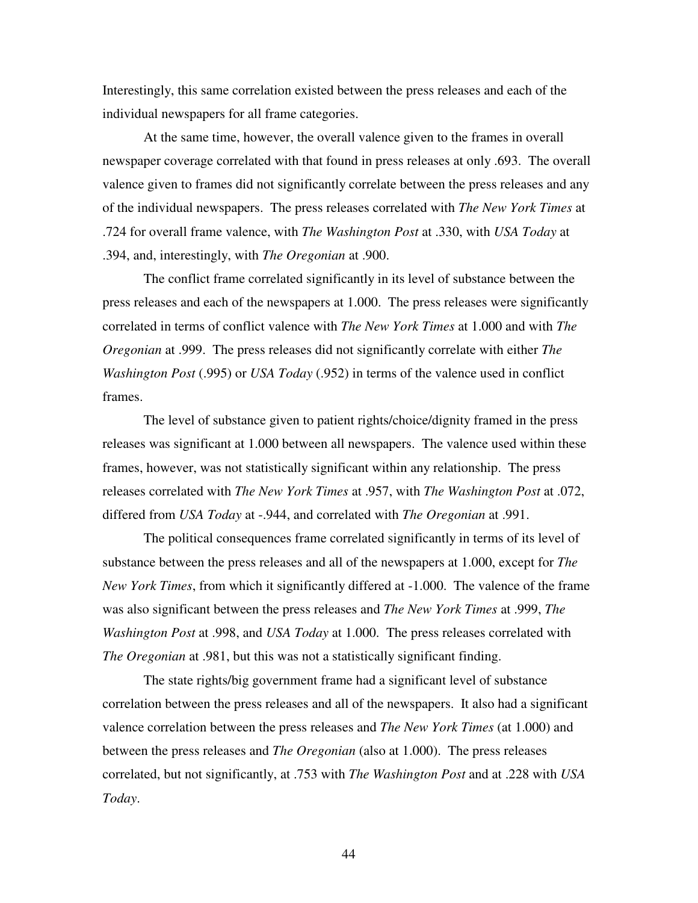Interestingly, this same correlation existed between the press releases and each of the individual newspapers for all frame categories.

At the same time, however, the overall valence given to the frames in overall newspaper coverage correlated with that found in press releases at only .693. The overall valence given to frames did not significantly correlate between the press releases and any of the individual newspapers. The press releases correlated with *The New York Times* at .724 for overall frame valence, with *The Washington Post* at .330, with *USA Today* at .394, and, interestingly, with *The Oregonian* at .900.

The conflict frame correlated significantly in its level of substance between the press releases and each of the newspapers at 1.000. The press releases were significantly correlated in terms of conflict valence with *The New York Times* at 1.000 and with *The Oregonian* at .999. The press releases did not significantly correlate with either *The Washington Post* (.995) or *USA Today* (.952) in terms of the valence used in conflict frames.

The level of substance given to patient rights/choice/dignity framed in the press releases was significant at 1.000 between all newspapers. The valence used within these frames, however, was not statistically significant within any relationship. The press releases correlated with *The New York Times* at .957, with *The Washington Post* at .072, differed from *USA Today* at -.944, and correlated with *The Oregonian* at .991.

The political consequences frame correlated significantly in terms of its level of substance between the press releases and all of the newspapers at 1.000, except for *The New York Times*, from which it significantly differed at -1.000. The valence of the frame was also significant between the press releases and *The New York Times* at .999, *The Washington Post* at .998, and *USA Today* at 1.000. The press releases correlated with *The Oregonian* at .981, but this was not a statistically significant finding.

The state rights/big government frame had a significant level of substance correlation between the press releases and all of the newspapers. It also had a significant valence correlation between the press releases and *The New York Times* (at 1.000) and between the press releases and *The Oregonian* (also at 1.000). The press releases correlated, but not significantly, at .753 with *The Washington Post* and at .228 with *USA Today*.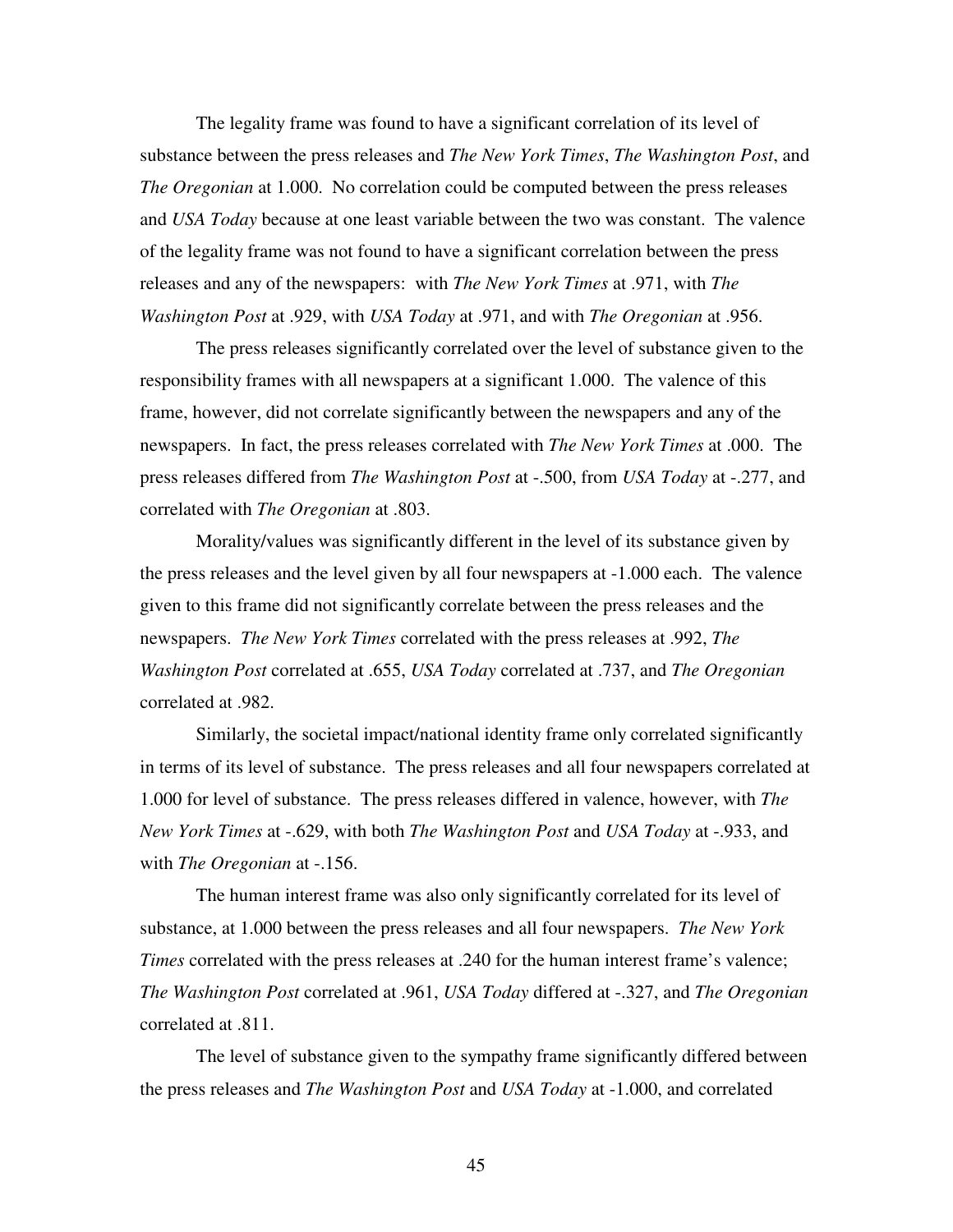The legality frame was found to have a significant correlation of its level of substance between the press releases and *The New York Times*, *The Washington Post*, and *The Oregonian* at 1.000. No correlation could be computed between the press releases and *USA Today* because at one least variable between the two was constant. The valence of the legality frame was not found to have a significant correlation between the press releases and any of the newspapers: with *The New York Times* at .971, with *The Washington Post* at .929, with *USA Today* at .971, and with *The Oregonian* at .956.

The press releases significantly correlated over the level of substance given to the responsibility frames with all newspapers at a significant 1.000. The valence of this frame, however, did not correlate significantly between the newspapers and any of the newspapers. In fact, the press releases correlated with *The New York Times* at .000. The press releases differed from *The Washington Post* at -.500, from *USA Today* at -.277, and correlated with *The Oregonian* at .803.

Morality/values was significantly different in the level of its substance given by the press releases and the level given by all four newspapers at -1.000 each. The valence given to this frame did not significantly correlate between the press releases and the newspapers. *The New York Times* correlated with the press releases at .992, *The Washington Post* correlated at .655, *USA Today* correlated at .737, and *The Oregonian* correlated at .982.

Similarly, the societal impact/national identity frame only correlated significantly in terms of its level of substance. The press releases and all four newspapers correlated at 1.000 for level of substance. The press releases differed in valence, however, with *The New York Times* at -.629, with both *The Washington Post* and *USA Today* at -.933, and with *The Oregonian* at -.156.

The human interest frame was also only significantly correlated for its level of substance, at 1.000 between the press releases and all four newspapers. *The New York Times* correlated with the press releases at .240 for the human interest frame's valence; *The Washington Post* correlated at .961, *USA Today* differed at -.327, and *The Oregonian* correlated at .811.

The level of substance given to the sympathy frame significantly differed between the press releases and *The Washington Post* and *USA Today* at -1.000, and correlated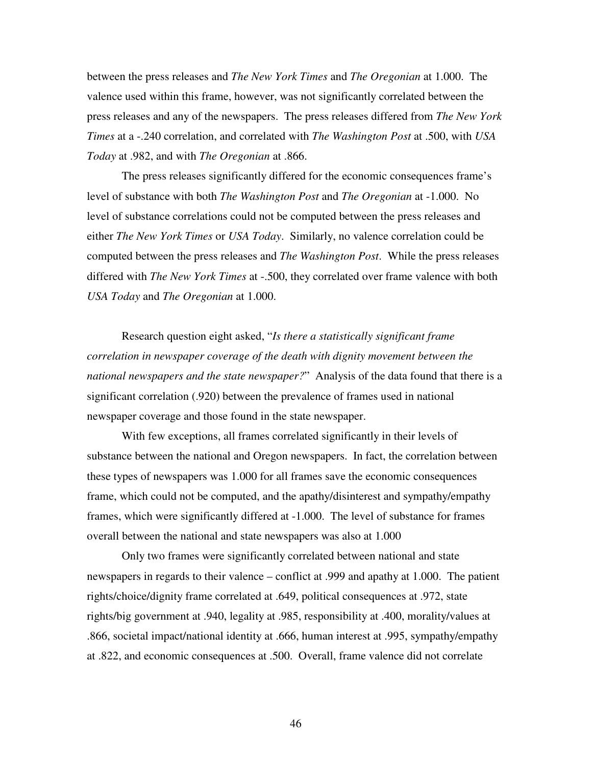between the press releases and *The New York Times* and *The Oregonian* at 1.000. The valence used within this frame, however, was not significantly correlated between the press releases and any of the newspapers. The press releases differed from *The New York Times* at a -.240 correlation, and correlated with *The Washington Post* at .500, with *USA Today* at .982, and with *The Oregonian* at .866.

The press releases significantly differed for the economic consequences frame's level of substance with both *The Washington Post* and *The Oregonian* at -1.000. No level of substance correlations could not be computed between the press releases and either *The New York Times* or *USA Today*. Similarly, no valence correlation could be computed between the press releases and *The Washington Post*. While the press releases differed with *The New York Times* at -.500, they correlated over frame valence with both *USA Today* and *The Oregonian* at 1.000.

Research question eight asked, "*Is there a statistically significant frame correlation in newspaper coverage of the death with dignity movement between the national newspapers and the state newspaper?*" Analysis of the data found that there is a significant correlation (.920) between the prevalence of frames used in national newspaper coverage and those found in the state newspaper.

With few exceptions, all frames correlated significantly in their levels of substance between the national and Oregon newspapers. In fact, the correlation between these types of newspapers was 1.000 for all frames save the economic consequences frame, which could not be computed, and the apathy/disinterest and sympathy/empathy frames, which were significantly differed at -1.000. The level of substance for frames overall between the national and state newspapers was also at 1.000

Only two frames were significantly correlated between national and state newspapers in regards to their valence – conflict at .999 and apathy at 1.000. The patient rights/choice/dignity frame correlated at .649, political consequences at .972, state rights/big government at .940, legality at .985, responsibility at .400, morality/values at .866, societal impact/national identity at .666, human interest at .995, sympathy/empathy at .822, and economic consequences at .500. Overall, frame valence did not correlate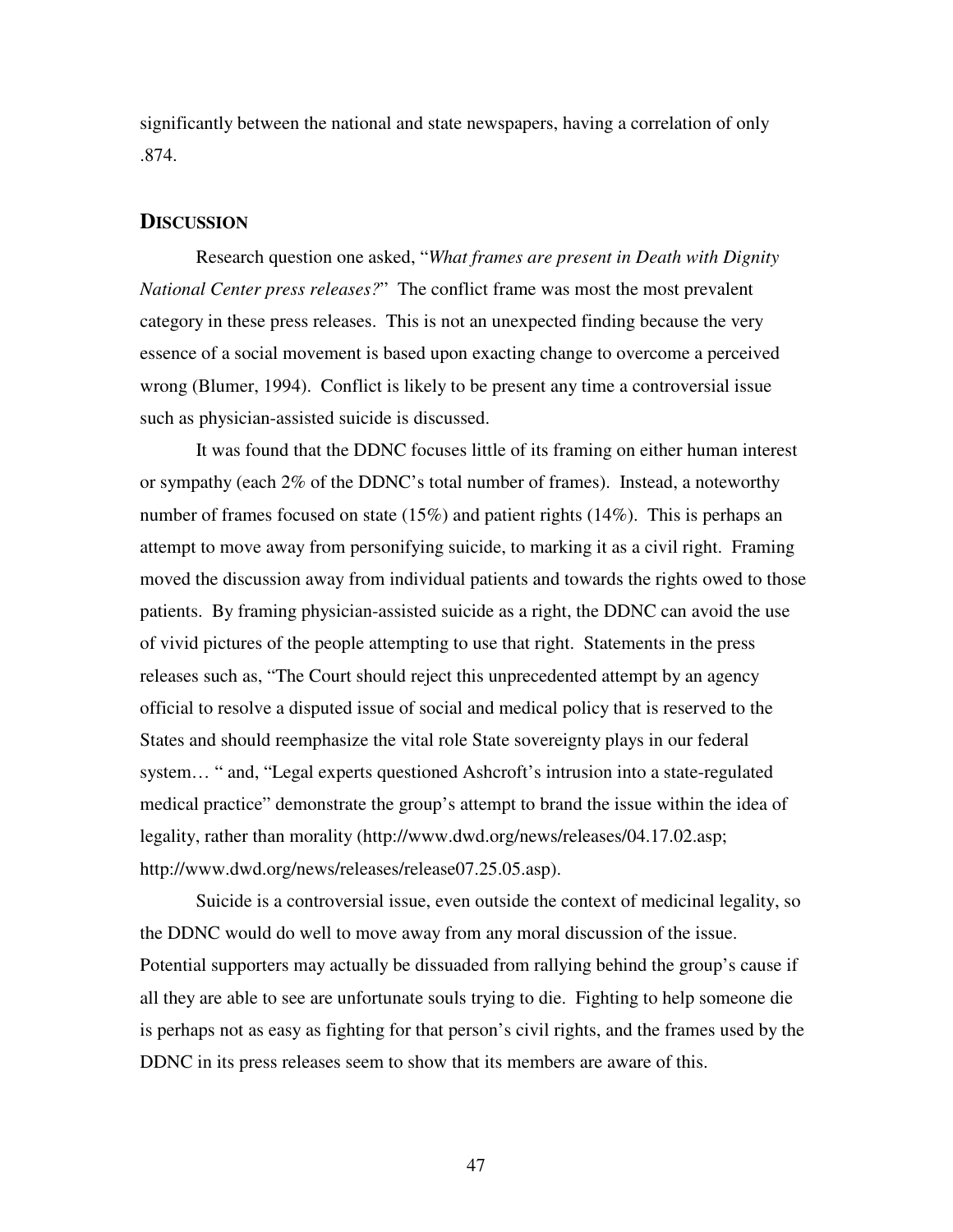significantly between the national and state newspapers, having a correlation of only .874.

## DISCUSSION

Research question one asked, "*What frames are present in Death with Dignity National Center press releases?*" The conflict frame was most the most prevalent category in these press releases. This is not an unexpected finding because the very essence of a social movement is based upon exacting change to overcome a perceived wrong (Blumer, 1994). Conflict is likely to be present any time a controversial issue such as physician-assisted suicide is discussed.

It was found that the DDNC focuses little of its framing on either human interest or sympathy (each 2% of the DDNC's total number of frames). Instead, a noteworthy number of frames focused on state (15%) and patient rights (14%). This is perhaps an attempt to move away from personifying suicide, to marking it as a civil right. Framing moved the discussion away from individual patients and towards the rights owed to those patients. By framing physician-assisted suicide as a right, the DDNC can avoid the use of vivid pictures of the people attempting to use that right. Statements in the press releases such as, "The Court should reject this unprecedented attempt by an agency official to resolve a disputed issue of social and medical policy that is reserved to the States and should reemphasize the vital role State sovereignty plays in our federal system… " and, "Legal experts questioned Ashcroft's intrusion into a state-regulated medical practice" demonstrate the group's attempt to brand the issue within the idea of legality, rather than morality (http://www.dwd.org/news/releases/04.17.02.asp; http://www.dwd.org/news/releases/release07.25.05.asp).

Suicide is a controversial issue, even outside the context of medicinal legality, so the DDNC would do well to move away from any moral discussion of the issue. Potential supporters may actually be dissuaded from rallying behind the group's cause if all they are able to see are unfortunate souls trying to die. Fighting to help someone die is perhaps not as easy as fighting for that person's civil rights, and the frames used by the DDNC in its press releases seem to show that its members are aware of this.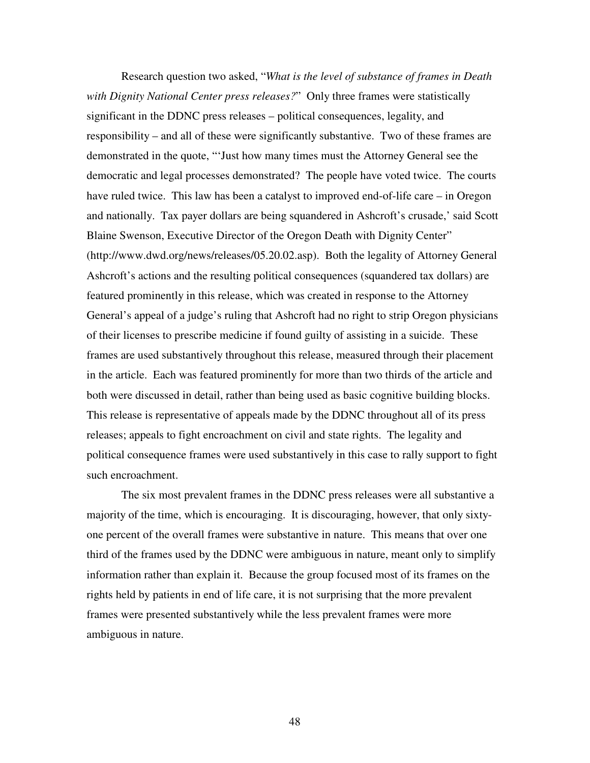Research question two asked, "*What is the level of substance of frames in Death with Dignity National Center press releases?*" Only three frames were statistically significant in the DDNC press releases – political consequences, legality, and responsibility – and all of these were significantly substantive. Two of these frames are demonstrated in the quote, "'Just how many times must the Attorney General see the democratic and legal processes demonstrated? The people have voted twice. The courts have ruled twice. This law has been a catalyst to improved end-of-life care – in Oregon and nationally. Tax payer dollars are being squandered in Ashcroft's crusade,' said Scott Blaine Swenson, Executive Director of the Oregon Death with Dignity Center" (http://www.dwd.org/news/releases/05.20.02.asp). Both the legality of Attorney General Ashcroft's actions and the resulting political consequences (squandered tax dollars) are featured prominently in this release, which was created in response to the Attorney General's appeal of a judge's ruling that Ashcroft had no right to strip Oregon physicians of their licenses to prescribe medicine if found guilty of assisting in a suicide. These frames are used substantively throughout this release, measured through their placement in the article. Each was featured prominently for more than two thirds of the article and both were discussed in detail, rather than being used as basic cognitive building blocks. This release is representative of appeals made by the DDNC throughout all of its press releases; appeals to fight encroachment on civil and state rights. The legality and political consequence frames were used substantively in this case to rally support to fight such encroachment.

The six most prevalent frames in the DDNC press releases were all substantive a majority of the time, which is encouraging. It is discouraging, however, that only sixty-one percent of the overall frames were substantive in nature. This means that over one third of the frames used by the DDNC were ambiguous in nature, meant only to simplify information rather than explain it. Because the group focused most of its frames on the rights held by patients in end of life care, it is not surprising that the more prevalent frames were presented substantively while the less prevalent frames were more ambiguous in nature.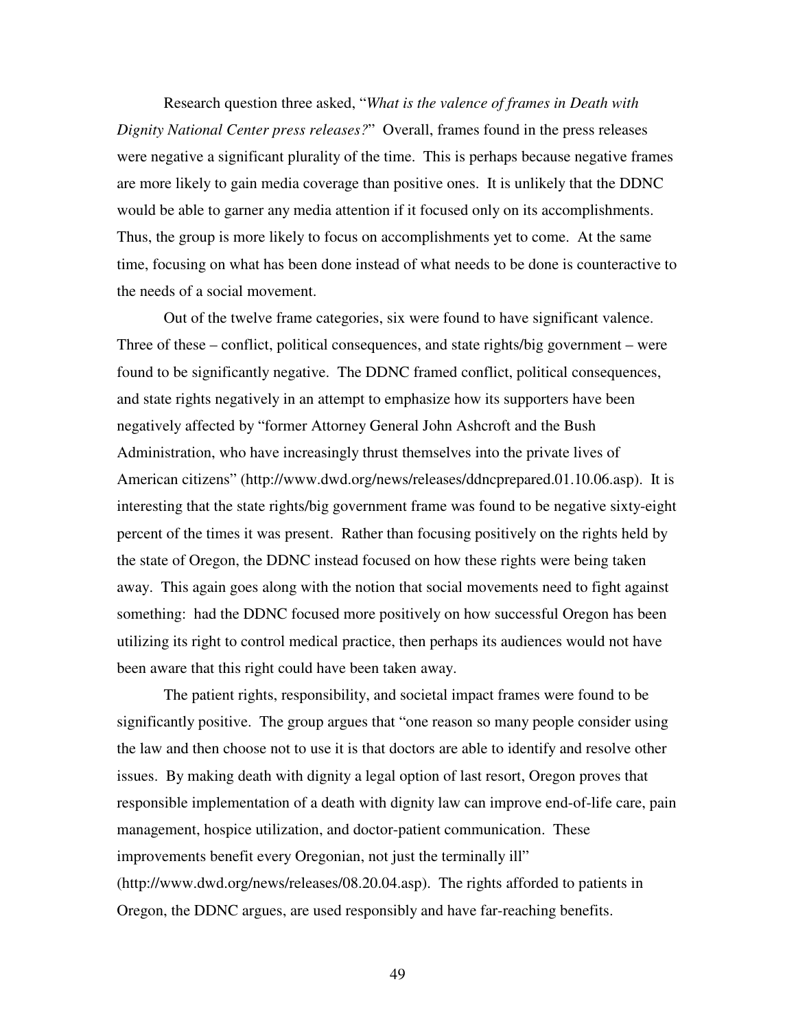Research question three asked, "*What is the valence of frames in Death with Dignity National Center press releases?*" Overall, frames found in the press releases were negative a significant plurality of the time. This is perhaps because negative frames are more likely to gain media coverage than positive ones. It is unlikely that the DDNC would be able to garner any media attention if it focused only on its accomplishments. Thus, the group is more likely to focus on accomplishments yet to come. At the same time, focusing on what has been done instead of what needs to be done is counteractive to the needs of a social movement.

Out of the twelve frame categories, six were found to have significant valence. Three of these – conflict, political consequences, and state rights/big government – were found to be significantly negative. The DDNC framed conflict, political consequences, and state rights negatively in an attempt to emphasize how its supporters have been negatively affected by "former Attorney General John Ashcroft and the Bush Administration, who have increasingly thrust themselves into the private lives of American citizens" (http://www.dwd.org/news/releases/ddncprepared.01.10.06.asp). It is interesting that the state rights/big government frame was found to be negative sixty-eight percent of the times it was present. Rather than focusing positively on the rights held by the state of Oregon, the DDNC instead focused on how these rights were being taken away. This again goes along with the notion that social movements need to fight against something: had the DDNC focused more positively on how successful Oregon has been utilizing its right to control medical practice, then perhaps its audiences would not have been aware that this right could have been taken away.

The patient rights, responsibility, and societal impact frames were found to be significantly positive. The group argues that "one reason so many people consider using the law and then choose not to use it is that doctors are able to identify and resolve other issues. By making death with dignity a legal option of last resort, Oregon proves that responsible implementation of a death with dignity law can improve end-of-life care, pain management, hospice utilization, and doctor-patient communication. These improvements benefit every Oregonian, not just the terminally ill" (http://www.dwd.org/news/releases/08.20.04.asp). The rights afforded to patients in Oregon, the DDNC argues, are used responsibly and have far-reaching benefits.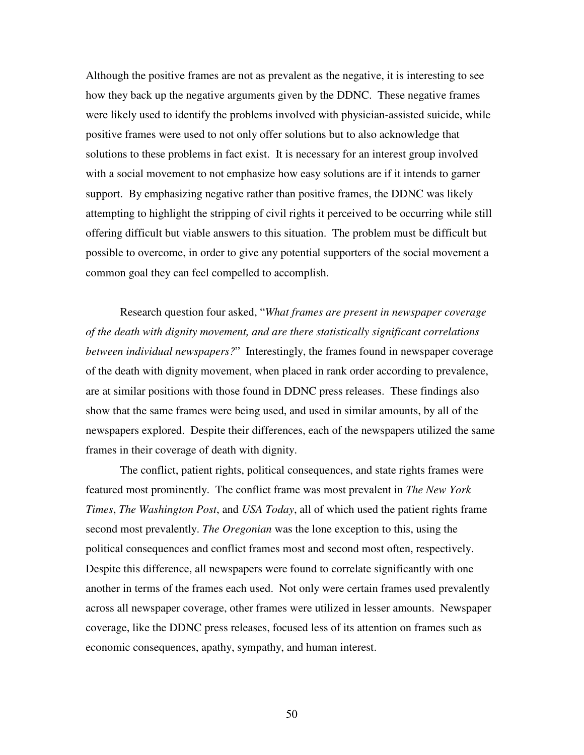Although the positive frames are not as prevalent as the negative, it is interesting to see how they back up the negative arguments given by the DDNC. These negative frames were likely used to identify the problems involved with physician-assisted suicide, while positive frames were used to not only offer solutions but to also acknowledge that solutions to these problems in fact exist. It is necessary for an interest group involved with a social movement to not emphasize how easy solutions are if it intends to garner support. By emphasizing negative rather than positive frames, the DDNC was likely attempting to highlight the stripping of civil rights it perceived to be occurring while still offering difficult but viable answers to this situation. The problem must be difficult but possible to overcome, in order to give any potential supporters of the social movement a common goal they can feel compelled to accomplish.

Research question four asked, "*What frames are present in newspaper coverage of the death with dignity movement, and are there statistically significant correlations between individual newspapers?*" Interestingly, the frames found in newspaper coverage of the death with dignity movement, when placed in rank order according to prevalence, are at similar positions with those found in DDNC press releases. These findings also show that the same frames were being used, and used in similar amounts, by all of the newspapers explored. Despite their differences, each of the newspapers utilized the same frames in their coverage of death with dignity.

The conflict, patient rights, political consequences, and state rights frames were featured most prominently. The conflict frame was most prevalent in *The New York Times*, *The Washington Post*, and *USA Today*, all of which used the patient rights frame second most prevalently. *The Oregonian* was the lone exception to this, using the political consequences and conflict frames most and second most often, respectively. Despite this difference, all newspapers were found to correlate significantly with one another in terms of the frames each used. Not only were certain frames used prevalently across all newspaper coverage, other frames were utilized in lesser amounts. Newspaper coverage, like the DDNC press releases, focused less of its attention on frames such as economic consequences, apathy, sympathy, and human interest.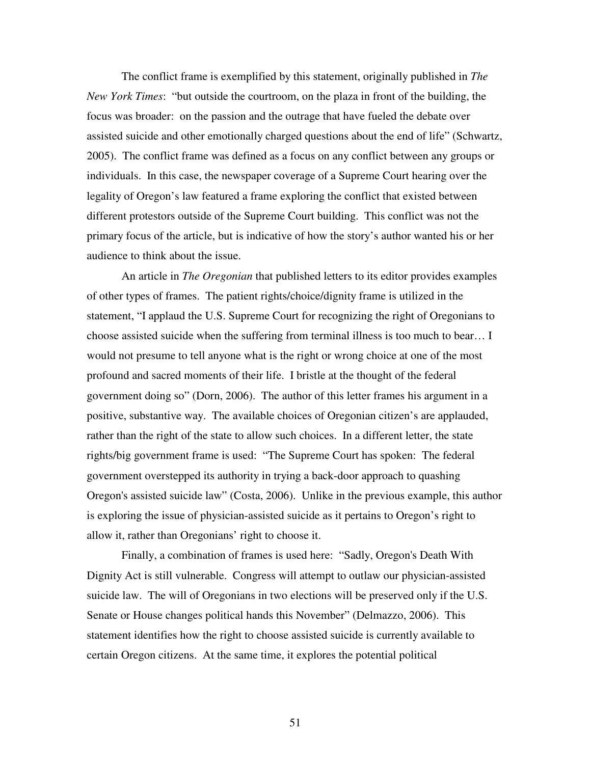The conflict frame is exemplified by this statement, originally published in *The New York Times*: "but outside the courtroom, on the plaza in front of the building, the focus was broader: on the passion and the outrage that have fueled the debate over assisted suicide and other emotionally charged questions about the end of life" (Schwartz, 2005). The conflict frame was defined as a focus on any conflict between any groups or individuals. In this case, the newspaper coverage of a Supreme Court hearing over the legality of Oregon's law featured a frame exploring the conflict that existed between different protestors outside of the Supreme Court building. This conflict was not the primary focus of the article, but is indicative of how the story's author wanted his or her audience to think about the issue.

An article in *The Oregonian* that published letters to its editor provides examples of other types of frames. The patient rights/choice/dignity frame is utilized in the statement, "I applaud the U.S. Supreme Court for recognizing the right of Oregonians to choose assisted suicide when the suffering from terminal illness is too much to bear… I would not presume to tell anyone what is the right or wrong choice at one of the most profound and sacred moments of their life. I bristle at the thought of the federal government doing so" (Dorn, 2006). The author of this letter frames his argument in a positive, substantive way. The available choices of Oregonian citizen's are applauded, rather than the right of the state to allow such choices. In a different letter, the state rights/big government frame is used: "The Supreme Court has spoken: The federal government overstepped its authority in trying a back-door approach to quashing Oregon's assisted suicide law" (Costa, 2006). Unlike in the previous example, this author is exploring the issue of physician-assisted suicide as it pertains to Oregon's right to allow it, rather than Oregonians' right to choose it.

Finally, a combination of frames is used here: "Sadly, Oregon's Death With Dignity Act is still vulnerable. Congress will attempt to outlaw our physician-assisted suicide law. The will of Oregonians in two elections will be preserved only if the U.S. Senate or House changes political hands this November" (Delmazzo, 2006). This statement identifies how the right to choose assisted suicide is currently available to certain Oregon citizens. At the same time, it explores the potential political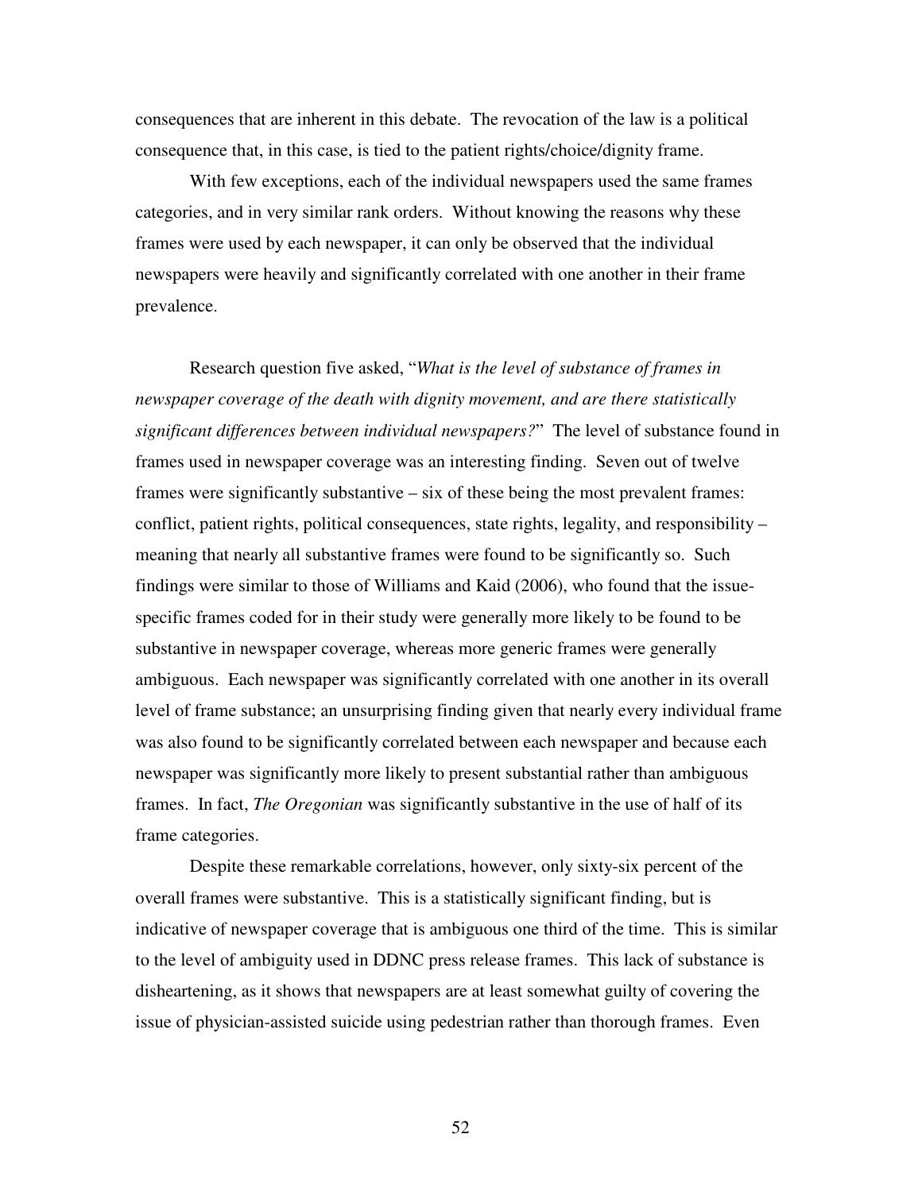consequences that are inherent in this debate. The revocation of the law is a political consequence that, in this case, is tied to the patient rights/choice/dignity frame.

With few exceptions, each of the individual newspapers used the same frames categories, and in very similar rank orders. Without knowing the reasons why these frames were used by each newspaper, it can only be observed that the individual newspapers were heavily and significantly correlated with one another in their frame prevalence.

Research question five asked, "*What is the level of substance of frames in newspaper coverage of the death with dignity movement, and are there statistically significant differences between individual newspapers?*" The level of substance found in frames used in newspaper coverage was an interesting finding. Seven out of twelve frames were significantly substantive – six of these being the most prevalent frames: conflict, patient rights, political consequences, state rights, legality, and responsibility – meaning that nearly all substantive frames were found to be significantly so. Such findings were similar to those of Williams and Kaid (2006), who found that the issue-specific frames coded for in their study were generally more likely to be found to be substantive in newspaper coverage, whereas more generic frames were generally ambiguous. Each newspaper was significantly correlated with one another in its overall level of frame substance; an unsurprising finding given that nearly every individual frame was also found to be significantly correlated between each newspaper and because each newspaper was significantly more likely to present substantial rather than ambiguous frames. In fact, *The Oregonian* was significantly substantive in the use of half of its frame categories.

Despite these remarkable correlations, however, only sixty-six percent of the overall frames were substantive. This is a statistically significant finding, but is indicative of newspaper coverage that is ambiguous one third of the time. This is similar to the level of ambiguity used in DDNC press release frames. This lack of substance is disheartening, as it shows that newspapers are at least somewhat guilty of covering the issue of physician-assisted suicide using pedestrian rather than thorough frames. Even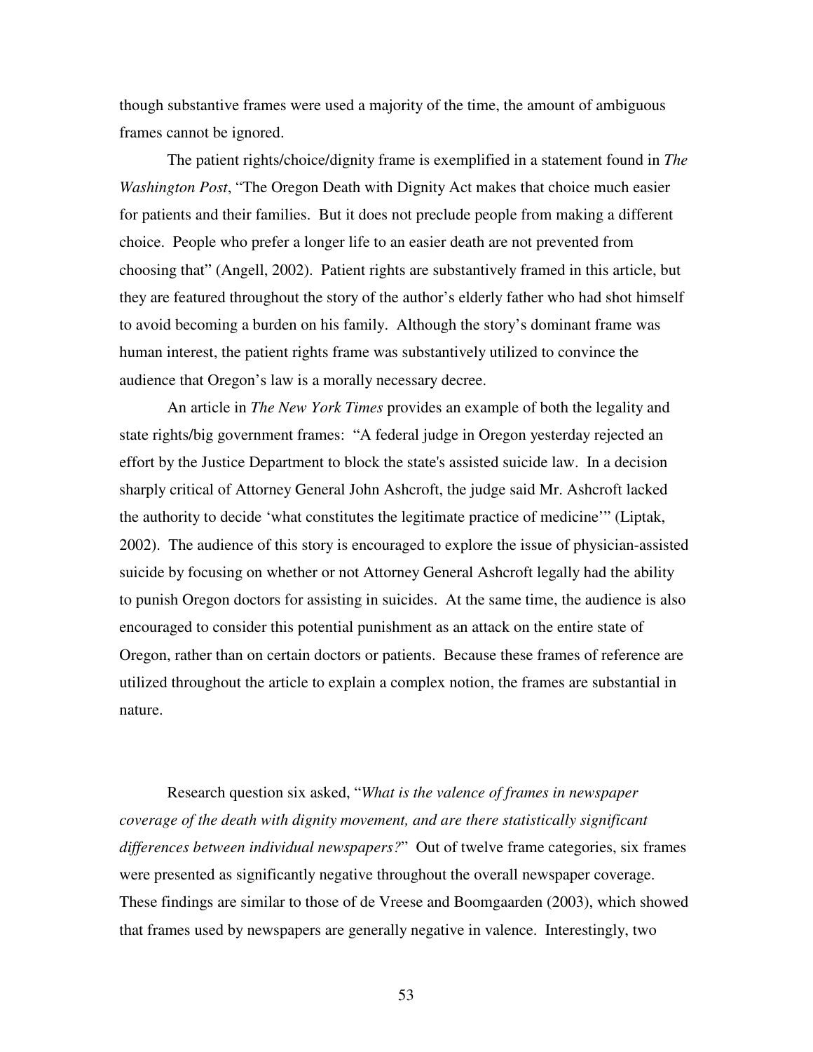though substantive frames were used a majority of the time, the amount of ambiguous frames cannot be ignored.

The patient rights/choice/dignity frame is exemplified in a statement found in *The Washington Post*, "The Oregon Death with Dignity Act makes that choice much easier for patients and their families. But it does not preclude people from making a different choice. People who prefer a longer life to an easier death are not prevented from choosing that" (Angell, 2002). Patient rights are substantively framed in this article, but they are featured throughout the story of the author's elderly father who had shot himself to avoid becoming a burden on his family. Although the story's dominant frame was human interest, the patient rights frame was substantively utilized to convince the audience that Oregon's law is a morally necessary decree.

An article in *The New York Times* provides an example of both the legality and state rights/big government frames: "A federal judge in Oregon yesterday rejected an effort by the Justice Department to block the state's assisted suicide law. In a decision sharply critical of Attorney General John Ashcroft, the judge said Mr. Ashcroft lacked the authority to decide 'what constitutes the legitimate practice of medicine'" (Liptak, 2002). The audience of this story is encouraged to explore the issue of physician-assisted suicide by focusing on whether or not Attorney General Ashcroft legally had the ability to punish Oregon doctors for assisting in suicides. At the same time, the audience is also encouraged to consider this potential punishment as an attack on the entire state of Oregon, rather than on certain doctors or patients. Because these frames of reference are utilized throughout the article to explain a complex notion, the frames are substantial in nature.

Research question six asked, "*What is the valence of frames in newspaper coverage of the death with dignity movement, and are there statistically significant differences between individual newspapers?*" Out of twelve frame categories, six frames were presented as significantly negative throughout the overall newspaper coverage. These findings are similar to those of de Vreese and Boomgaarden (2003), which showed that frames used by newspapers are generally negative in valence. Interestingly, two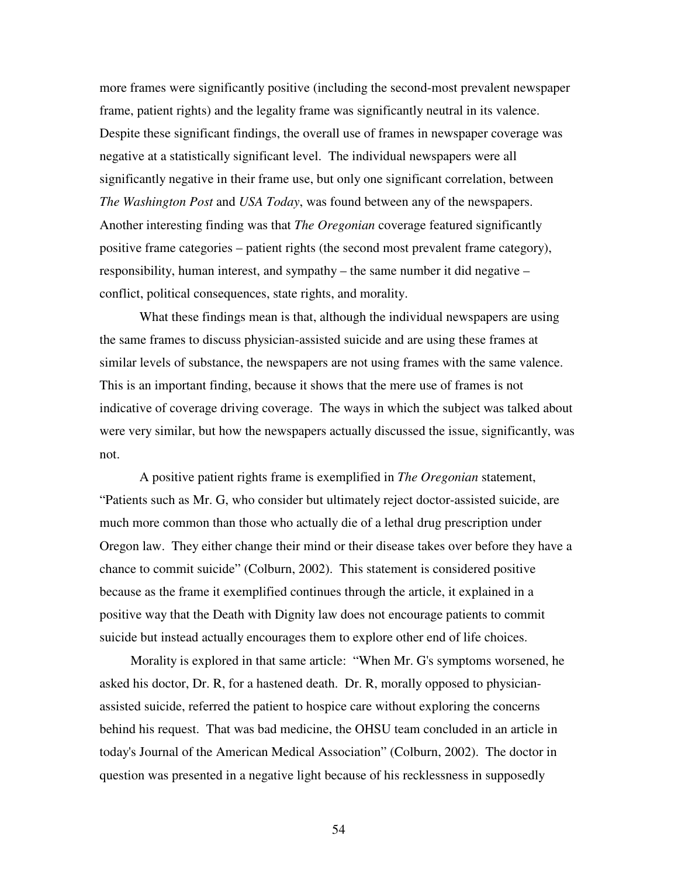more frames were significantly positive (including the second-most prevalent newspaper frame, patient rights) and the legality frame was significantly neutral in its valence. Despite these significant findings, the overall use of frames in newspaper coverage was negative at a statistically significant level. The individual newspapers were all significantly negative in their frame use, but only one significant correlation, between *The Washington Post* and *USA Today*, was found between any of the newspapers. Another interesting finding was that *The Oregonian* coverage featured significantly positive frame categories – patient rights (the second most prevalent frame category), responsibility, human interest, and sympathy – the same number it did negative – conflict, political consequences, state rights, and morality.

What these findings mean is that, although the individual newspapers are using the same frames to discuss physician-assisted suicide and are using these frames at similar levels of substance, the newspapers are not using frames with the same valence. This is an important finding, because it shows that the mere use of frames is not indicative of coverage driving coverage. The ways in which the subject was talked about were very similar, but how the newspapers actually discussed the issue, significantly, was not.

A positive patient rights frame is exemplified in *The Oregonian* statement, "Patients such as Mr. G, who consider but ultimately reject doctor-assisted suicide, are much more common than those who actually die of a lethal drug prescription under Oregon law. They either change their mind or their disease takes over before they have a chance to commit suicide" (Colburn, 2002). This statement is considered positive because as the frame it exemplified continues through the article, it explained in a positive way that the Death with Dignity law does not encourage patients to commit suicide but instead actually encourages them to explore other end of life choices.

Morality is explored in that same article: "When Mr. G's symptoms worsened, he asked his doctor, Dr. R, for a hastened death. Dr. R, morally opposed to physician-assisted suicide, referred the patient to hospice care without exploring the concerns behind his request. That was bad medicine, the OHSU team concluded in an article in today's Journal of the American Medical Association" (Colburn, 2002). The doctor in question was presented in a negative light because of his recklessness in supposedly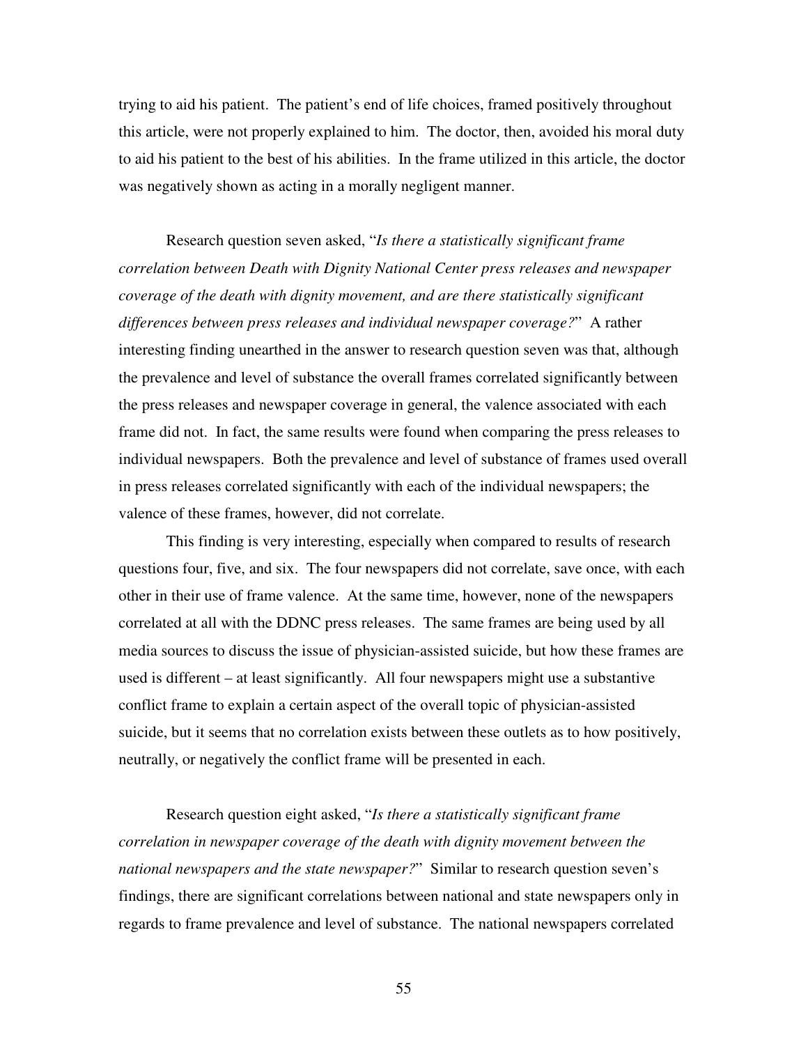trying to aid his patient. The patient's end of life choices, framed positively throughout this article, were not properly explained to him. The doctor, then, avoided his moral duty to aid his patient to the best of his abilities. In the frame utilized in this article, the doctor was negatively shown as acting in a morally negligent manner.

Research question seven asked, "*Is there a statistically significant frame correlation between Death with Dignity National Center press releases and newspaper coverage of the death with dignity movement, and are there statistically significant differences between press releases and individual newspaper coverage?*" A rather interesting finding unearthed in the answer to research question seven was that, although the prevalence and level of substance the overall frames correlated significantly between the press releases and newspaper coverage in general, the valence associated with each frame did not. In fact, the same results were found when comparing the press releases to individual newspapers. Both the prevalence and level of substance of frames used overall in press releases correlated significantly with each of the individual newspapers; the valence of these frames, however, did not correlate.

This finding is very interesting, especially when compared to results of research questions four, five, and six. The four newspapers did not correlate, save once, with each other in their use of frame valence. At the same time, however, none of the newspapers correlated at all with the DDNC press releases. The same frames are being used by all media sources to discuss the issue of physician-assisted suicide, but how these frames are used is different – at least significantly. All four newspapers might use a substantive conflict frame to explain a certain aspect of the overall topic of physician-assisted suicide, but it seems that no correlation exists between these outlets as to how positively, neutrally, or negatively the conflict frame will be presented in each.

Research question eight asked, "*Is there a statistically significant frame correlation in newspaper coverage of the death with dignity movement between the national newspapers and the state newspaper?*" Similar to research question seven's findings, there are significant correlations between national and state newspapers only in regards to frame prevalence and level of substance. The national newspapers correlated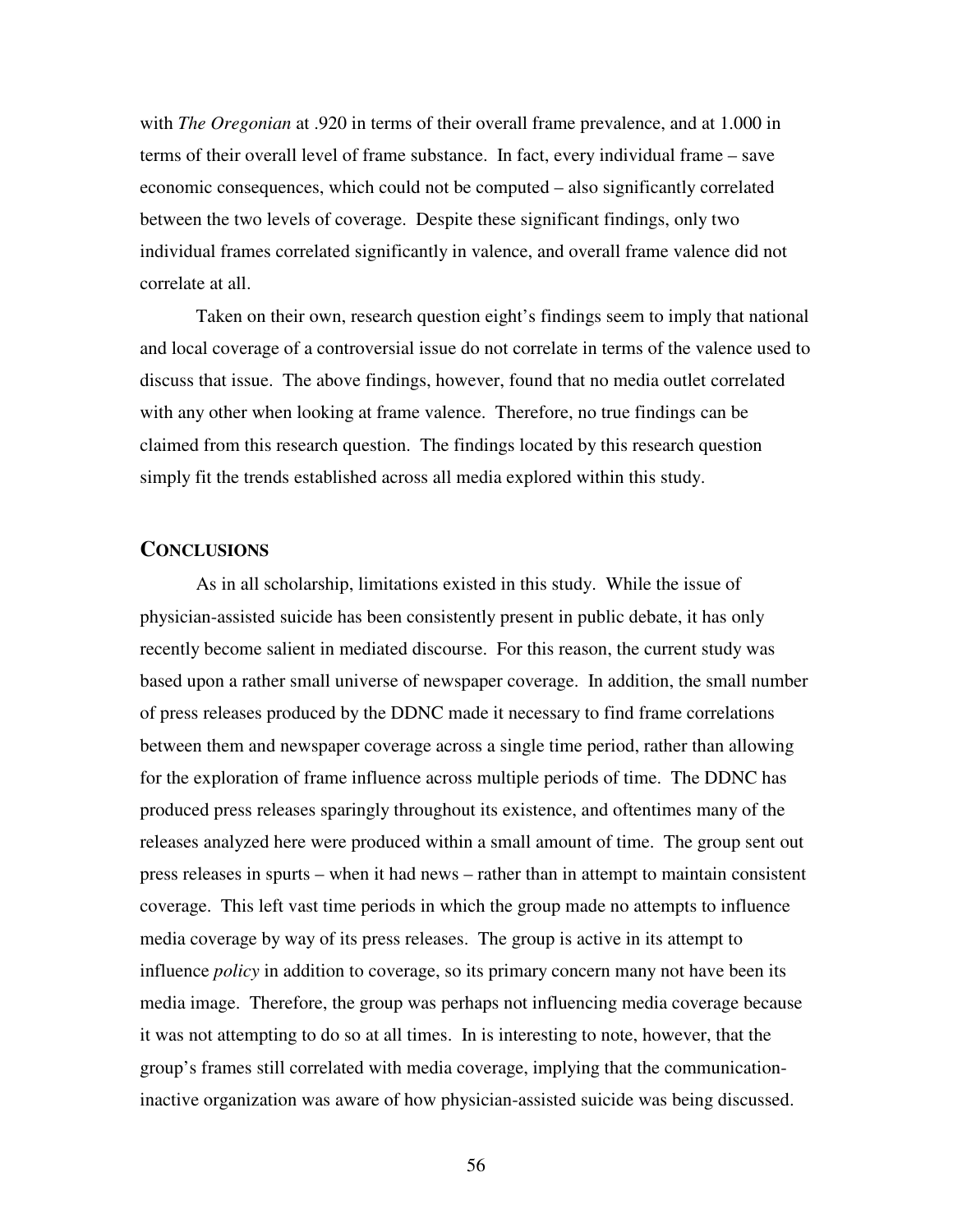with *The Oregonian* at .920 in terms of their overall frame prevalence, and at 1.000 in terms of their overall level of frame substance. In fact, every individual frame – save economic consequences, which could not be computed – also significantly correlated between the two levels of coverage. Despite these significant findings, only two individual frames correlated significantly in valence, and overall frame valence did not correlate at all.

Taken on their own, research question eight's findings seem to imply that national and local coverage of a controversial issue do not correlate in terms of the valence used to discuss that issue. The above findings, however, found that no media outlet correlated with any other when looking at frame valence. Therefore, no true findings can be claimed from this research question. The findings located by this research question simply fit the trends established across all media explored within this study.

## CONCLUSIONS

As in all scholarship, limitations existed in this study. While the issue of physician-assisted suicide has been consistently present in public debate, it has only recently become salient in mediated discourse. For this reason, the current study was based upon a rather small universe of newspaper coverage. In addition, the small number of press releases produced by the DDNC made it necessary to find frame correlations between them and newspaper coverage across a single time period, rather than allowing for the exploration of frame influence across multiple periods of time. The DDNC has produced press releases sparingly throughout its existence, and oftentimes many of the releases analyzed here were produced within a small amount of time. The group sent out press releases in spurts – when it had news – rather than in attempt to maintain consistent coverage. This left vast time periods in which the group made no attempts to influence media coverage by way of its press releases. The group is active in its attempt to influence *policy* in addition to coverage, so its primary concern many not have been its media image. Therefore, the group was perhaps not influencing media coverage because it was not attempting to do so at all times. In is interesting to note, however, that the group's frames still correlated with media coverage, implying that the communication-inactive organization was aware of how physician-assisted suicide was being discussed.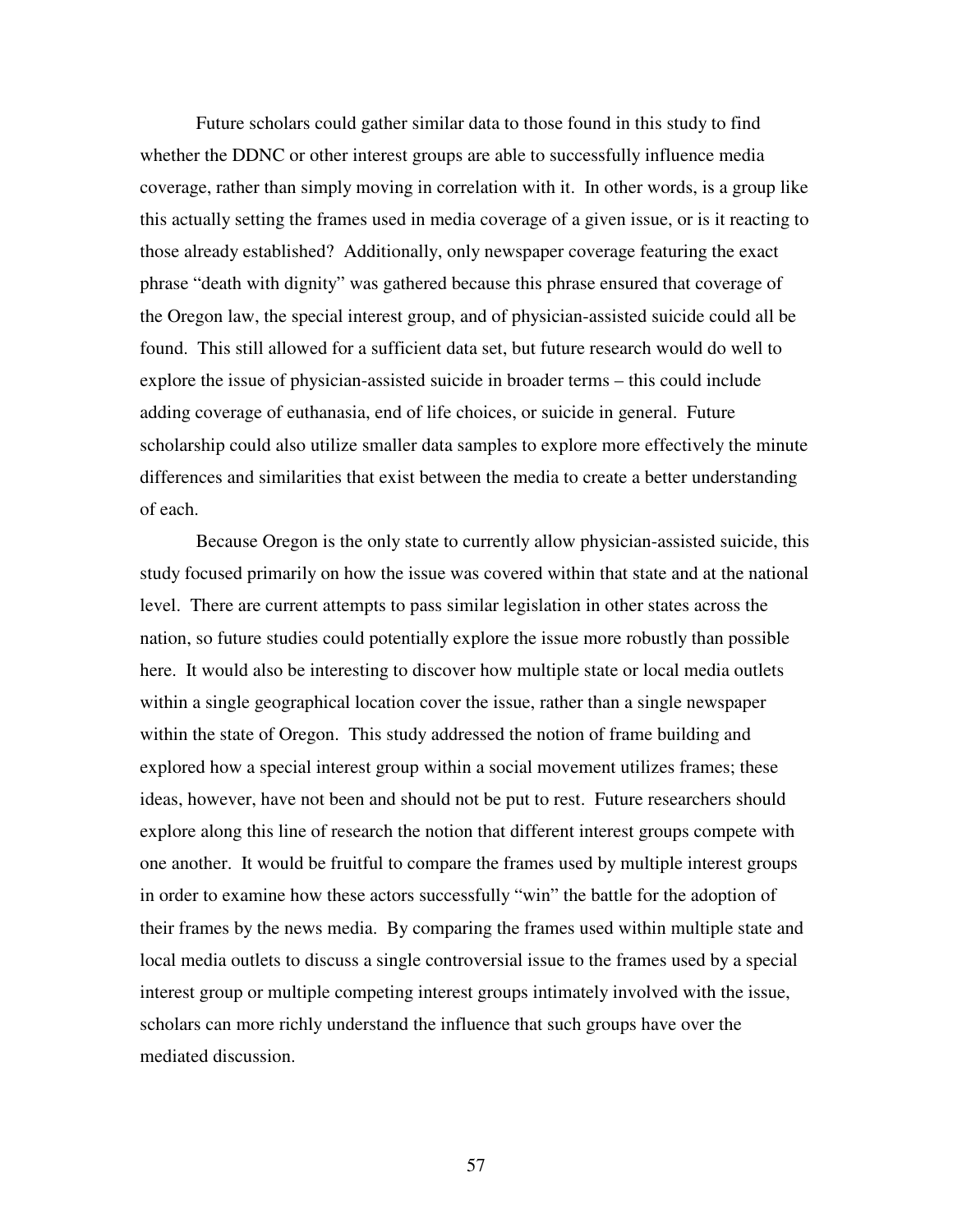Future scholars could gather similar data to those found in this study to find whether the DDNC or other interest groups are able to successfully influence media coverage, rather than simply moving in correlation with it. In other words, is a group like this actually setting the frames used in media coverage of a given issue, or is it reacting to those already established? Additionally, only newspaper coverage featuring the exact phrase "death with dignity" was gathered because this phrase ensured that coverage of the Oregon law, the special interest group, and of physician-assisted suicide could all be found. This still allowed for a sufficient data set, but future research would do well to explore the issue of physician-assisted suicide in broader terms – this could include adding coverage of euthanasia, end of life choices, or suicide in general. Future scholarship could also utilize smaller data samples to explore more effectively the minute differences and similarities that exist between the media to create a better understanding of each.

Because Oregon is the only state to currently allow physician-assisted suicide, this study focused primarily on how the issue was covered within that state and at the national level. There are current attempts to pass similar legislation in other states across the nation, so future studies could potentially explore the issue more robustly than possible here. It would also be interesting to discover how multiple state or local media outlets within a single geographical location cover the issue, rather than a single newspaper within the state of Oregon. This study addressed the notion of frame building and explored how a special interest group within a social movement utilizes frames; these ideas, however, have not been and should not be put to rest. Future researchers should explore along this line of research the notion that different interest groups compete with one another. It would be fruitful to compare the frames used by multiple interest groups in order to examine how these actors successfully "win" the battle for the adoption of their frames by the news media. By comparing the frames used within multiple state and local media outlets to discuss a single controversial issue to the frames used by a special interest group or multiple competing interest groups intimately involved with the issue, scholars can more richly understand the influence that such groups have over the mediated discussion.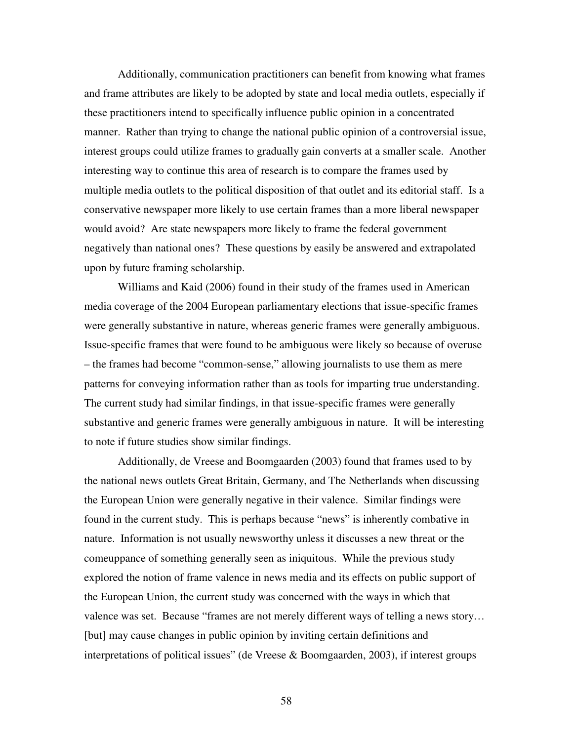Additionally, communication practitioners can benefit from knowing what frames and frame attributes are likely to be adopted by state and local media outlets, especially if these practitioners intend to specifically influence public opinion in a concentrated manner. Rather than trying to change the national public opinion of a controversial issue, interest groups could utilize frames to gradually gain converts at a smaller scale. Another interesting way to continue this area of research is to compare the frames used by multiple media outlets to the political disposition of that outlet and its editorial staff. Is a conservative newspaper more likely to use certain frames than a more liberal newspaper would avoid? Are state newspapers more likely to frame the federal government negatively than national ones? These questions by easily be answered and extrapolated upon by future framing scholarship.

Williams and Kaid (2006) found in their study of the frames used in American media coverage of the 2004 European parliamentary elections that issue-specific frames were generally substantive in nature, whereas generic frames were generally ambiguous. Issue-specific frames that were found to be ambiguous were likely so because of overuse – the frames had become "common-sense," allowing journalists to use them as mere patterns for conveying information rather than as tools for imparting true understanding. The current study had similar findings, in that issue-specific frames were generally substantive and generic frames were generally ambiguous in nature. It will be interesting to note if future studies show similar findings.

Additionally, de Vreese and Boomgaarden (2003) found that frames used to by the national news outlets Great Britain, Germany, and The Netherlands when discussing the European Union were generally negative in their valence. Similar findings were found in the current study. This is perhaps because "news" is inherently combative in nature. Information is not usually newsworthy unless it discusses a new threat or the comeuppance of something generally seen as iniquitous. While the previous study explored the notion of frame valence in news media and its effects on public support of the European Union, the current study was concerned with the ways in which that valence was set. Because "frames are not merely different ways of telling a news story… [but] may cause changes in public opinion by inviting certain definitions and interpretations of political issues" (de Vreese & Boomgaarden, 2003), if interest groups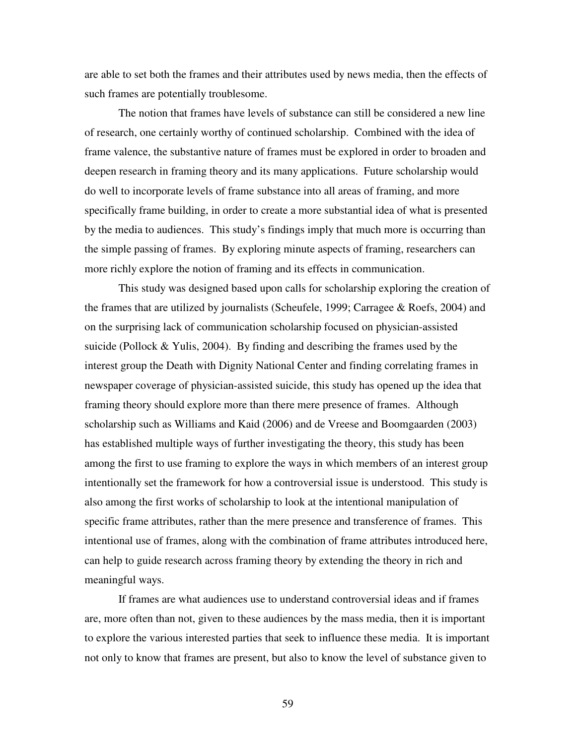are able to set both the frames and their attributes used by news media, then the effects of such frames are potentially troublesome.

The notion that frames have levels of substance can still be considered a new line of research, one certainly worthy of continued scholarship. Combined with the idea of frame valence, the substantive nature of frames must be explored in order to broaden and deepen research in framing theory and its many applications. Future scholarship would do well to incorporate levels of frame substance into all areas of framing, and more specifically frame building, in order to create a more substantial idea of what is presented by the media to audiences. This study's findings imply that much more is occurring than the simple passing of frames. By exploring minute aspects of framing, researchers can more richly explore the notion of framing and its effects in communication.

This study was designed based upon calls for scholarship exploring the creation of the frames that are utilized by journalists (Scheufele, 1999; Carragee & Roefs, 2004) and on the surprising lack of communication scholarship focused on physician-assisted suicide (Pollock & Yulis, 2004). By finding and describing the frames used by the interest group the Death with Dignity National Center and finding correlating frames in newspaper coverage of physician-assisted suicide, this study has opened up the idea that framing theory should explore more than there mere presence of frames. Although scholarship such as Williams and Kaid (2006) and de Vreese and Boomgaarden (2003) has established multiple ways of further investigating the theory, this study has been among the first to use framing to explore the ways in which members of an interest group intentionally set the framework for how a controversial issue is understood. This study is also among the first works of scholarship to look at the intentional manipulation of specific frame attributes, rather than the mere presence and transference of frames. This intentional use of frames, along with the combination of frame attributes introduced here, can help to guide research across framing theory by extending the theory in rich and meaningful ways.

If frames are what audiences use to understand controversial ideas and if frames are, more often than not, given to these audiences by the mass media, then it is important to explore the various interested parties that seek to influence these media. It is important not only to know that frames are present, but also to know the level of substance given to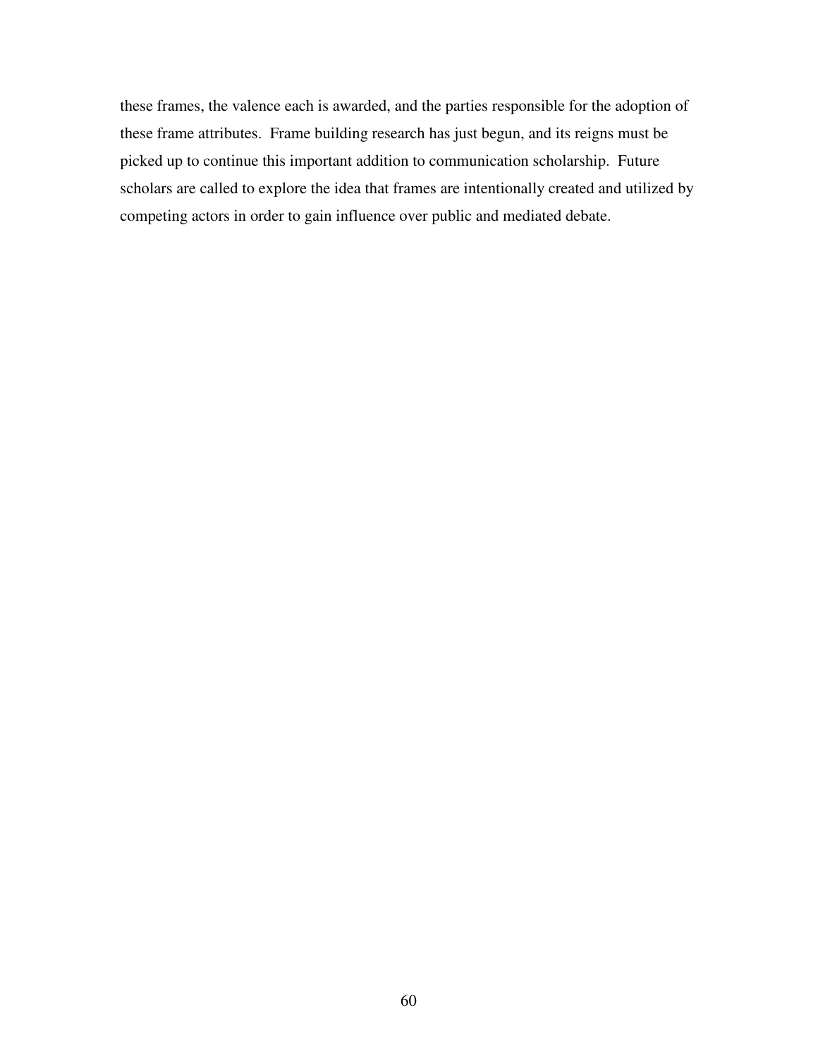these frames, the valence each is awarded, and the parties responsible for the adoption of these frame attributes. Frame building research has just begun, and its reigns must be picked up to continue this important addition to communication scholarship. Future scholars are called to explore the idea that frames are intentionally created and utilized by competing actors in order to gain influence over public and mediated debate.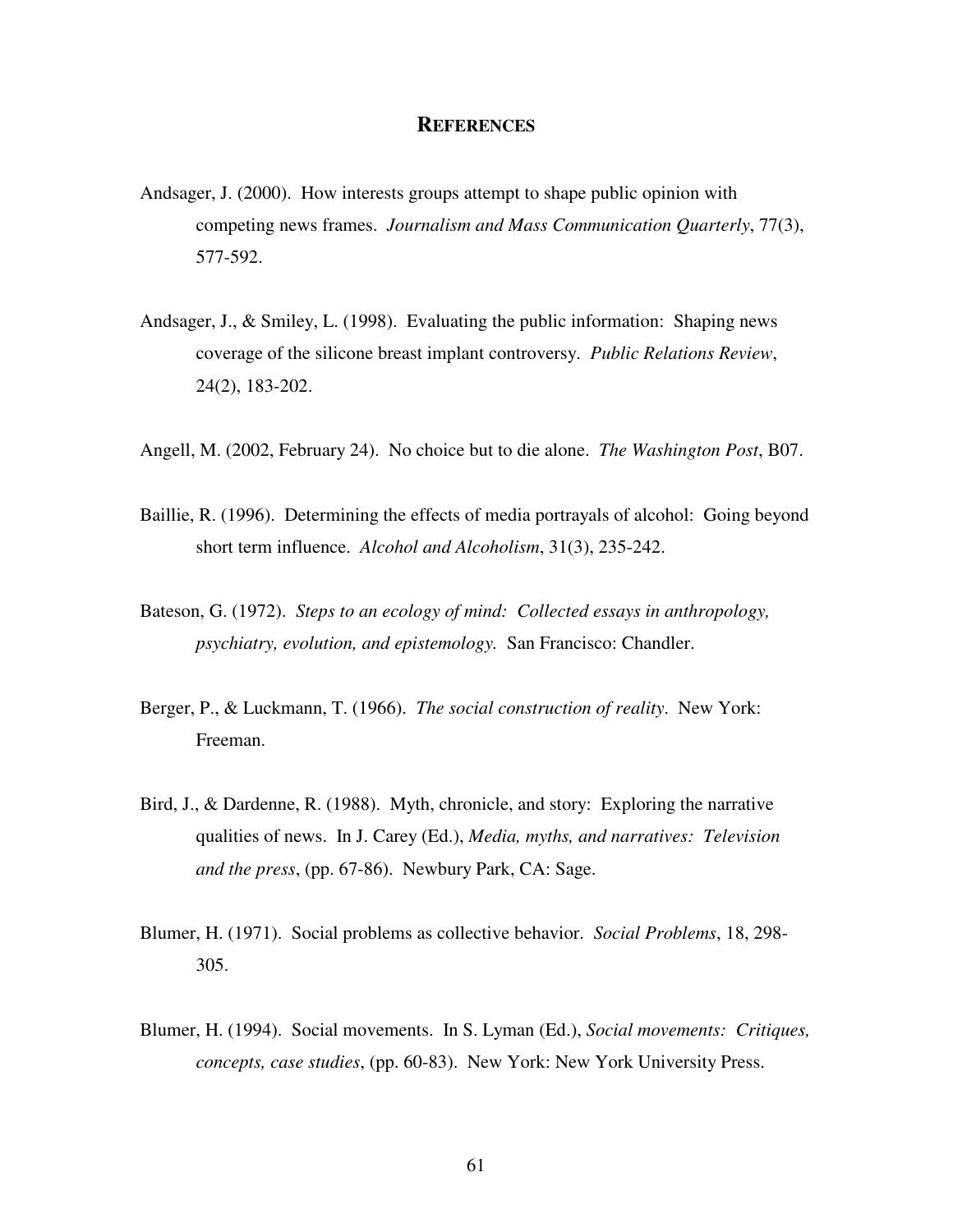# REFERENCES

Andsager, J. (2000). How interests groups attempt to shape public opinion with competing news frames. *Journalism and Mass Communication Quarterly*, 77(3), 577-592.

Andsager, J., & Smiley, L. (1998). Evaluating the public information: Shaping news coverage of the silicone breast implant controversy. *Public Relations Review*, 24(2), 183-202.

Angell, M. (2002, February 24). No choice but to die alone. *The Washington Post*, B07.

Baillie, R. (1996). Determining the effects of media portrayals of alcohol: Going beyond short term influence. *Alcohol and Alcoholism*, 31(3), 235-242.

Bateson, G. (1972). *Steps to an ecology of mind: Collected essays in anthropology, psychiatry, evolution, and epistemology.* San Francisco: Chandler.

Berger, P., & Luckmann, T. (1966). *The social construction of reality*. New York: Freeman.

Bird, J., & Dardenne, R. (1988). Myth, chronicle, and story: Exploring the narrative qualities of news. In J. Carey (Ed.), *Media, myths, and narratives: Television and the press*, (pp. 67-86). Newbury Park, CA: Sage.

Blumer, H. (1971). Social problems as collective behavior. *Social Problems*, 18, 298-305.

Blumer, H. (1994). Social movements. In S. Lyman (Ed.), *Social movements: Critiques, concepts, case studies*, (pp. 60-83). New York: New York University Press.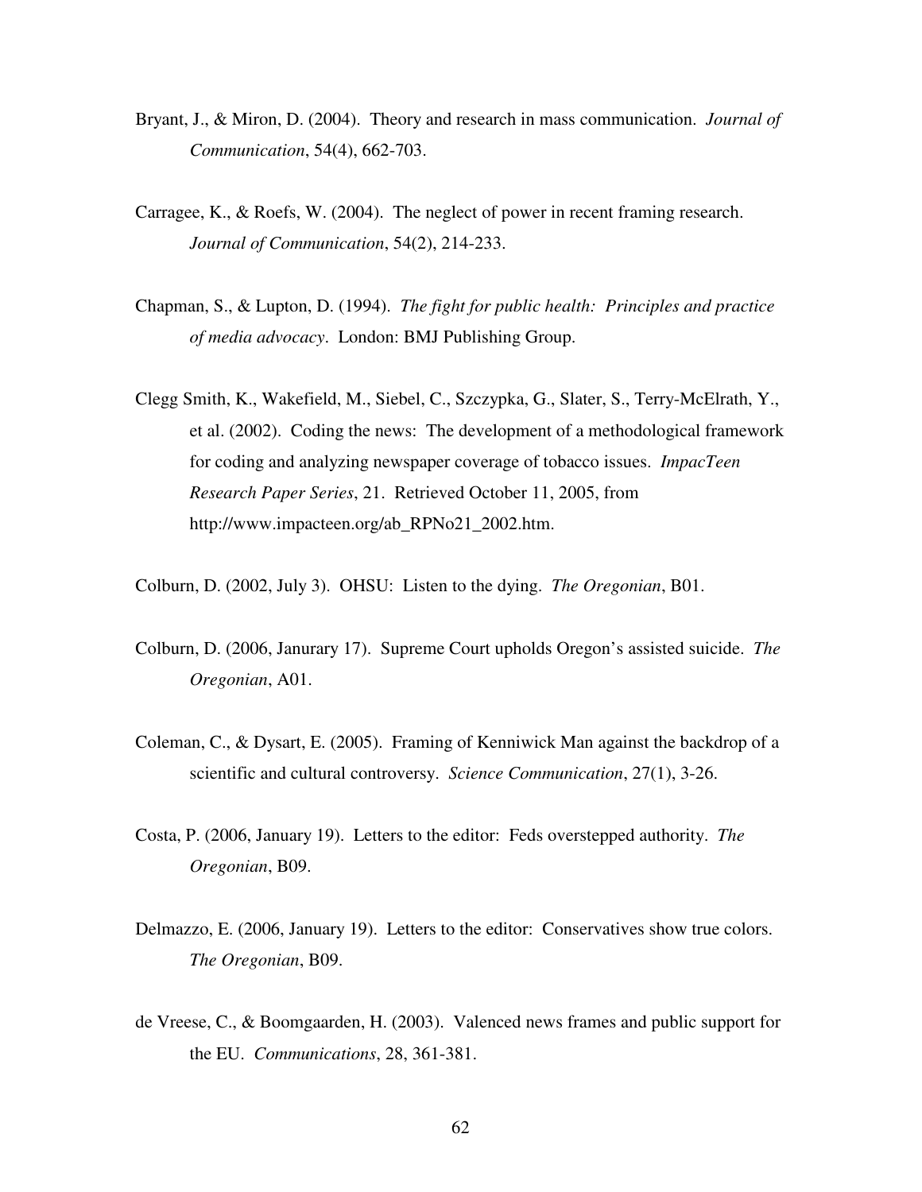Bryant, J., & Miron, D. (2004). Theory and research in mass communication. *Journal of Communication*, 54(4), 662-703.

Carragee, K., & Roefs, W. (2004). The neglect of power in recent framing research. *Journal of Communication*, 54(2), 214-233.

Chapman, S., & Lupton, D. (1994). *The fight for public health: Principles and practice of media advocacy*. London: BMJ Publishing Group.

Clegg Smith, K., Wakefield, M., Siebel, C., Szczypka, G., Slater, S., Terry-McElrath, Y., et al. (2002). Coding the news: The development of a methodological framework for coding and analyzing newspaper coverage of tobacco issues. *ImpacTeen Research Paper Series*, 21. Retrieved October 11, 2005, from http://www.impacteen.org/ab_RPNo21_2002.htm.

Colburn, D. (2002, July 3). OHSU: Listen to the dying. *The Oregonian*, B01.

Colburn, D. (2006, Janurary 17). Supreme Court upholds Oregon's assisted suicide. *The Oregonian*, A01.

Coleman, C., & Dysart, E. (2005). Framing of Kenniwick Man against the backdrop of a scientific and cultural controversy. *Science Communication*, 27(1), 3-26.

Costa, P. (2006, January 19). Letters to the editor: Feds overstepped authority. *The Oregonian*, B09.

Delmazzo, E. (2006, January 19). Letters to the editor: Conservatives show true colors. *The Oregonian*, B09.

de Vreese, C., & Boomgaarden, H. (2003). Valenced news frames and public support for the EU. *Communications*, 28, 361-381.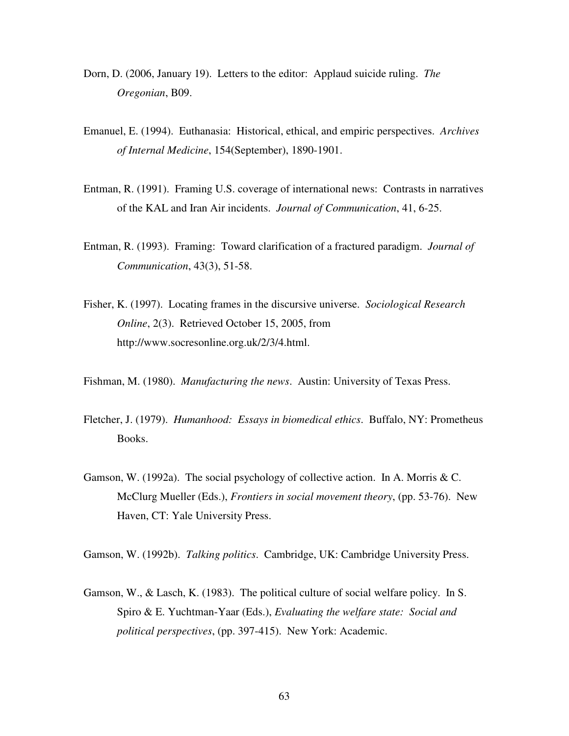Dorn, D. (2006, January 19). Letters to the editor: Applaud suicide ruling. *The Oregonian*, B09.

Emanuel, E. (1994). Euthanasia: Historical, ethical, and empiric perspectives. *Archives of Internal Medicine*, 154(September), 1890-1901.

Entman, R. (1991). Framing U.S. coverage of international news: Contrasts in narratives of the KAL and Iran Air incidents. *Journal of Communication*, 41, 6-25.

Entman, R. (1993). Framing: Toward clarification of a fractured paradigm. *Journal of Communication*, 43(3), 51-58.

Fisher, K. (1997). Locating frames in the discursive universe. *Sociological Research Online*, 2(3). Retrieved October 15, 2005, from http://www.socresonline.org.uk/2/3/4.html.

Fishman, M. (1980). *Manufacturing the news*. Austin: University of Texas Press.

Fletcher, J. (1979). *Humanhood: Essays in biomedical ethics*. Buffalo, NY: Prometheus Books.

Gamson, W. (1992a). The social psychology of collective action. In A. Morris & C. McClurg Mueller (Eds.), *Frontiers in social movement theory*, (pp. 53-76). New Haven, CT: Yale University Press.

Gamson, W. (1992b). *Talking politics*. Cambridge, UK: Cambridge University Press.

Gamson, W., & Lasch, K. (1983). The political culture of social welfare policy. In S. Spiro & E. Yuchtman-Yaar (Eds.), *Evaluating the welfare state: Social and political perspectives*, (pp. 397-415). New York: Academic.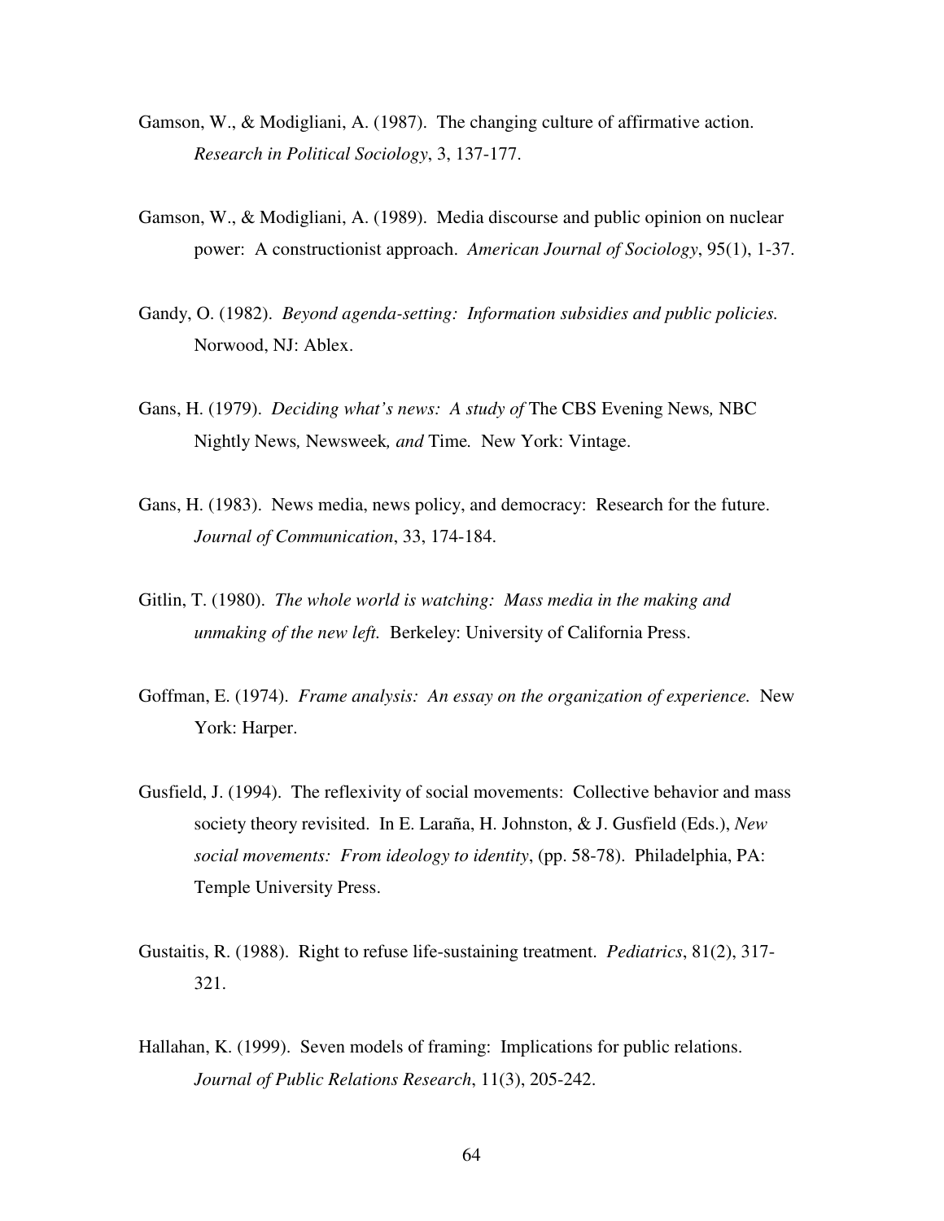Gamson, W., & Modigliani, A. (1987). The changing culture of affirmative action. *Research in Political Sociology*, 3, 137-177.

Gamson, W., & Modigliani, A. (1989). Media discourse and public opinion on nuclear power: A constructionist approach. *American Journal of Sociology*, 95(1), 1-37.

Gandy, O. (1982). *Beyond agenda-setting: Information subsidies and public policies.* Norwood, NJ: Ablex.

Gans, H. (1979). *Deciding what's news: A study of* The CBS Evening News*,* NBC Nightly News*,* Newsweek*, and* Time*.* New York: Vintage.

Gans, H. (1983). News media, news policy, and democracy: Research for the future. *Journal of Communication*, 33, 174-184.

Gitlin, T. (1980). *The whole world is watching: Mass media in the making and unmaking of the new left.* Berkeley: University of California Press.

Goffman, E. (1974). *Frame analysis: An essay on the organization of experience.* New York: Harper.

Gusfield, J. (1994). The reflexivity of social movements: Collective behavior and mass society theory revisited. In E. Laraña, H. Johnston, & J. Gusfield (Eds.), *New social movements: From ideology to identity*, (pp. 58-78). Philadelphia, PA: Temple University Press.

Gustaitis, R. (1988). Right to refuse life-sustaining treatment. *Pediatrics*, 81(2), 317-321.

Hallahan, K. (1999). Seven models of framing: Implications for public relations. *Journal of Public Relations Research*, 11(3), 205-242.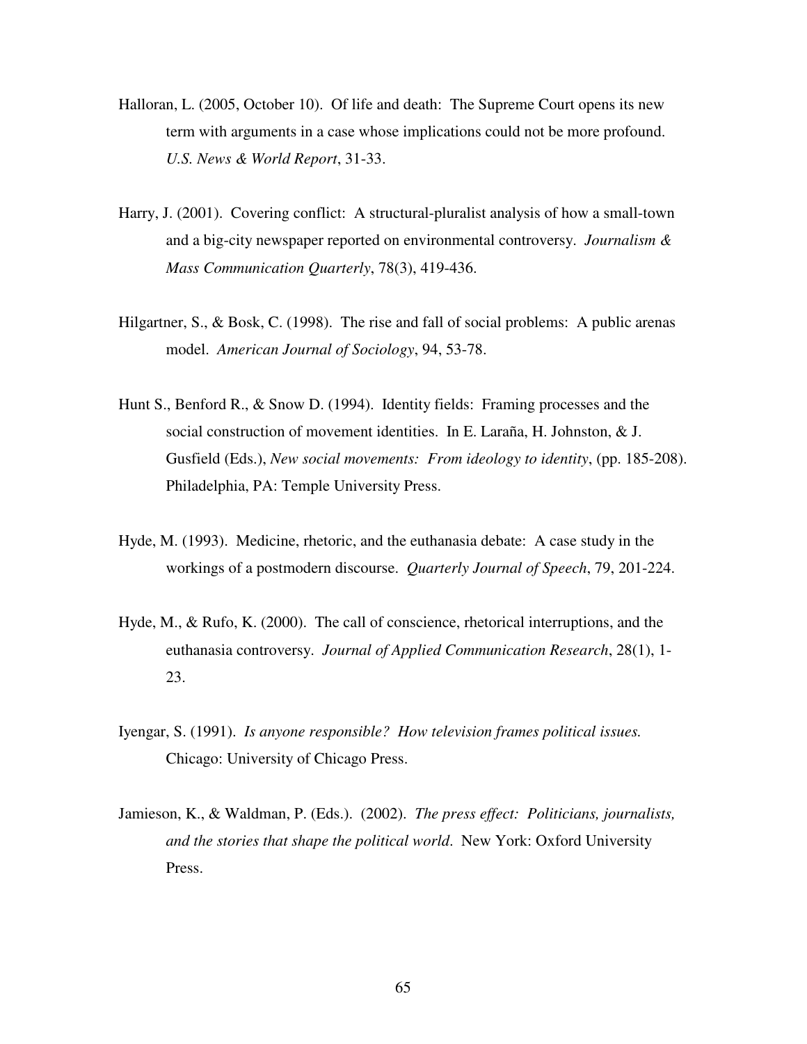Halloran, L. (2005, October 10). Of life and death: The Supreme Court opens its new term with arguments in a case whose implications could not be more profound. *U.S. News & World Report*, 31-33.

Harry, J. (2001). Covering conflict: A structural-pluralist analysis of how a small-town and a big-city newspaper reported on environmental controversy. *Journalism & Mass Communication Quarterly*, 78(3), 419-436.

Hilgartner, S., & Bosk, C. (1998). The rise and fall of social problems: A public arenas model. *American Journal of Sociology*, 94, 53-78.

Hunt S., Benford R., & Snow D. (1994). Identity fields: Framing processes and the social construction of movement identities. In E. Laraña, H. Johnston, & J. Gusfield (Eds.), *New social movements: From ideology to identity*, (pp. 185-208). Philadelphia, PA: Temple University Press.

Hyde, M. (1993). Medicine, rhetoric, and the euthanasia debate: A case study in the workings of a postmodern discourse. *Quarterly Journal of Speech*, 79, 201-224.

Hyde, M., & Rufo, K. (2000). The call of conscience, rhetorical interruptions, and the euthanasia controversy. *Journal of Applied Communication Research*, 28(1), 1-23.

Iyengar, S. (1991). *Is anyone responsible? How television frames political issues.* Chicago: University of Chicago Press.

Jamieson, K., & Waldman, P. (Eds.). (2002). *The press effect: Politicians, journalists, and the stories that shape the political world*. New York: Oxford University Press.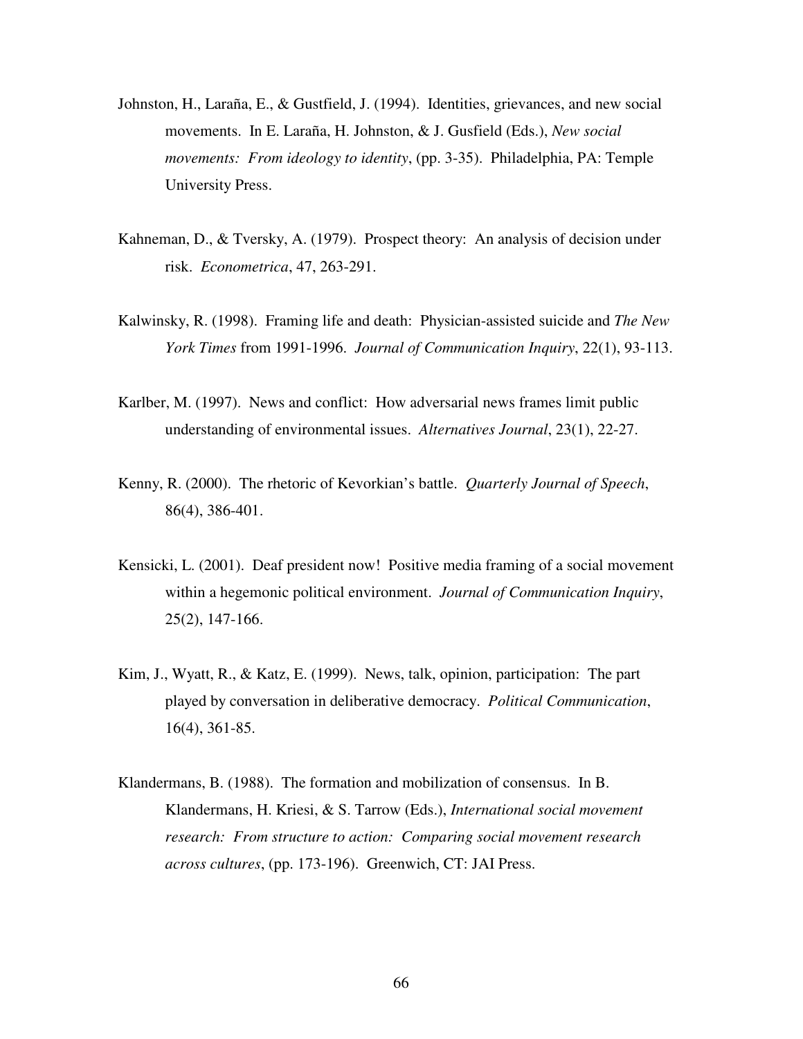Johnston, H., Laraña, E., & Gustfield, J. (1994). Identities, grievances, and new social movements. In E. Laraña, H. Johnston, & J. Gusfield (Eds.), *New social movements: From ideology to identity*, (pp. 3-35). Philadelphia, PA: Temple University Press.

Kahneman, D., & Tversky, A. (1979). Prospect theory: An analysis of decision under risk. *Econometrica*, 47, 263-291.

Kalwinsky, R. (1998). Framing life and death: Physician-assisted suicide and *The New York Times* from 1991-1996. *Journal of Communication Inquiry*, 22(1), 93-113.

Karlber, M. (1997). News and conflict: How adversarial news frames limit public understanding of environmental issues. *Alternatives Journal*, 23(1), 22-27.

Kenny, R. (2000). The rhetoric of Kevorkian's battle. *Quarterly Journal of Speech*, 86(4), 386-401.

Kensicki, L. (2001). Deaf president now! Positive media framing of a social movement within a hegemonic political environment. *Journal of Communication Inquiry*, 25(2), 147-166.

Kim, J., Wyatt, R., & Katz, E. (1999). News, talk, opinion, participation: The part played by conversation in deliberative democracy. *Political Communication*, 16(4), 361-85.

Klandermans, B. (1988). The formation and mobilization of consensus. In B. Klandermans, H. Kriesi, & S. Tarrow (Eds.), *International social movement research: From structure to action: Comparing social movement research across cultures*, (pp. 173-196). Greenwich, CT: JAI Press.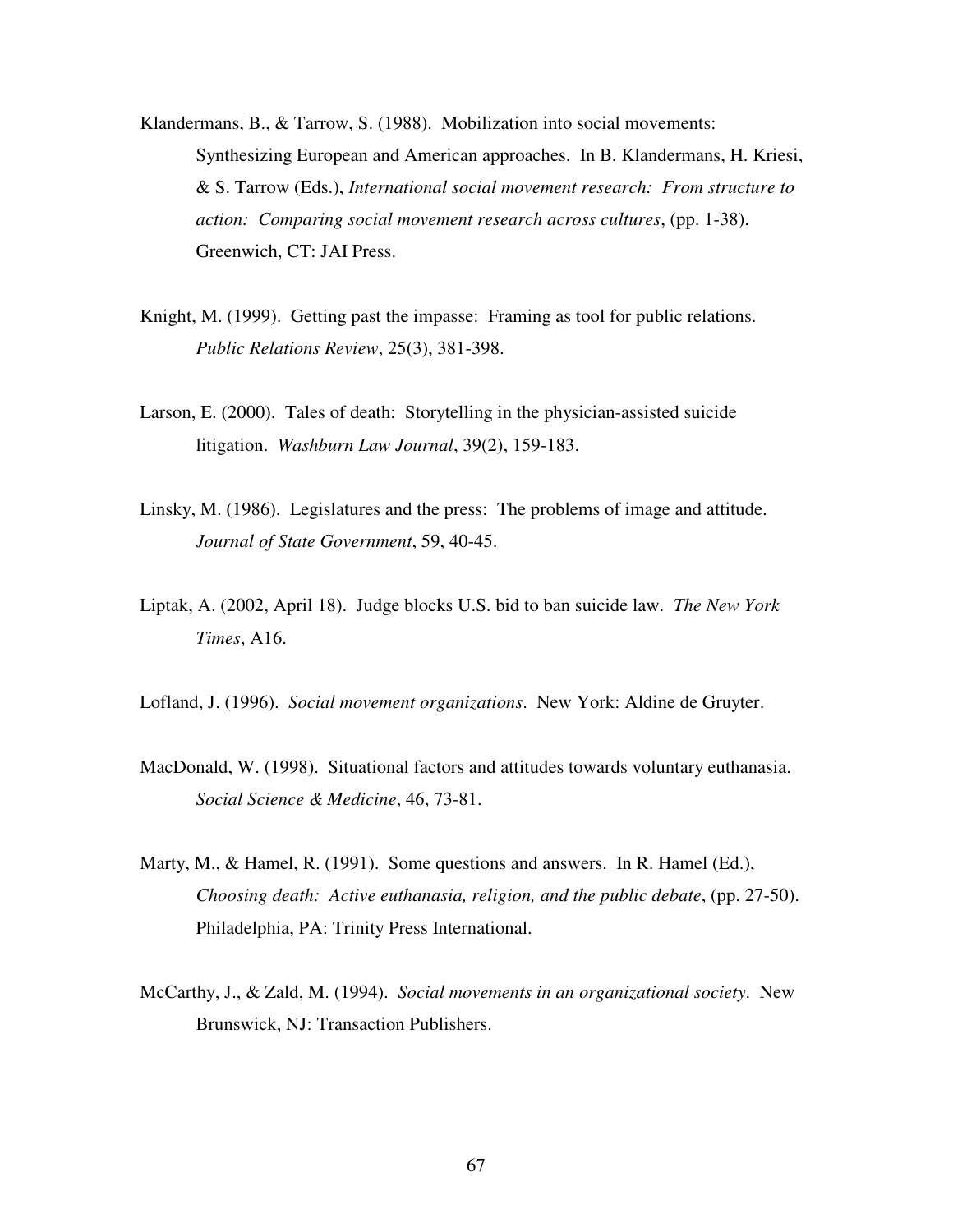Klandermans, B., & Tarrow, S. (1988). Mobilization into social movements: Synthesizing European and American approaches. In B. Klandermans, H. Kriesi, & S. Tarrow (Eds.), *International social movement research: From structure to action: Comparing social movement research across cultures*, (pp. 1-38). Greenwich, CT: JAI Press.

Knight, M. (1999). Getting past the impasse: Framing as tool for public relations. *Public Relations Review*, 25(3), 381-398.

Larson, E. (2000). Tales of death: Storytelling in the physician-assisted suicide litigation. *Washburn Law Journal*, 39(2), 159-183.

Linsky, M. (1986). Legislatures and the press: The problems of image and attitude. *Journal of State Government*, 59, 40-45.

Liptak, A. (2002, April 18). Judge blocks U.S. bid to ban suicide law. *The New York Times*, A16.

Lofland, J. (1996). *Social movement organizations*. New York: Aldine de Gruyter.

MacDonald, W. (1998). Situational factors and attitudes towards voluntary euthanasia. *Social Science & Medicine*, 46, 73-81.

Marty, M., & Hamel, R. (1991). Some questions and answers. In R. Hamel (Ed.), *Choosing death: Active euthanasia, religion, and the public debate*, (pp. 27-50). Philadelphia, PA: Trinity Press International.

McCarthy, J., & Zald, M. (1994). *Social movements in an organizational society*. New Brunswick, NJ: Transaction Publishers.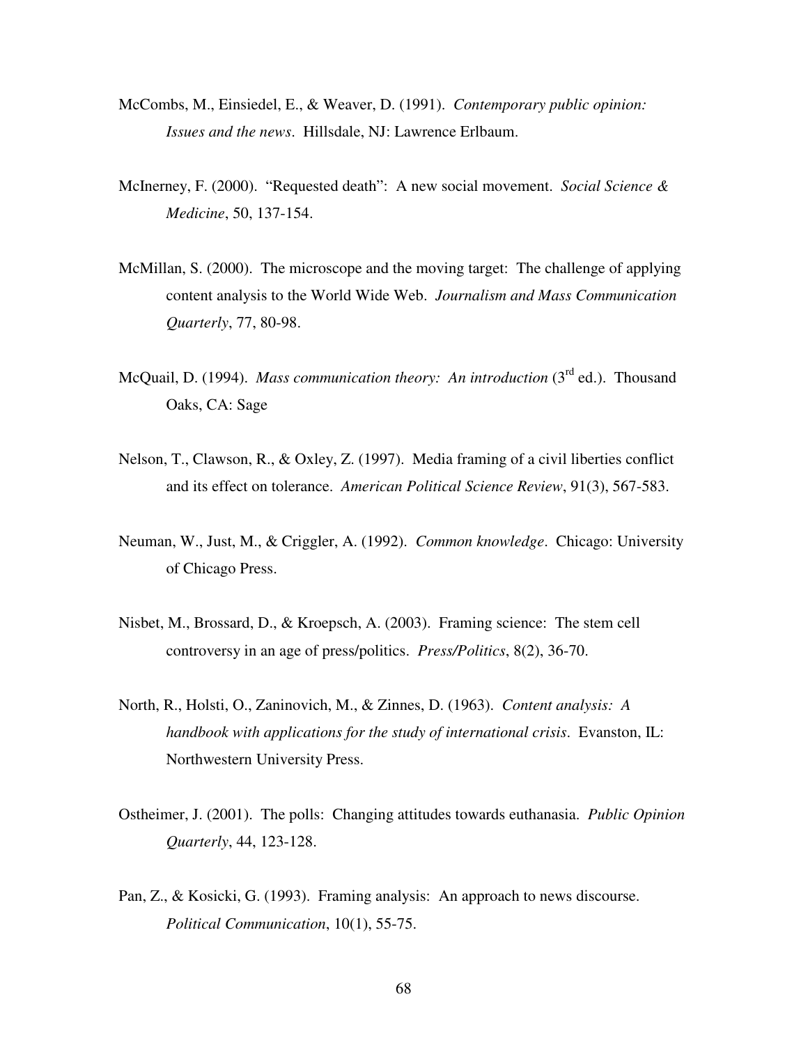McCombs, M., Einsiedel, E., & Weaver, D. (1991). *Contemporary public opinion: Issues and the news*. Hillsdale, NJ: Lawrence Erlbaum.

McInerney, F. (2000). "Requested death": A new social movement. *Social Science & Medicine*, 50, 137-154.

McMillan, S. (2000). The microscope and the moving target: The challenge of applying content analysis to the World Wide Web. *Journalism and Mass Communication Quarterly*, 77, 80-98.

McQuail, D. (1994). *Mass communication theory: An introduction* (3rd ed.). Thousand Oaks, CA: Sage

Nelson, T., Clawson, R., & Oxley, Z. (1997). Media framing of a civil liberties conflict and its effect on tolerance. *American Political Science Review*, 91(3), 567-583.

Neuman, W., Just, M., & Criggler, A. (1992). *Common knowledge*. Chicago: University of Chicago Press.

Nisbet, M., Brossard, D., & Kroepsch, A. (2003). Framing science: The stem cell controversy in an age of press/politics. *Press/Politics*, 8(2), 36-70.

North, R., Holsti, O., Zaninovich, M., & Zinnes, D. (1963). *Content analysis: A handbook with applications for the study of international crisis*. Evanston, IL: Northwestern University Press.

Ostheimer, J. (2001). The polls: Changing attitudes towards euthanasia. *Public Opinion Quarterly*, 44, 123-128.

Pan, Z., & Kosicki, G. (1993). Framing analysis: An approach to news discourse. *Political Communication*, 10(1), 55-75.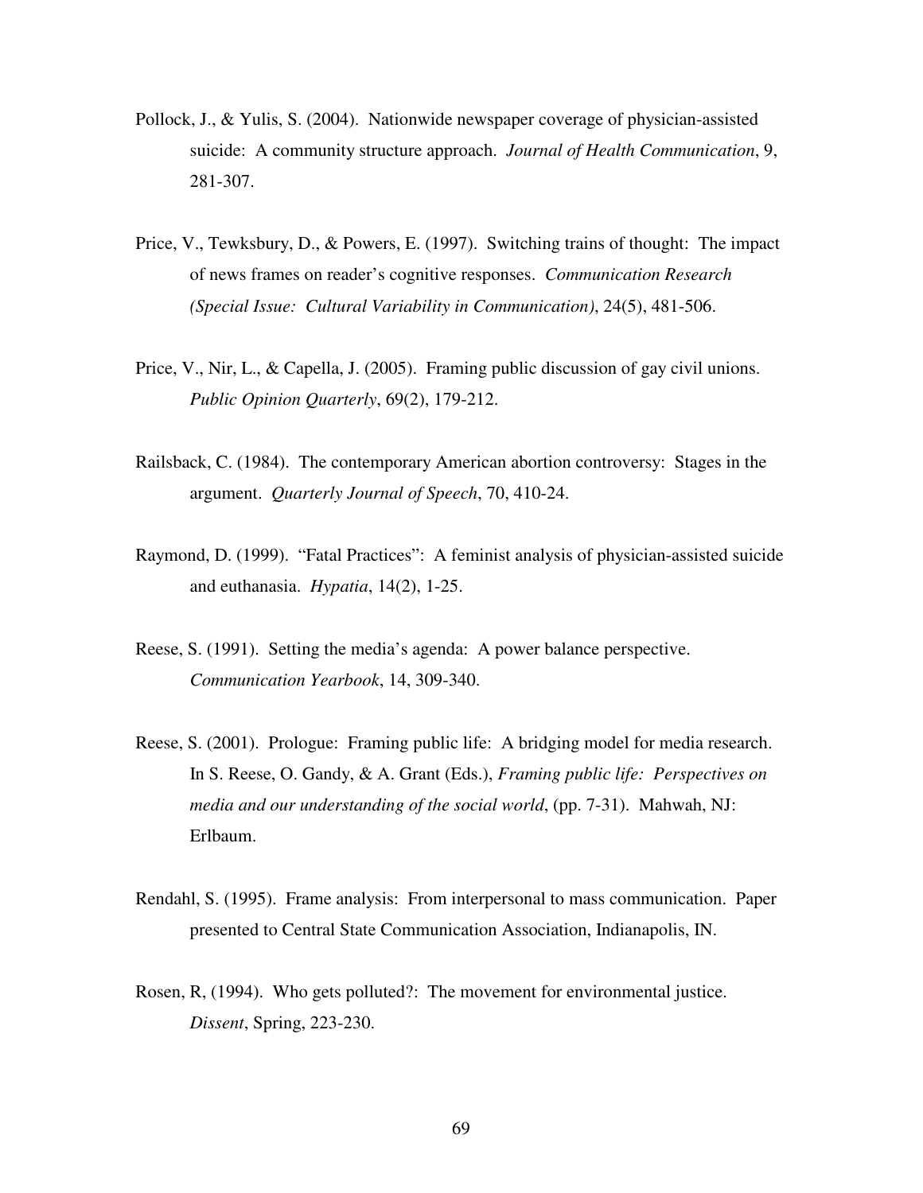Pollock, J., & Yulis, S. (2004). Nationwide newspaper coverage of physician-assisted suicide: A community structure approach. *Journal of Health Communication*, 9, 281-307.

Price, V., Tewksbury, D., & Powers, E. (1997). Switching trains of thought: The impact of news frames on reader's cognitive responses. *Communication Research (Special Issue: Cultural Variability in Communication)*, 24(5), 481-506.

Price, V., Nir, L., & Capella, J. (2005). Framing public discussion of gay civil unions. *Public Opinion Quarterly*, 69(2), 179-212.

Railsback, C. (1984). The contemporary American abortion controversy: Stages in the argument. *Quarterly Journal of Speech*, 70, 410-24.

Raymond, D. (1999). "Fatal Practices": A feminist analysis of physician-assisted suicide and euthanasia. *Hypatia*, 14(2), 1-25.

Reese, S. (1991). Setting the media's agenda: A power balance perspective. *Communication Yearbook*, 14, 309-340.

Reese, S. (2001). Prologue: Framing public life: A bridging model for media research. In S. Reese, O. Gandy, & A. Grant (Eds.), *Framing public life: Perspectives on media and our understanding of the social world*, (pp. 7-31). Mahwah, NJ: Erlbaum.

Rendahl, S. (1995). Frame analysis: From interpersonal to mass communication. Paper presented to Central State Communication Association, Indianapolis, IN.

Rosen, R, (1994). Who gets polluted?: The movement for environmental justice. *Dissent*, Spring, 223-230.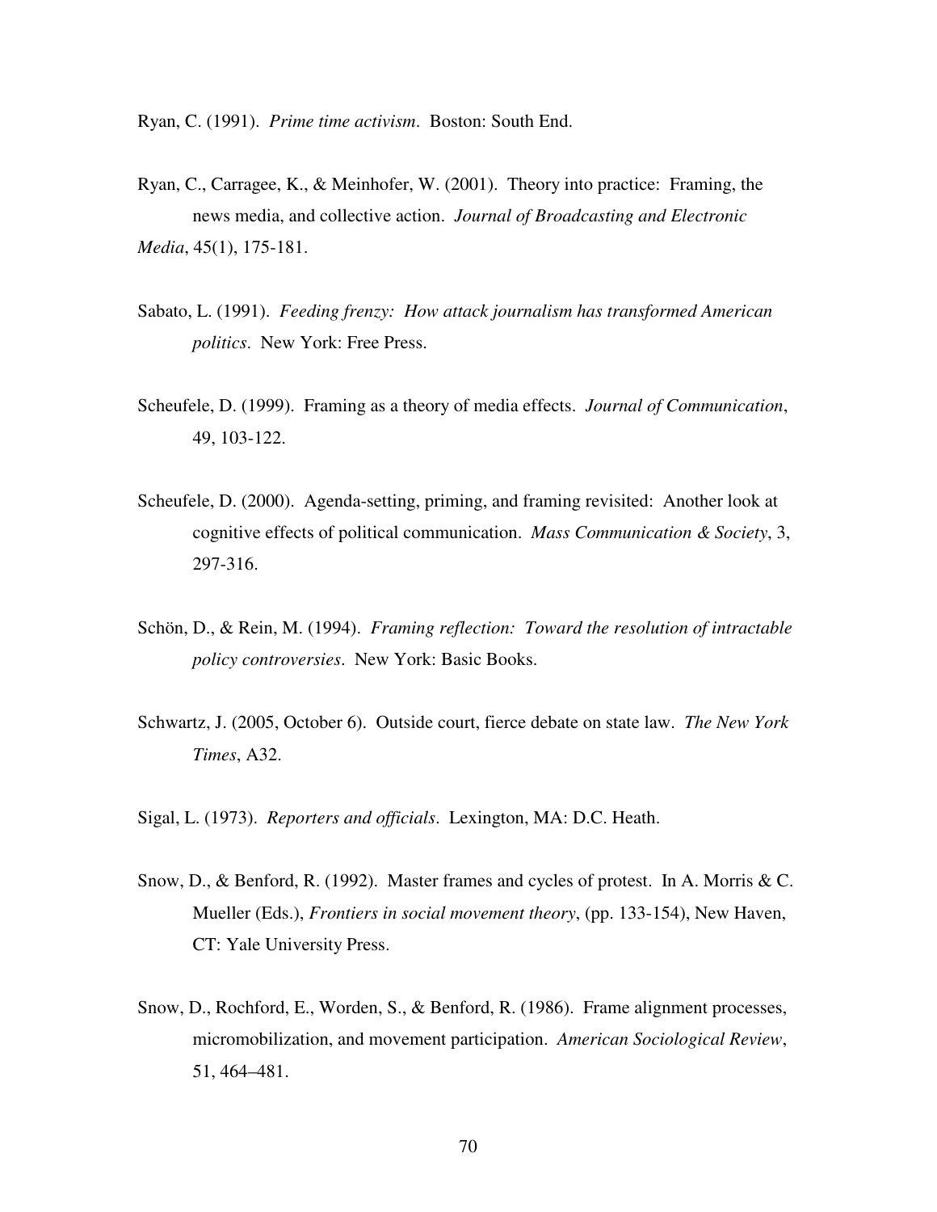Ryan, C. (1991). *Prime time activism*. Boston: South End.

Ryan, C., Carragee, K., & Meinhofer, W. (2001). Theory into practice: Framing, the news media, and collective action. *Journal of Broadcasting and Electronic Media*, 45(1), 175-181.

Sabato, L. (1991). *Feeding frenzy: How attack journalism has transformed American politics*. New York: Free Press.

Scheufele, D. (1999). Framing as a theory of media effects. *Journal of Communication*, 49, 103-122.

Scheufele, D. (2000). Agenda-setting, priming, and framing revisited: Another look at cognitive effects of political communication. *Mass Communication & Society*, 3, 297-316.

Schön, D., & Rein, M. (1994). *Framing reflection: Toward the resolution of intractable policy controversies*. New York: Basic Books.

Schwartz, J. (2005, October 6). Outside court, fierce debate on state law. *The New York Times*, A32.

Sigal, L. (1973). *Reporters and officials*. Lexington, MA: D.C. Heath.

Snow, D., & Benford, R. (1992). Master frames and cycles of protest. In A. Morris & C. Mueller (Eds.), *Frontiers in social movement theory*, (pp. 133-154), New Haven, CT: Yale University Press.

Snow, D., Rochford, E., Worden, S., & Benford, R. (1986). Frame alignment processes, micromobilization, and movement participation. *American Sociological Review*, 51, 464–481.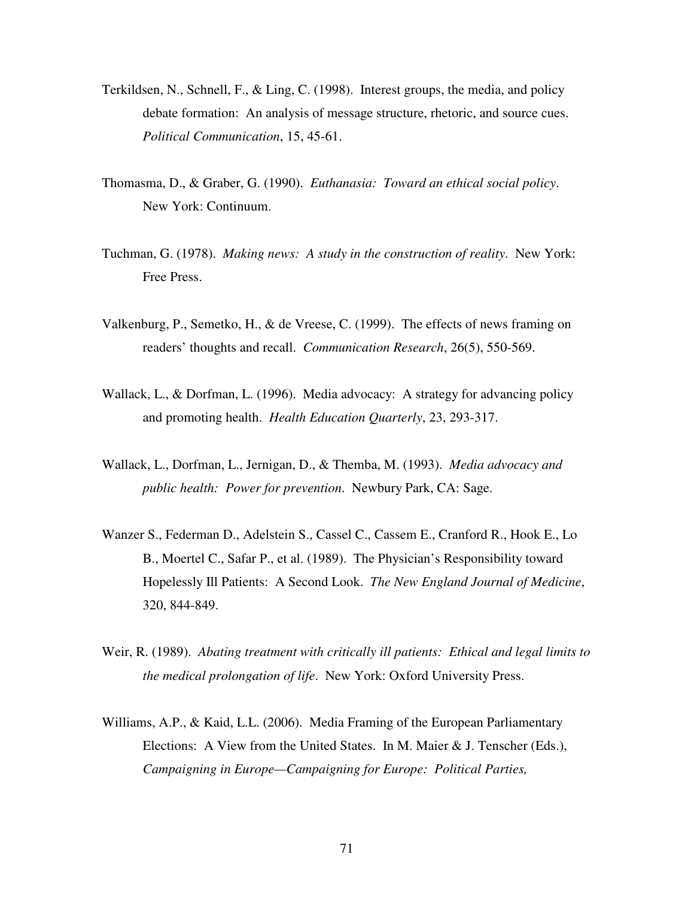Terkildsen, N., Schnell, F., & Ling, C. (1998). Interest groups, the media, and policy debate formation: An analysis of message structure, rhetoric, and source cues. *Political Communication*, 15, 45-61.

Thomasma, D., & Graber, G. (1990). *Euthanasia: Toward an ethical social policy*. New York: Continuum.

Tuchman, G. (1978). *Making news: A study in the construction of reality*. New York: Free Press.

Valkenburg, P., Semetko, H., & de Vreese, C. (1999). The effects of news framing on readers' thoughts and recall. *Communication Research*, 26(5), 550-569.

Wallack, L., & Dorfman, L. (1996). Media advocacy: A strategy for advancing policy and promoting health. *Health Education Quarterly*, 23, 293-317.

Wallack, L., Dorfman, L., Jernigan, D., & Themba, M. (1993). *Media advocacy and public health: Power for prevention*. Newbury Park, CA: Sage.

Wanzer S., Federman D., Adelstein S., Cassel C., Cassem E., Cranford R., Hook E., Lo B., Moertel C., Safar P., et al. (1989). The Physician's Responsibility toward Hopelessly Ill Patients: A Second Look. *The New England Journal of Medicine*, 320, 844-849.

Weir, R. (1989). *Abating treatment with critically ill patients: Ethical and legal limits to the medical prolongation of life*. New York: Oxford University Press.

Williams, A.P., & Kaid, L.L. (2006). Media Framing of the European Parliamentary Elections: A View from the United States. In M. Maier & J. Tenscher (Eds.), *Campaigning in Europe—Campaigning for Europe: Political Parties,*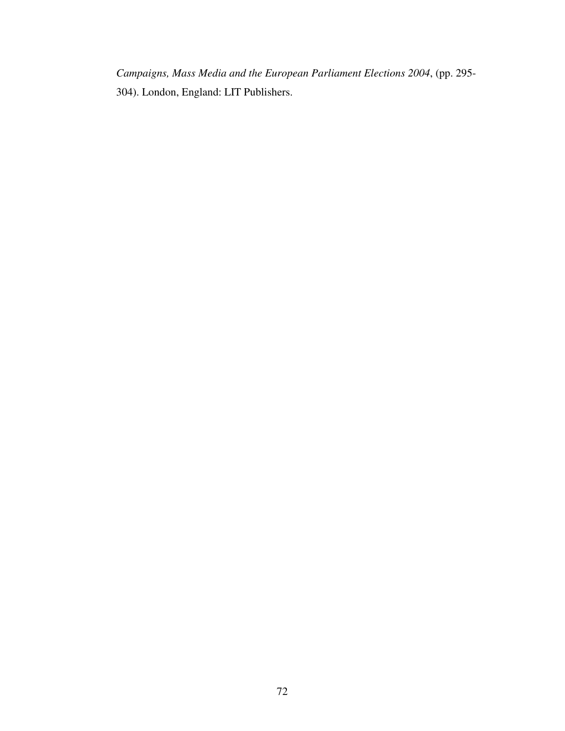*Campaigns, Mass Media and the European Parliament Elections 2004*, (pp. 295-304). London, England: LIT Publishers.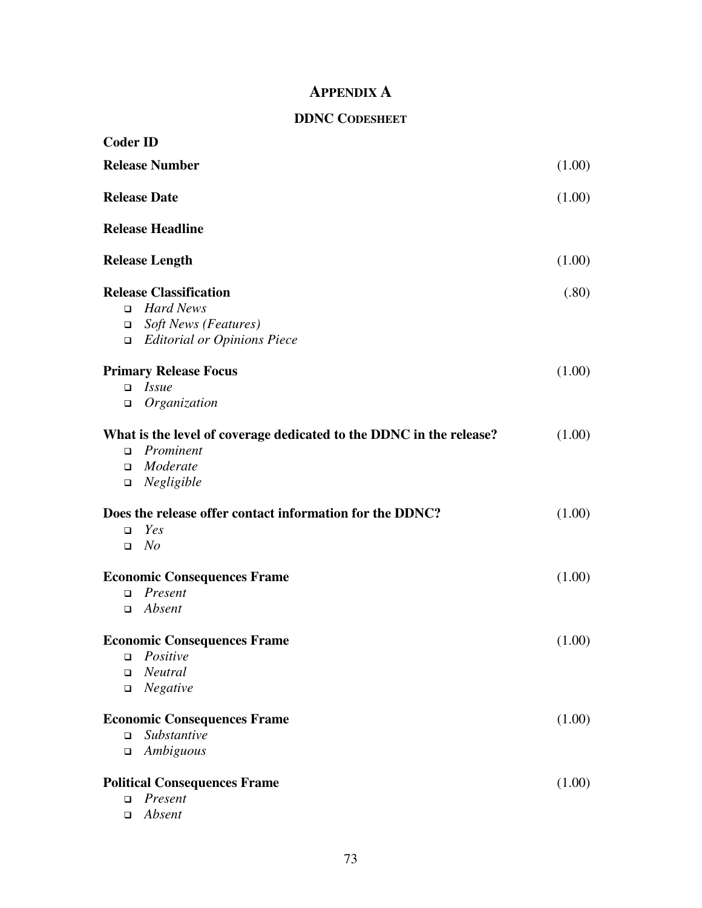# Appendix A

## DDNC Codesheet

**Coder ID**

**Release Number** (1.00)

**Release Date** (1.00)

**Release Headline**

**Release Length** (1.00)

**Release Classification** (.80)

- *Hard News*
- *Soft News (Features)*
- *Editorial or Opinions Piece*

**Primary Release Focus** (1.00)

- *Issue*
- *Organization*

**What is the level of coverage dedicated to the DDNC in the release?** (1.00)

- *Prominent*
- *Moderate*
- *Negligible*

**Does the release offer contact information for the DDNC?** (1.00)

- *Yes*
- *No*

**Economic Consequences Frame** (1.00)

- *Present*
- *Absent*

**Economic Consequences Frame** (1.00)

- *Positive*
- *Neutral*
- *Negative*

**Economic Consequences Frame** (1.00)

- *Substantive*
- *Ambiguous*

**Political Consequences Frame** (1.00)

- *Present*
- *Absent*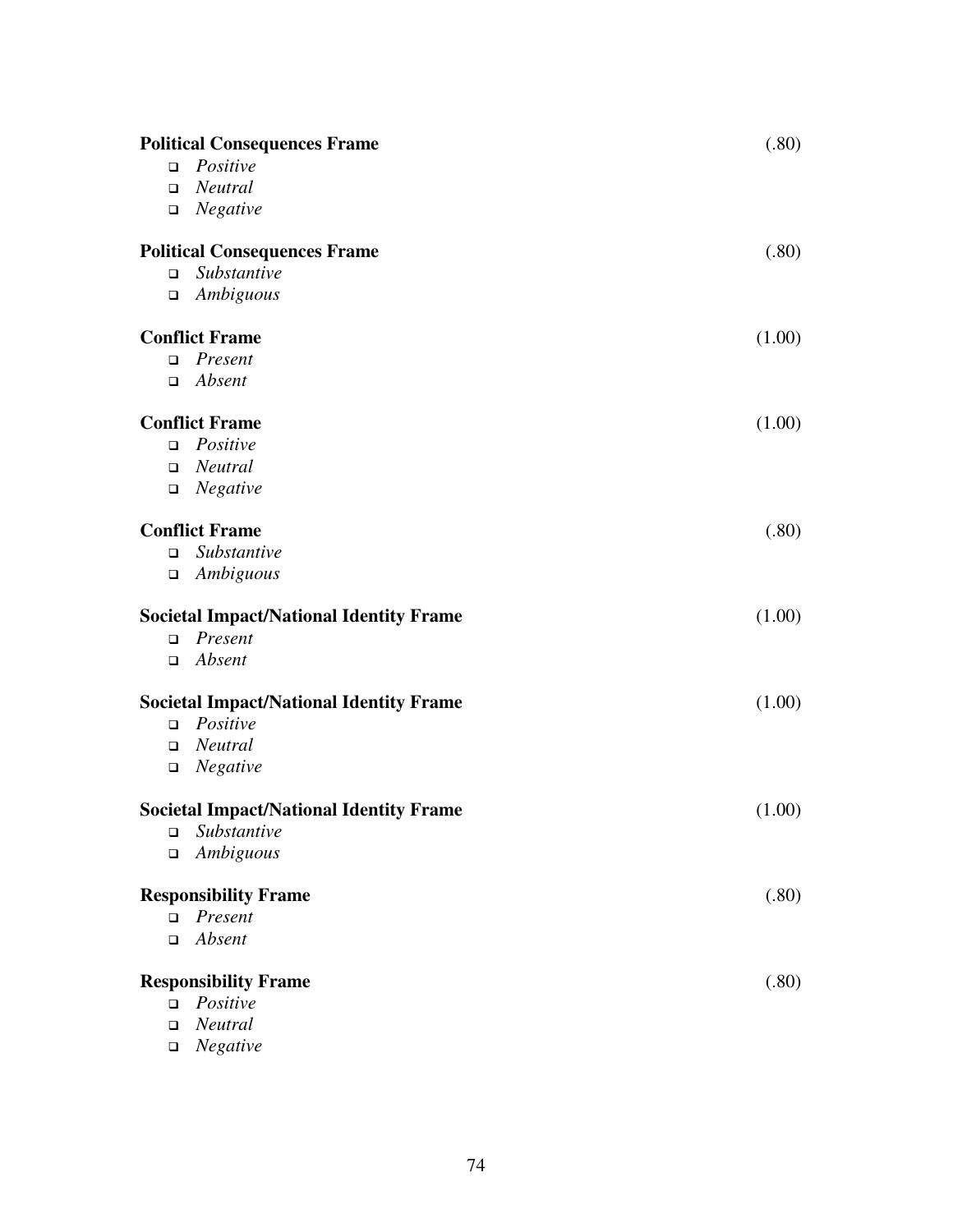**Political Consequences Frame** (.80)

- *Positive*
- *Neutral*
- *Negative*

**Political Consequences Frame** (.80)

- *Substantive*
- *Ambiguous*

**Conflict Frame** (1.00)

- *Present*
- *Absent*

**Conflict Frame** (1.00)

- *Positive*
- *Neutral*
- *Negative*

**Conflict Frame** (.80)

- *Substantive*
- *Ambiguous*

**Societal Impact/National Identity Frame** (1.00)

- *Present*
- *Absent*

**Societal Impact/National Identity Frame** (1.00)

- *Positive*
- *Neutral*
- *Negative*

**Societal Impact/National Identity Frame** (1.00)

- *Substantive*
- *Ambiguous*

**Responsibility Frame** (.80)

- *Present*
- *Absent*

**Responsibility Frame** (.80)

- *Positive*
- *Neutral*
- *Negative*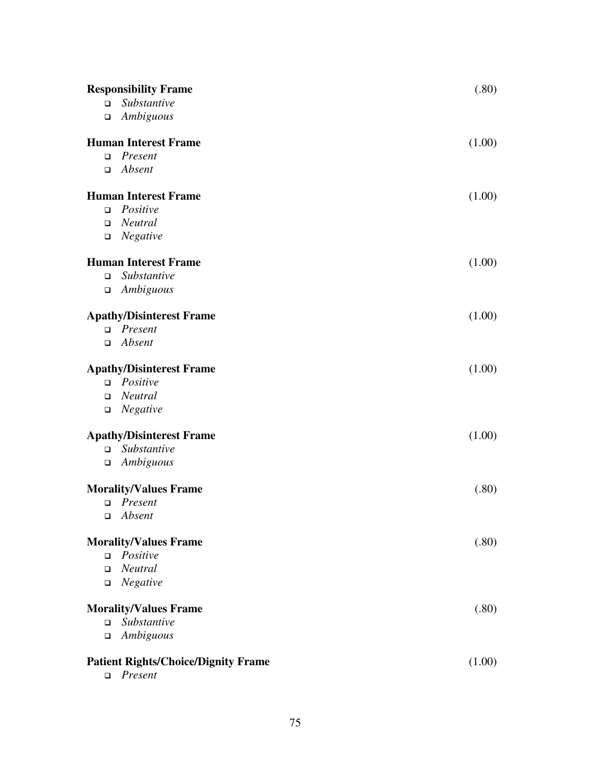**Responsibility Frame** (.80)

- *Substantive*
- *Ambiguous*

**Human Interest Frame** (1.00)

- *Present*
- *Absent*

**Human Interest Frame** (1.00)

- *Positive*
- *Neutral*
- *Negative*

**Human Interest Frame** (1.00)

- *Substantive*
- *Ambiguous*

**Apathy/Disinterest Frame** (1.00)

- *Present*
- *Absent*

**Apathy/Disinterest Frame** (1.00)

- *Positive*
- *Neutral*
- *Negative*

**Apathy/Disinterest Frame** (1.00)

- *Substantive*
- *Ambiguous*

**Morality/Values Frame** (.80)

- *Present*
- *Absent*

**Morality/Values Frame** (.80)

- *Positive*
- *Neutral*
- *Negative*

**Morality/Values Frame** (.80)

- *Substantive*
- *Ambiguous*

**Patient Rights/Choice/Dignity Frame** (1.00)

- *Present*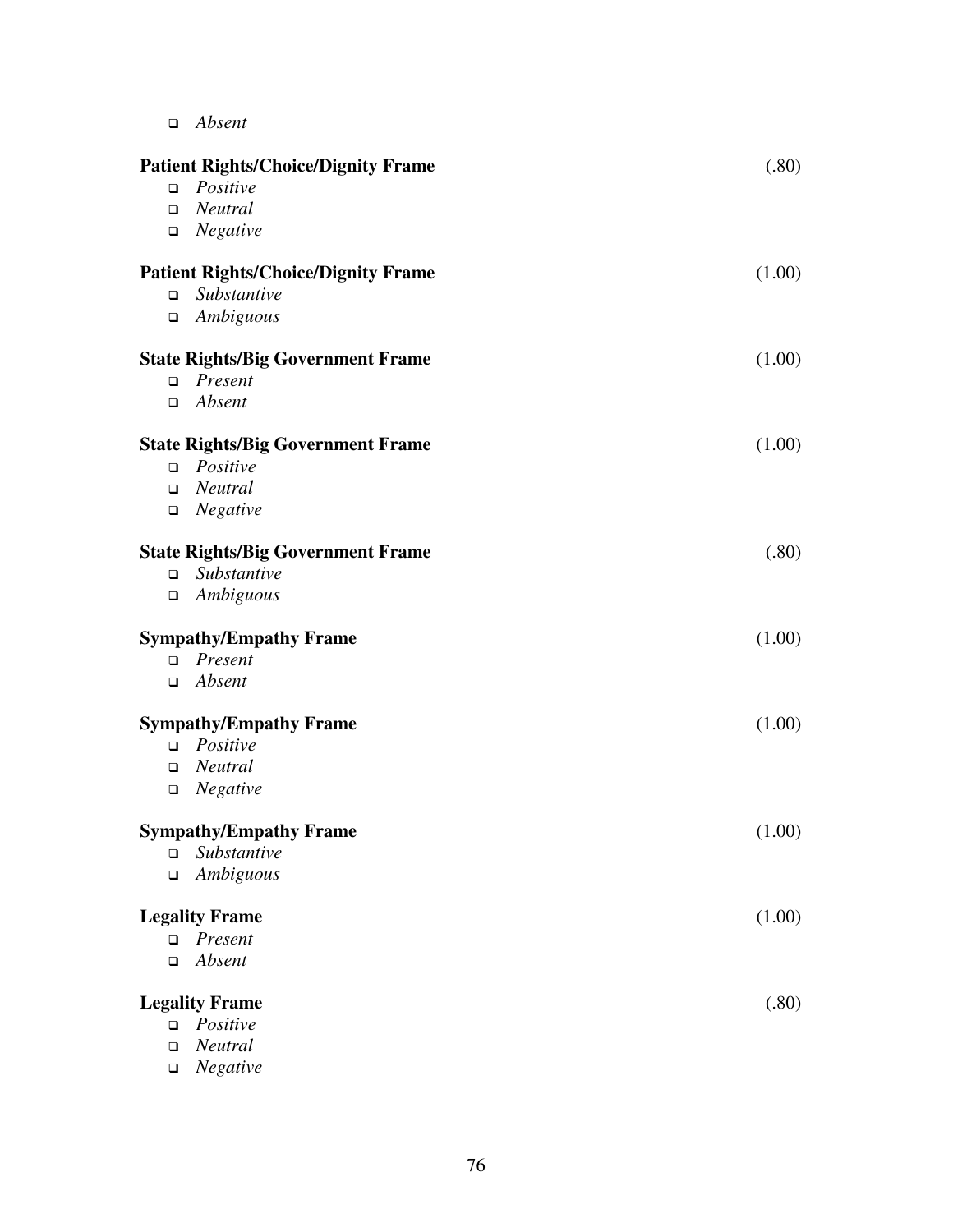- *Absent*

**Patient Rights/Choice/Dignity Frame** (.80)

- *Positive*
- *Neutral*
- *Negative*

**Patient Rights/Choice/Dignity Frame** (1.00)

- *Substantive*
- *Ambiguous*

**State Rights/Big Government Frame** (1.00)

- *Present*
- *Absent*

**State Rights/Big Government Frame** (1.00)

- *Positive*
- *Neutral*
- *Negative*

**State Rights/Big Government Frame** (.80)

- *Substantive*
- *Ambiguous*

**Sympathy/Empathy Frame** (1.00)

- *Present*
- *Absent*

**Sympathy/Empathy Frame** (1.00)

- *Positive*
- *Neutral*
- *Negative*

**Sympathy/Empathy Frame** (1.00)

- *Substantive*
- *Ambiguous*

**Legality Frame** (1.00)

- *Present*
- *Absent*

**Legality Frame** (.80)

- *Positive*
- *Neutral*
- *Negative*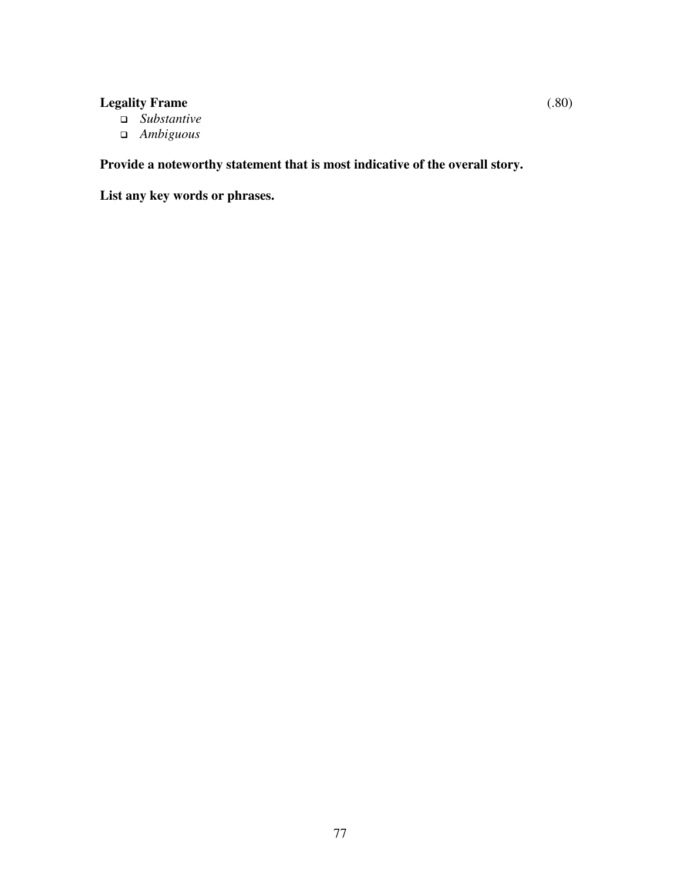**Legality Frame** (.80)

- ❑ *Substantive*
- ❑ *Ambiguous*

**Provide a noteworthy statement that is most indicative of the overall story.**

**List any key words or phrases.**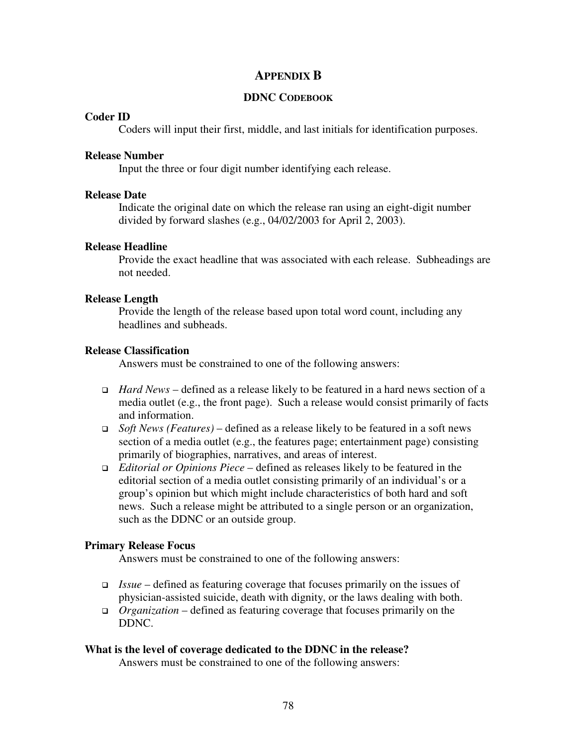# APPENDIX B

## DDNC CODEBOOK

**Coder ID**

Coders will input their first, middle, and last initials for identification purposes.

**Release Number**

Input the three or four digit number identifying each release.

**Release Date**

Indicate the original date on which the release ran using an eight-digit number divided by forward slashes (e.g., 04/02/2003 for April 2, 2003).

**Release Headline**

Provide the exact headline that was associated with each release. Subheadings are not needed.

**Release Length**

Provide the length of the release based upon total word count, including any headlines and subheads.

**Release Classification**

Answers must be constrained to one of the following answers:

- *Hard News* – defined as a release likely to be featured in a hard news section of a media outlet (e.g., the front page). Such a release would consist primarily of facts and information.
- *Soft News (Features)* – defined as a release likely to be featured in a soft news section of a media outlet (e.g., the features page; entertainment page) consisting primarily of biographies, narratives, and areas of interest.
- *Editorial or Opinions Piece* – defined as releases likely to be featured in the editorial section of a media outlet consisting primarily of an individual's or a group's opinion but which might include characteristics of both hard and soft news. Such a release might be attributed to a single person or an organization, such as the DDNC or an outside group.

**Primary Release Focus**

Answers must be constrained to one of the following answers:

- *Issue* – defined as featuring coverage that focuses primarily on the issues of physician-assisted suicide, death with dignity, or the laws dealing with both.
- *Organization* – defined as featuring coverage that focuses primarily on the DDNC.

**What is the level of coverage dedicated to the DDNC in the release?**

Answers must be constrained to one of the following answers: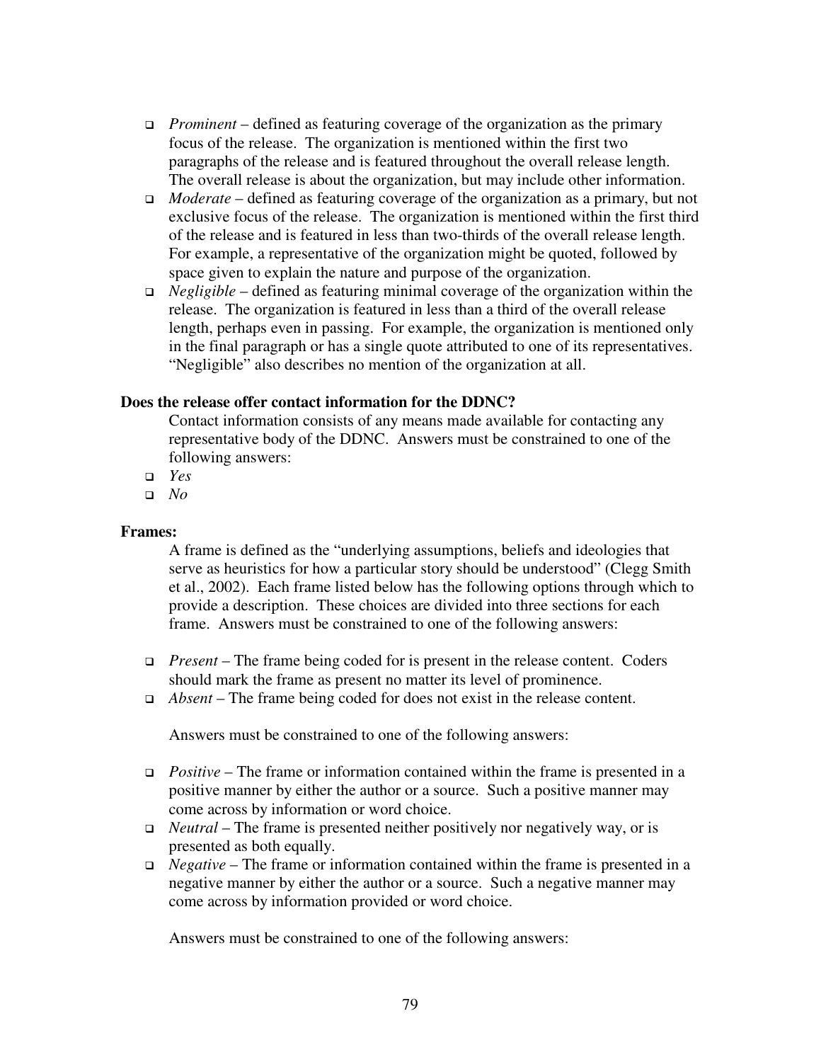- *Prominent* – defined as featuring coverage of the organization as the primary focus of the release. The organization is mentioned within the first two paragraphs of the release and is featured throughout the overall release length. The overall release is about the organization, but may include other information.
- *Moderate* – defined as featuring coverage of the organization as a primary, but not exclusive focus of the release. The organization is mentioned within the first third of the release and is featured in less than two-thirds of the overall release length. For example, a representative of the organization might be quoted, followed by space given to explain the nature and purpose of the organization.
- *Negligible* – defined as featuring minimal coverage of the organization within the release. The organization is featured in less than a third of the overall release length, perhaps even in passing. For example, the organization is mentioned only in the final paragraph or has a single quote attributed to one of its representatives. "Negligible" also describes no mention of the organization at all.

**Does the release offer contact information for the DDNC?**

Contact information consists of any means made available for contacting any representative body of the DDNC. Answers must be constrained to one of the following answers:

- *Yes*
- *No*

**Frames:**

A frame is defined as the "underlying assumptions, beliefs and ideologies that serve as heuristics for how a particular story should be understood" (Clegg Smith et al., 2002). Each frame listed below has the following options through which to provide a description. These choices are divided into three sections for each frame. Answers must be constrained to one of the following answers:

- *Present* – The frame being coded for is present in the release content. Coders should mark the frame as present no matter its level of prominence.
- *Absent* – The frame being coded for does not exist in the release content.

Answers must be constrained to one of the following answers:

- *Positive* – The frame or information contained within the frame is presented in a positive manner by either the author or a source. Such a positive manner may come across by information or word choice.
- *Neutral* – The frame is presented neither positively nor negatively way, or is presented as both equally.
- *Negative* – The frame or information contained within the frame is presented in a negative manner by either the author or a source. Such a negative manner may come across by information provided or word choice.

Answers must be constrained to one of the following answers: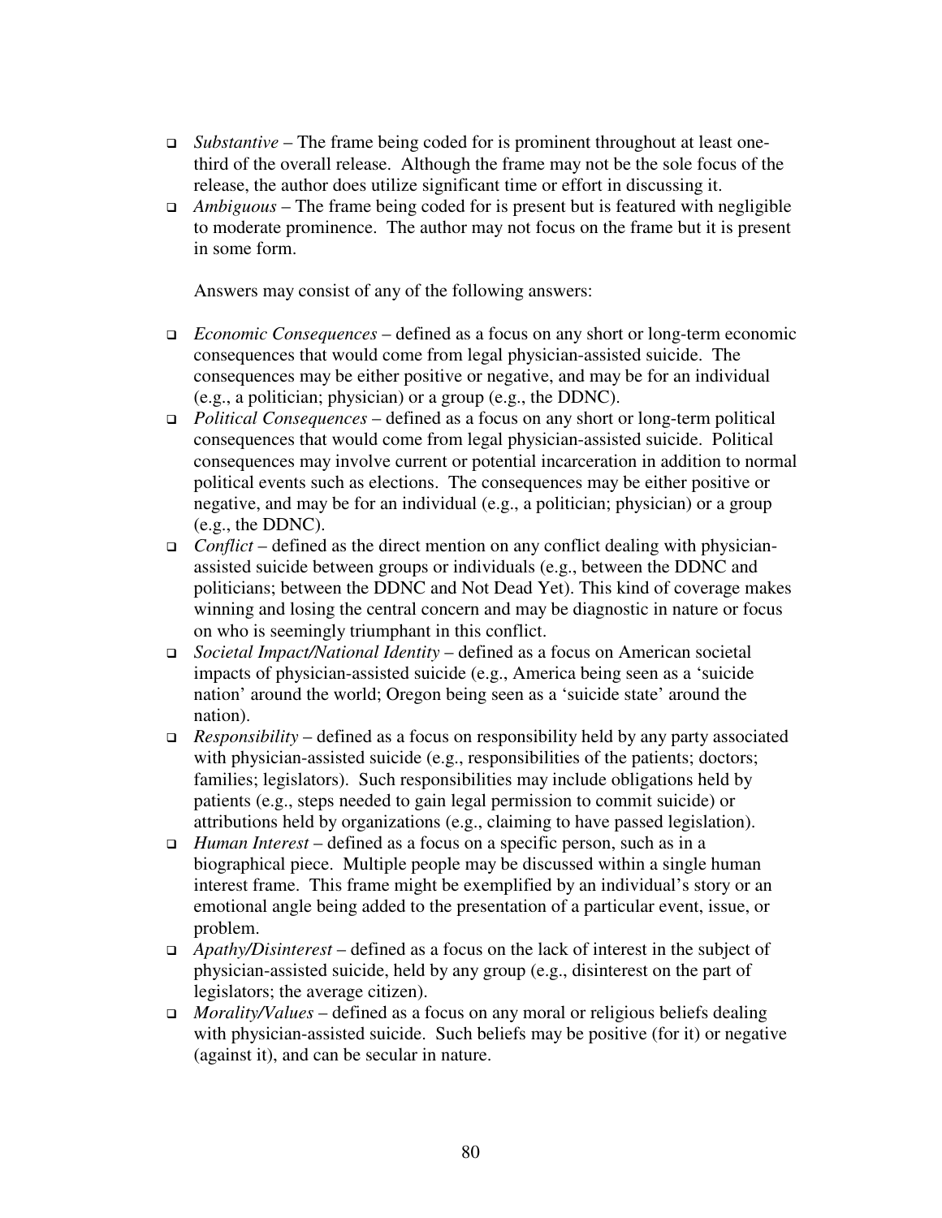- *Substantive* – The frame being coded for is prominent throughout at least one-third of the overall release. Although the frame may not be the sole focus of the release, the author does utilize significant time or effort in discussing it.
- *Ambiguous* – The frame being coded for is present but is featured with negligible to moderate prominence. The author may not focus on the frame but it is present in some form.

  Answers may consist of any of the following answers:

- *Economic Consequences* – defined as a focus on any short or long-term economic consequences that would come from legal physician-assisted suicide. The consequences may be either positive or negative, and may be for an individual (e.g., a politician; physician) or a group (e.g., the DDNC).
- *Political Consequences* – defined as a focus on any short or long-term political consequences that would come from legal physician-assisted suicide. Political consequences may involve current or potential incarceration in addition to normal political events such as elections. The consequences may be either positive or negative, and may be for an individual (e.g., a politician; physician) or a group (e.g., the DDNC).
- *Conflict* – defined as the direct mention on any conflict dealing with physician-assisted suicide between groups or individuals (e.g., between the DDNC and politicians; between the DDNC and Not Dead Yet). This kind of coverage makes winning and losing the central concern and may be diagnostic in nature or focus on who is seemingly triumphant in this conflict.
- *Societal Impact/National Identity* – defined as a focus on American societal impacts of physician-assisted suicide (e.g., America being seen as a 'suicide nation' around the world; Oregon being seen as a 'suicide state' around the nation).
- *Responsibility* – defined as a focus on responsibility held by any party associated with physician-assisted suicide (e.g., responsibilities of the patients; doctors; families; legislators). Such responsibilities may include obligations held by patients (e.g., steps needed to gain legal permission to commit suicide) or attributions held by organizations (e.g., claiming to have passed legislation).
- *Human Interest* – defined as a focus on a specific person, such as in a biographical piece. Multiple people may be discussed within a single human interest frame. This frame might be exemplified by an individual's story or an emotional angle being added to the presentation of a particular event, issue, or problem.
- *Apathy/Disinterest* – defined as a focus on the lack of interest in the subject of physician-assisted suicide, held by any group (e.g., disinterest on the part of legislators; the average citizen).
- *Morality/Values* – defined as a focus on any moral or religious beliefs dealing with physician-assisted suicide. Such beliefs may be positive (for it) or negative (against it), and can be secular in nature.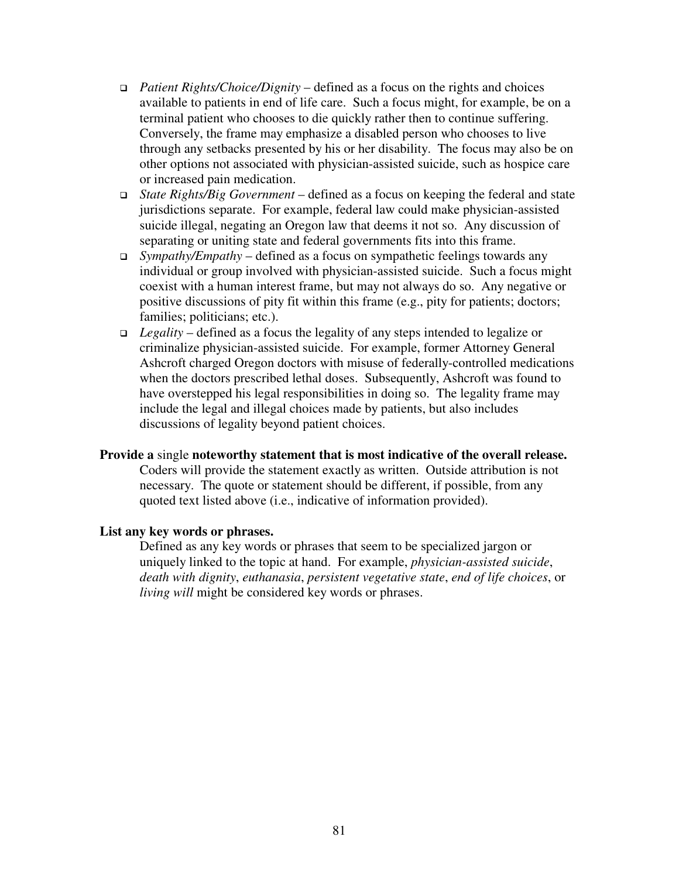- *Patient Rights/Choice/Dignity* – defined as a focus on the rights and choices available to patients in end of life care. Such a focus might, for example, be on a terminal patient who chooses to die quickly rather then to continue suffering. Conversely, the frame may emphasize a disabled person who chooses to live through any setbacks presented by his or her disability. The focus may also be on other options not associated with physician-assisted suicide, such as hospice care or increased pain medication.
- *State Rights/Big Government* – defined as a focus on keeping the federal and state jurisdictions separate. For example, federal law could make physician-assisted suicide illegal, negating an Oregon law that deems it not so. Any discussion of separating or uniting state and federal governments fits into this frame.
- *Sympathy/Empathy* – defined as a focus on sympathetic feelings towards any individual or group involved with physician-assisted suicide. Such a focus might coexist with a human interest frame, but may not always do so. Any negative or positive discussions of pity fit within this frame (e.g., pity for patients; doctors; families; politicians; etc.).
- *Legality* – defined as a focus the legality of any steps intended to legalize or criminalize physician-assisted suicide. For example, former Attorney General Ashcroft charged Oregon doctors with misuse of federally-controlled medications when the doctors prescribed lethal doses. Subsequently, Ashcroft was found to have overstepped his legal responsibilities in doing so. The legality frame may include the legal and illegal choices made by patients, but also includes discussions of legality beyond patient choices.

**Provide a** single **noteworthy statement that is most indicative of the overall release.**

Coders will provide the statement exactly as written. Outside attribution is not necessary. The quote or statement should be different, if possible, from any quoted text listed above (i.e., indicative of information provided).

**List any key words or phrases.**

Defined as any key words or phrases that seem to be specialized jargon or uniquely linked to the topic at hand. For example, *physician-assisted suicide*, *death with dignity*, *euthanasia*, *persistent vegetative state*, *end of life choices*, or *living will* might be considered key words or phrases.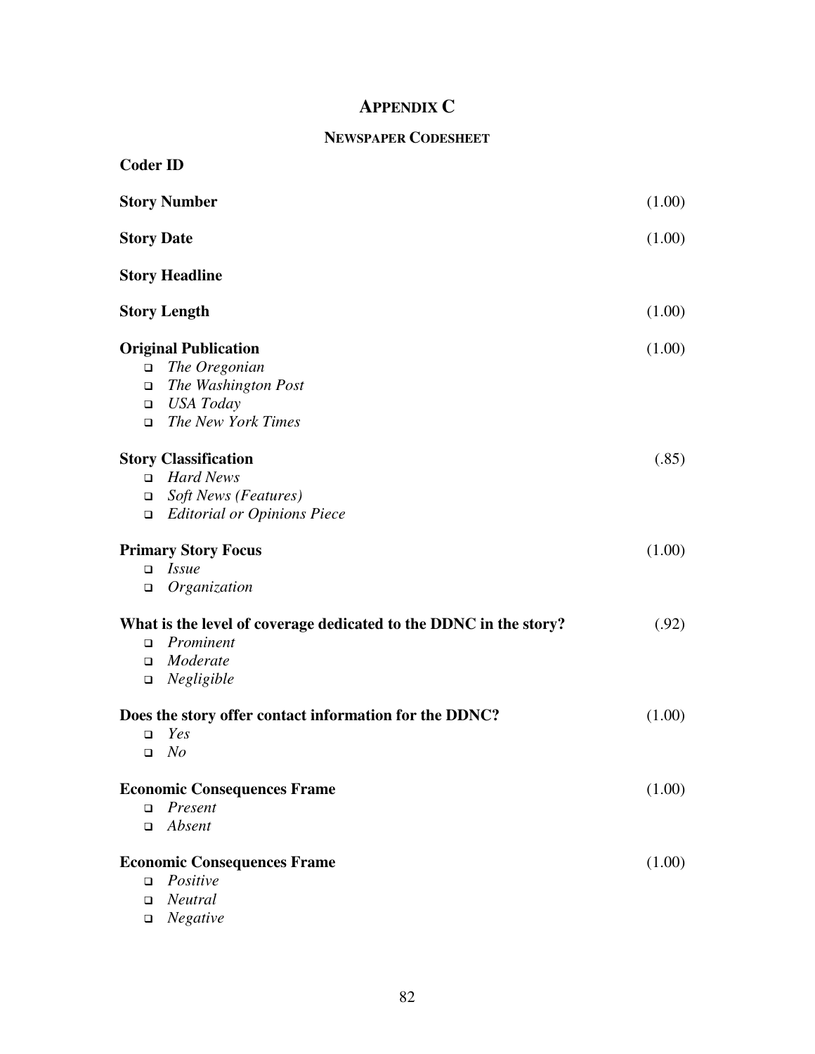# APPENDIX C

## NEWSPAPER CODESHEET

**Coder ID**

**Story Number** (1.00)

**Story Date** (1.00)

**Story Headline**

**Story Length** (1.00)

**Original Publication** (1.00)

- *The Oregonian*
- *The Washington Post*
- *USA Today*
- *The New York Times*

**Story Classification** (.85)

- *Hard News*
- *Soft News (Features)*
- *Editorial or Opinions Piece*

**Primary Story Focus** (1.00)

- *Issue*
- *Organization*

**What is the level of coverage dedicated to the DDNC in the story?** (.92)

- *Prominent*
- *Moderate*
- *Negligible*

**Does the story offer contact information for the DDNC?** (1.00)

- *Yes*
- *No*

**Economic Consequences Frame** (1.00)

- *Present*
- *Absent*

**Economic Consequences Frame** (1.00)

- *Positive*
- *Neutral*
- *Negative*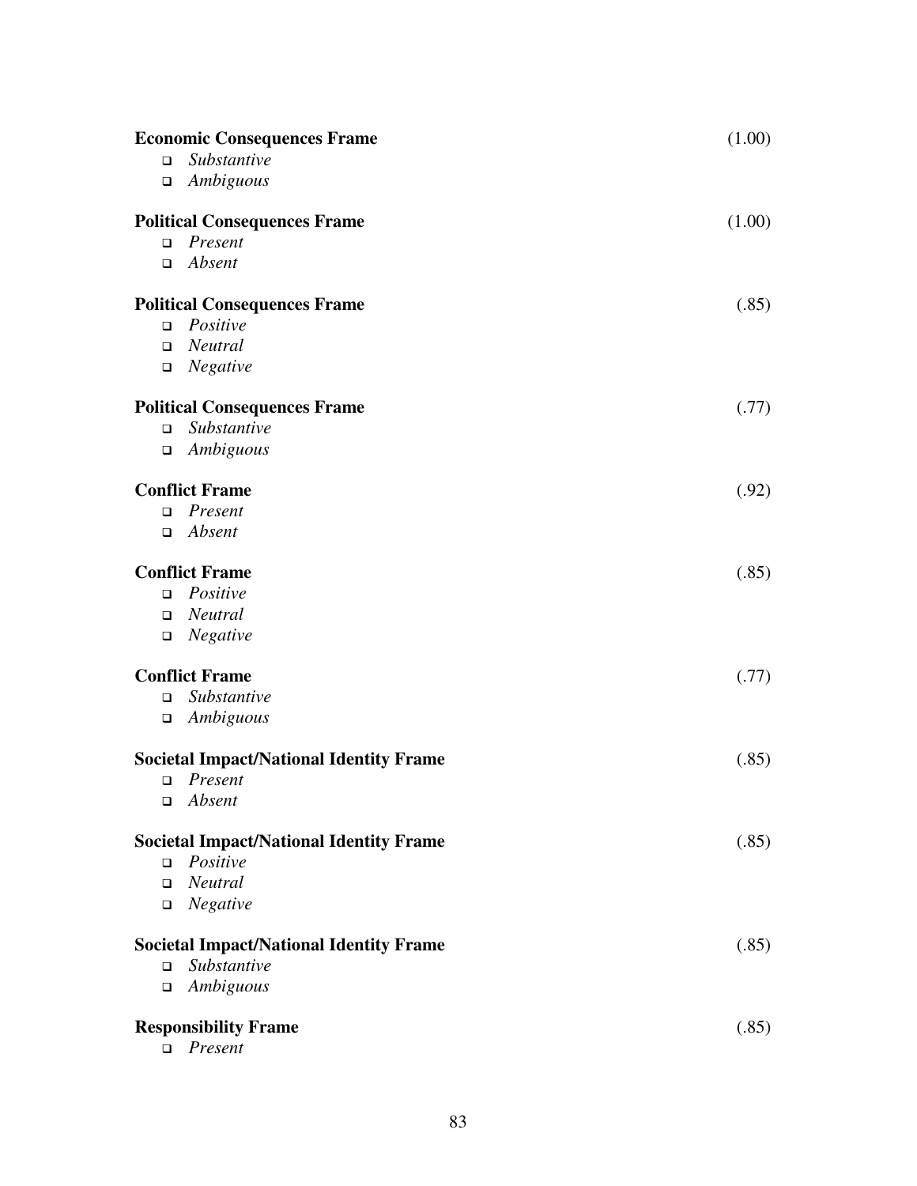**Economic Consequences Frame** (1.00)

- *Substantive*
- *Ambiguous*

**Political Consequences Frame** (1.00)

- *Present*
- *Absent*

**Political Consequences Frame** (.85)

- *Positive*
- *Neutral*
- *Negative*

**Political Consequences Frame** (.77)

- *Substantive*
- *Ambiguous*

**Conflict Frame** (.92)

- *Present*
- *Absent*

**Conflict Frame** (.85)

- *Positive*
- *Neutral*
- *Negative*

**Conflict Frame** (.77)

- *Substantive*
- *Ambiguous*

**Societal Impact/National Identity Frame** (.85)

- *Present*
- *Absent*

**Societal Impact/National Identity Frame** (.85)

- *Positive*
- *Neutral*
- *Negative*

**Societal Impact/National Identity Frame** (.85)

- *Substantive*
- *Ambiguous*

**Responsibility Frame** (.85)

- *Present*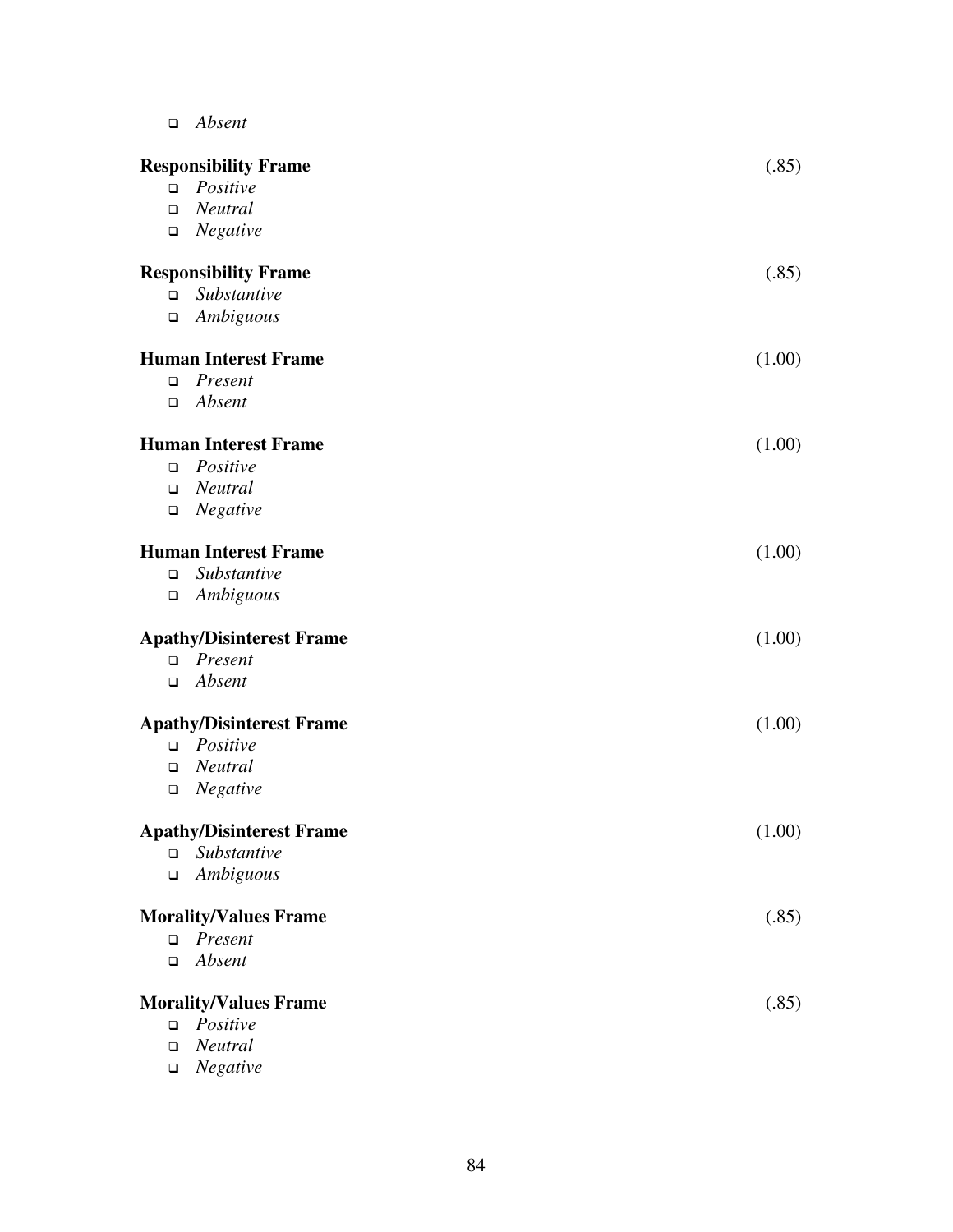- *Absent*

**Responsibility Frame** (.85)
- *Positive*
- *Neutral*
- *Negative*

**Responsibility Frame** (.85)
- *Substantive*
- *Ambiguous*

**Human Interest Frame** (1.00)
- *Present*
- *Absent*

**Human Interest Frame** (1.00)
- *Positive*
- *Neutral*
- *Negative*

**Human Interest Frame** (1.00)
- *Substantive*
- *Ambiguous*

**Apathy/Disinterest Frame** (1.00)
- *Present*
- *Absent*

**Apathy/Disinterest Frame** (1.00)
- *Positive*
- *Neutral*
- *Negative*

**Apathy/Disinterest Frame** (1.00)
- *Substantive*
- *Ambiguous*

**Morality/Values Frame** (.85)
- *Present*
- *Absent*

**Morality/Values Frame** (.85)
- *Positive*
- *Neutral*
- *Negative*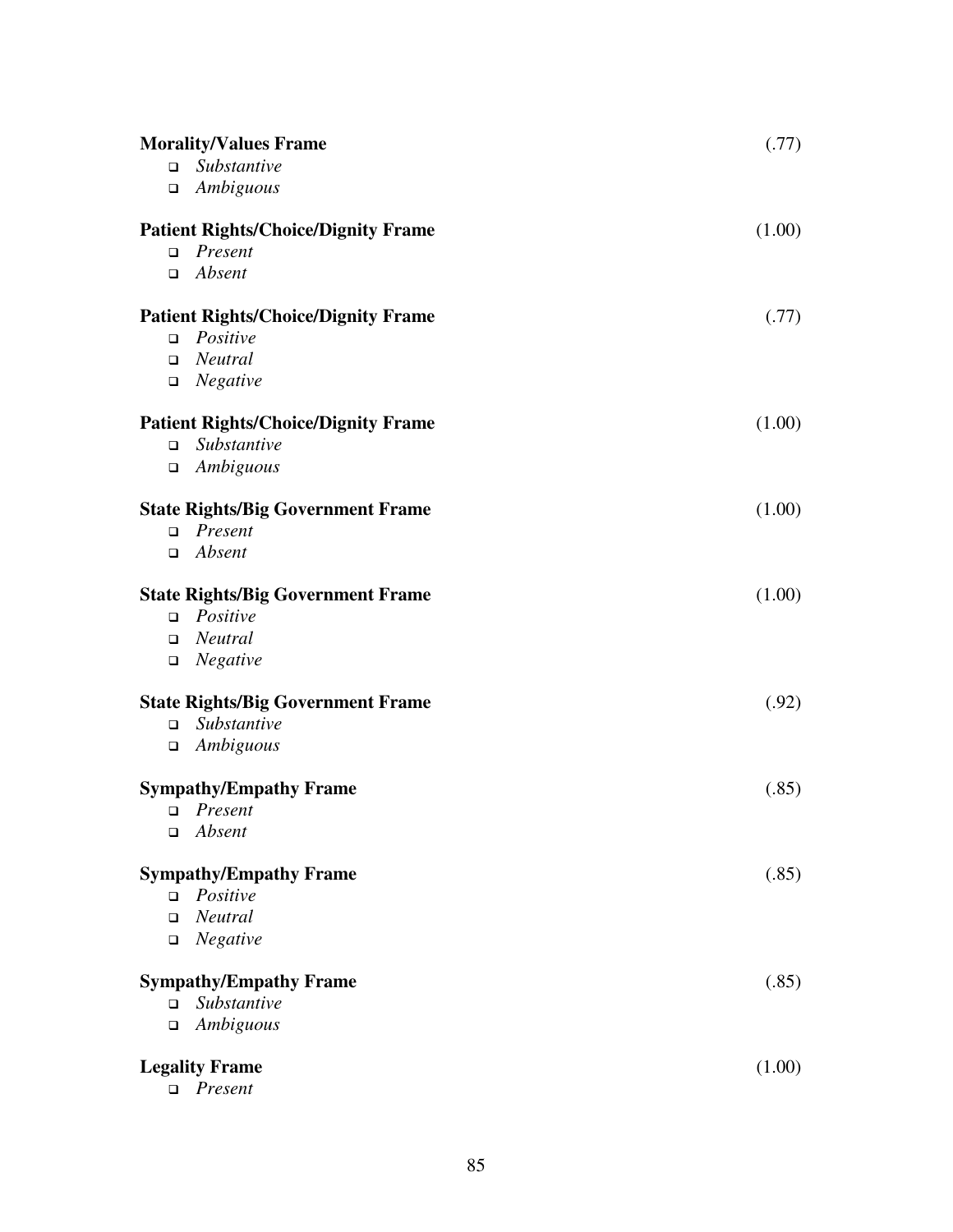**Morality/Values Frame** (.77)

- *Substantive*
- *Ambiguous*

**Patient Rights/Choice/Dignity Frame** (1.00)

- *Present*
- *Absent*

**Patient Rights/Choice/Dignity Frame** (.77)

- *Positive*
- *Neutral*
- *Negative*

**Patient Rights/Choice/Dignity Frame** (1.00)

- *Substantive*
- *Ambiguous*

**State Rights/Big Government Frame** (1.00)

- *Present*
- *Absent*

**State Rights/Big Government Frame** (1.00)

- *Positive*
- *Neutral*
- *Negative*

**State Rights/Big Government Frame** (.92)

- *Substantive*
- *Ambiguous*

**Sympathy/Empathy Frame** (.85)

- *Present*
- *Absent*

**Sympathy/Empathy Frame** (.85)

- *Positive*
- *Neutral*
- *Negative*

**Sympathy/Empathy Frame** (.85)

- *Substantive*
- *Ambiguous*

**Legality Frame** (1.00)

- *Present*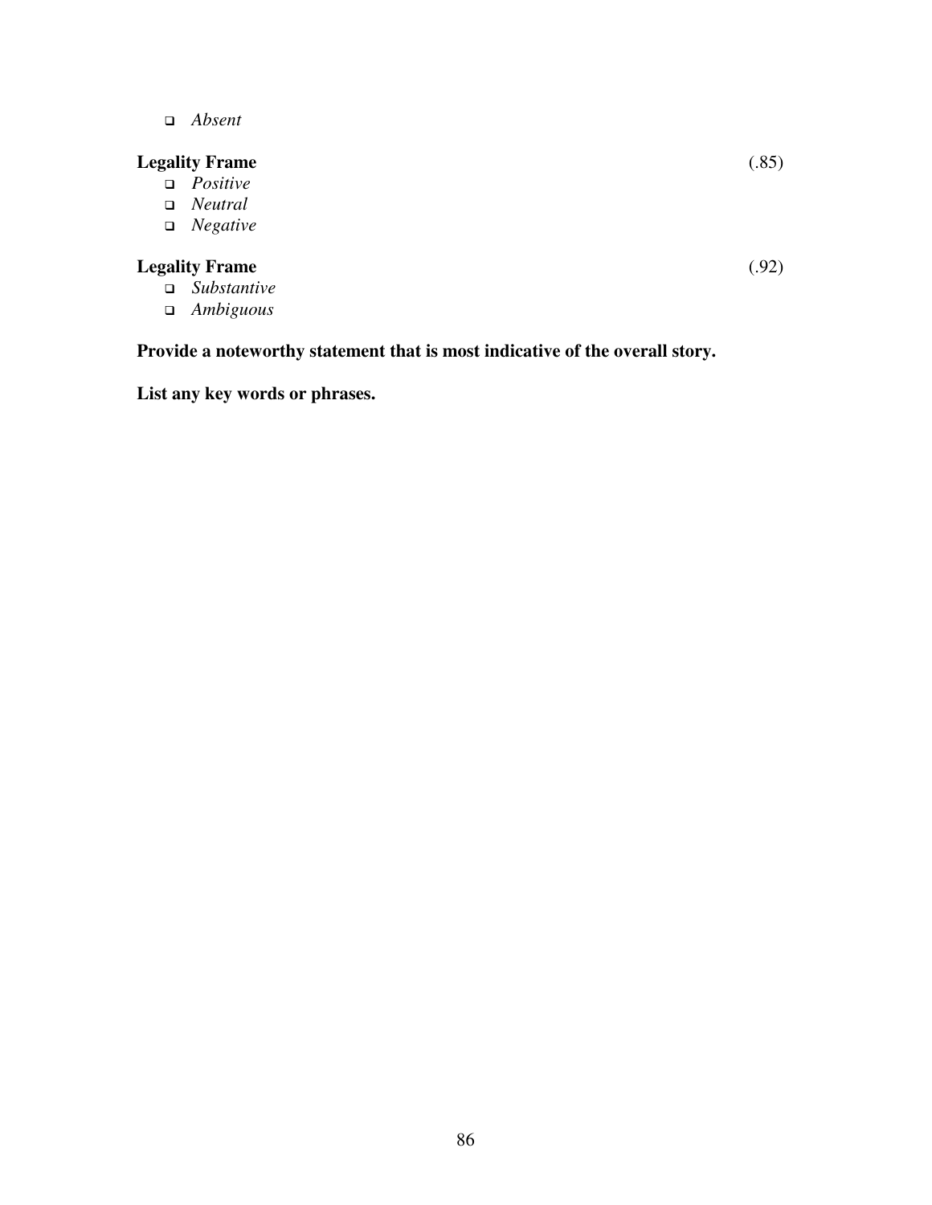- *Absent*

**Legality Frame** (.85)

- *Positive*
- *Neutral*
- *Negative*

**Legality Frame** (.92)

- *Substantive*
- *Ambiguous*

**Provide a noteworthy statement that is most indicative of the overall story.**

**List any key words or phrases.**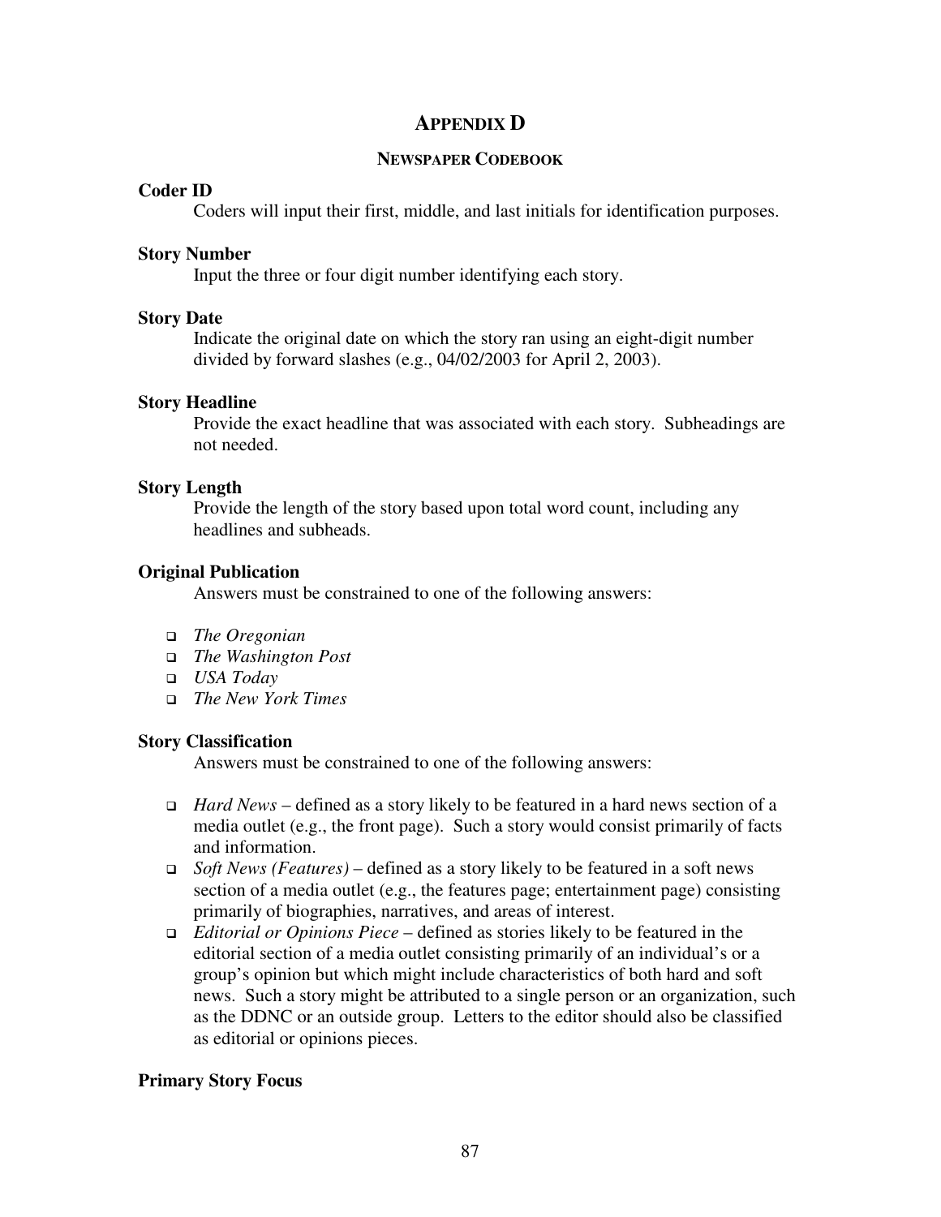# APPENDIX D

## NEWSPAPER CODEBOOK

**Coder ID**

Coders will input their first, middle, and last initials for identification purposes.

**Story Number**

Input the three or four digit number identifying each story.

**Story Date**

Indicate the original date on which the story ran using an eight-digit number divided by forward slashes (e.g., 04/02/2003 for April 2, 2003).

**Story Headline**

Provide the exact headline that was associated with each story. Subheadings are not needed.

**Story Length**

Provide the length of the story based upon total word count, including any headlines and subheads.

**Original Publication**

Answers must be constrained to one of the following answers:

- *The Oregonian*
- *The Washington Post*
- *USA Today*
- *The New York Times*

**Story Classification**

Answers must be constrained to one of the following answers:

- *Hard News* – defined as a story likely to be featured in a hard news section of a media outlet (e.g., the front page). Such a story would consist primarily of facts and information.
- *Soft News (Features)* – defined as a story likely to be featured in a soft news section of a media outlet (e.g., the features page; entertainment page) consisting primarily of biographies, narratives, and areas of interest.
- *Editorial or Opinions Piece* – defined as stories likely to be featured in the editorial section of a media outlet consisting primarily of an individual's or a group's opinion but which might include characteristics of both hard and soft news. Such a story might be attributed to a single person or an organization, such as the DDNC or an outside group. Letters to the editor should also be classified as editorial or opinions pieces.

**Primary Story Focus**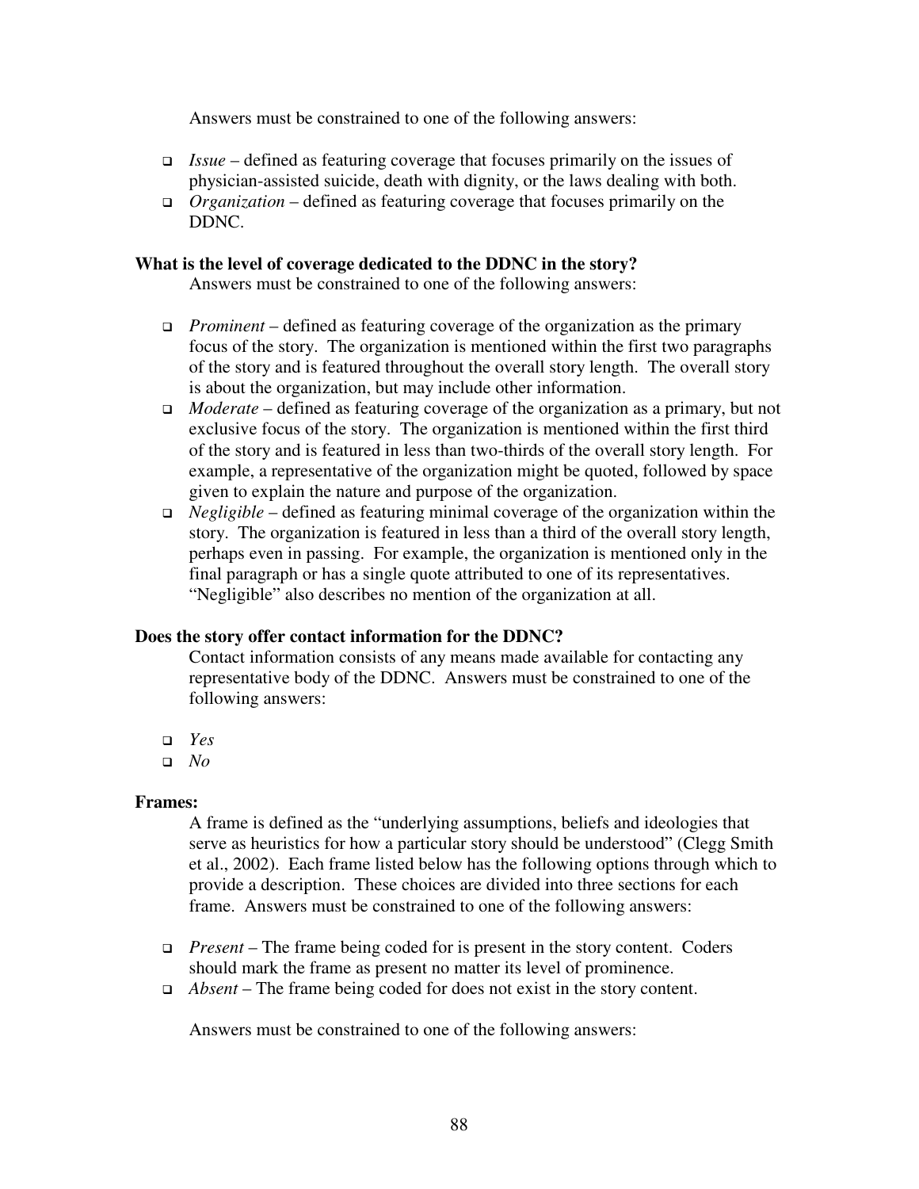Answers must be constrained to one of the following answers:

- *Issue* – defined as featuring coverage that focuses primarily on the issues of physician-assisted suicide, death with dignity, or the laws dealing with both.
- *Organization* – defined as featuring coverage that focuses primarily on the DDNC.

**What is the level of coverage dedicated to the DDNC in the story?**

Answers must be constrained to one of the following answers:

- *Prominent* – defined as featuring coverage of the organization as the primary focus of the story. The organization is mentioned within the first two paragraphs of the story and is featured throughout the overall story length. The overall story is about the organization, but may include other information.
- *Moderate* – defined as featuring coverage of the organization as a primary, but not exclusive focus of the story. The organization is mentioned within the first third of the story and is featured in less than two-thirds of the overall story length. For example, a representative of the organization might be quoted, followed by space given to explain the nature and purpose of the organization.
- *Negligible* – defined as featuring minimal coverage of the organization within the story. The organization is featured in less than a third of the overall story length, perhaps even in passing. For example, the organization is mentioned only in the final paragraph or has a single quote attributed to one of its representatives. "Negligible" also describes no mention of the organization at all.

**Does the story offer contact information for the DDNC?**

Contact information consists of any means made available for contacting any representative body of the DDNC. Answers must be constrained to one of the following answers:

- *Yes*
- *No*

**Frames:**

A frame is defined as the "underlying assumptions, beliefs and ideologies that serve as heuristics for how a particular story should be understood" (Clegg Smith et al., 2002). Each frame listed below has the following options through which to provide a description. These choices are divided into three sections for each frame. Answers must be constrained to one of the following answers:

- *Present* – The frame being coded for is present in the story content. Coders should mark the frame as present no matter its level of prominence.
- *Absent* – The frame being coded for does not exist in the story content.

Answers must be constrained to one of the following answers: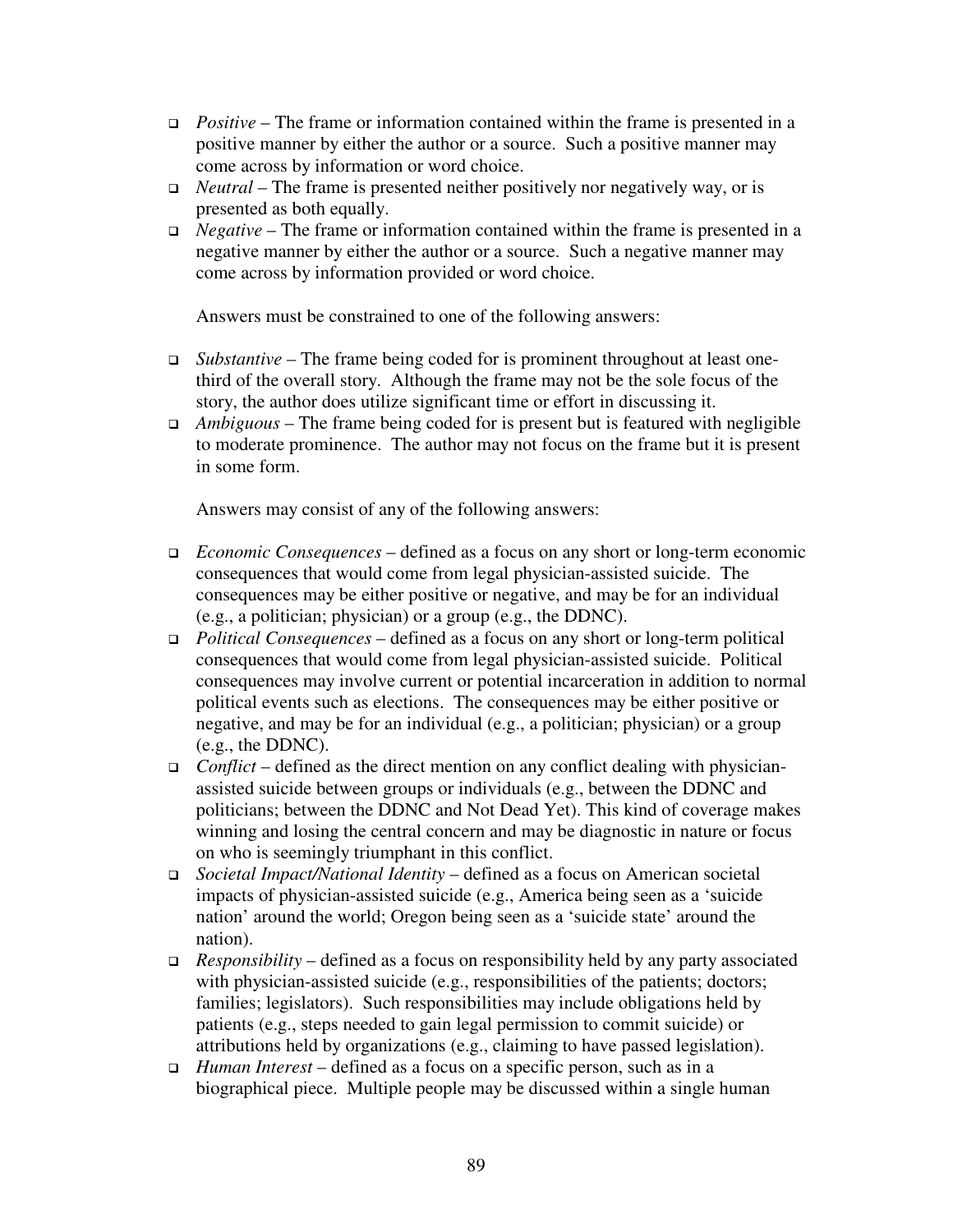- *Positive* – The frame or information contained within the frame is presented in a positive manner by either the author or a source. Such a positive manner may come across by information or word choice.
- *Neutral* – The frame is presented neither positively nor negatively way, or is presented as both equally.
- *Negative* – The frame or information contained within the frame is presented in a negative manner by either the author or a source. Such a negative manner may come across by information provided or word choice.

  Answers must be constrained to one of the following answers:

- *Substantive* – The frame being coded for is prominent throughout at least one-third of the overall story. Although the frame may not be the sole focus of the story, the author does utilize significant time or effort in discussing it.
- *Ambiguous* – The frame being coded for is present but is featured with negligible to moderate prominence. The author may not focus on the frame but it is present in some form.

  Answers may consist of any of the following answers:

- *Economic Consequences* – defined as a focus on any short or long-term economic consequences that would come from legal physician-assisted suicide. The consequences may be either positive or negative, and may be for an individual (e.g., a politician; physician) or a group (e.g., the DDNC).
- *Political Consequences* – defined as a focus on any short or long-term political consequences that would come from legal physician-assisted suicide. Political consequences may involve current or potential incarceration in addition to normal political events such as elections. The consequences may be either positive or negative, and may be for an individual (e.g., a politician; physician) or a group (e.g., the DDNC).
- *Conflict* – defined as the direct mention on any conflict dealing with physician-assisted suicide between groups or individuals (e.g., between the DDNC and politicians; between the DDNC and Not Dead Yet). This kind of coverage makes winning and losing the central concern and may be diagnostic in nature or focus on who is seemingly triumphant in this conflict.
- *Societal Impact/National Identity* – defined as a focus on American societal impacts of physician-assisted suicide (e.g., America being seen as a 'suicide nation' around the world; Oregon being seen as a 'suicide state' around the nation).
- *Responsibility* – defined as a focus on responsibility held by any party associated with physician-assisted suicide (e.g., responsibilities of the patients; doctors; families; legislators). Such responsibilities may include obligations held by patients (e.g., steps needed to gain legal permission to commit suicide) or attributions held by organizations (e.g., claiming to have passed legislation).
- *Human Interest* – defined as a focus on a specific person, such as in a biographical piece. Multiple people may be discussed within a single human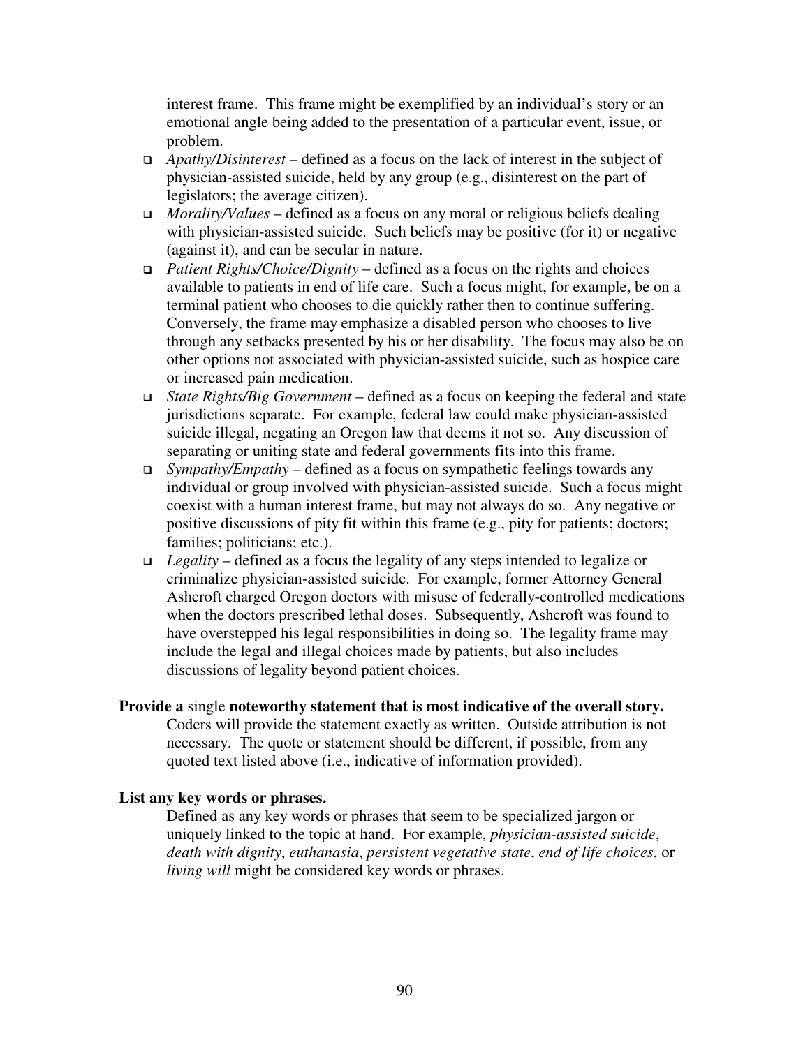interest frame. This frame might be exemplified by an individual's story or an emotional angle being added to the presentation of a particular event, issue, or problem.

- *Apathy/Disinterest* – defined as a focus on the lack of interest in the subject of physician-assisted suicide, held by any group (e.g., disinterest on the part of legislators; the average citizen).
- *Morality/Values* – defined as a focus on any moral or religious beliefs dealing with physician-assisted suicide. Such beliefs may be positive (for it) or negative (against it), and can be secular in nature.
- *Patient Rights/Choice/Dignity* – defined as a focus on the rights and choices available to patients in end of life care. Such a focus might, for example, be on a terminal patient who chooses to die quickly rather then to continue suffering. Conversely, the frame may emphasize a disabled person who chooses to live through any setbacks presented by his or her disability. The focus may also be on other options not associated with physician-assisted suicide, such as hospice care or increased pain medication.
- *State Rights/Big Government* – defined as a focus on keeping the federal and state jurisdictions separate. For example, federal law could make physician-assisted suicide illegal, negating an Oregon law that deems it not so. Any discussion of separating or uniting state and federal governments fits into this frame.
- *Sympathy/Empathy* – defined as a focus on sympathetic feelings towards any individual or group involved with physician-assisted suicide. Such a focus might coexist with a human interest frame, but may not always do so. Any negative or positive discussions of pity fit within this frame (e.g., pity for patients; doctors; families; politicians; etc.).
- *Legality* – defined as a focus the legality of any steps intended to legalize or criminalize physician-assisted suicide. For example, former Attorney General Ashcroft charged Oregon doctors with misuse of federally-controlled medications when the doctors prescribed lethal doses. Subsequently, Ashcroft was found to have overstepped his legal responsibilities in doing so. The legality frame may include the legal and illegal choices made by patients, but also includes discussions of legality beyond patient choices.

**Provide a** single **noteworthy statement that is most indicative of the overall story.**

Coders will provide the statement exactly as written. Outside attribution is not necessary. The quote or statement should be different, if possible, from any quoted text listed above (i.e., indicative of information provided).

**List any key words or phrases.**

Defined as any key words or phrases that seem to be specialized jargon or uniquely linked to the topic at hand. For example, *physician-assisted suicide*, *death with dignity*, *euthanasia*, *persistent vegetative state*, *end of life choices*, or *living will* might be considered key words or phrases.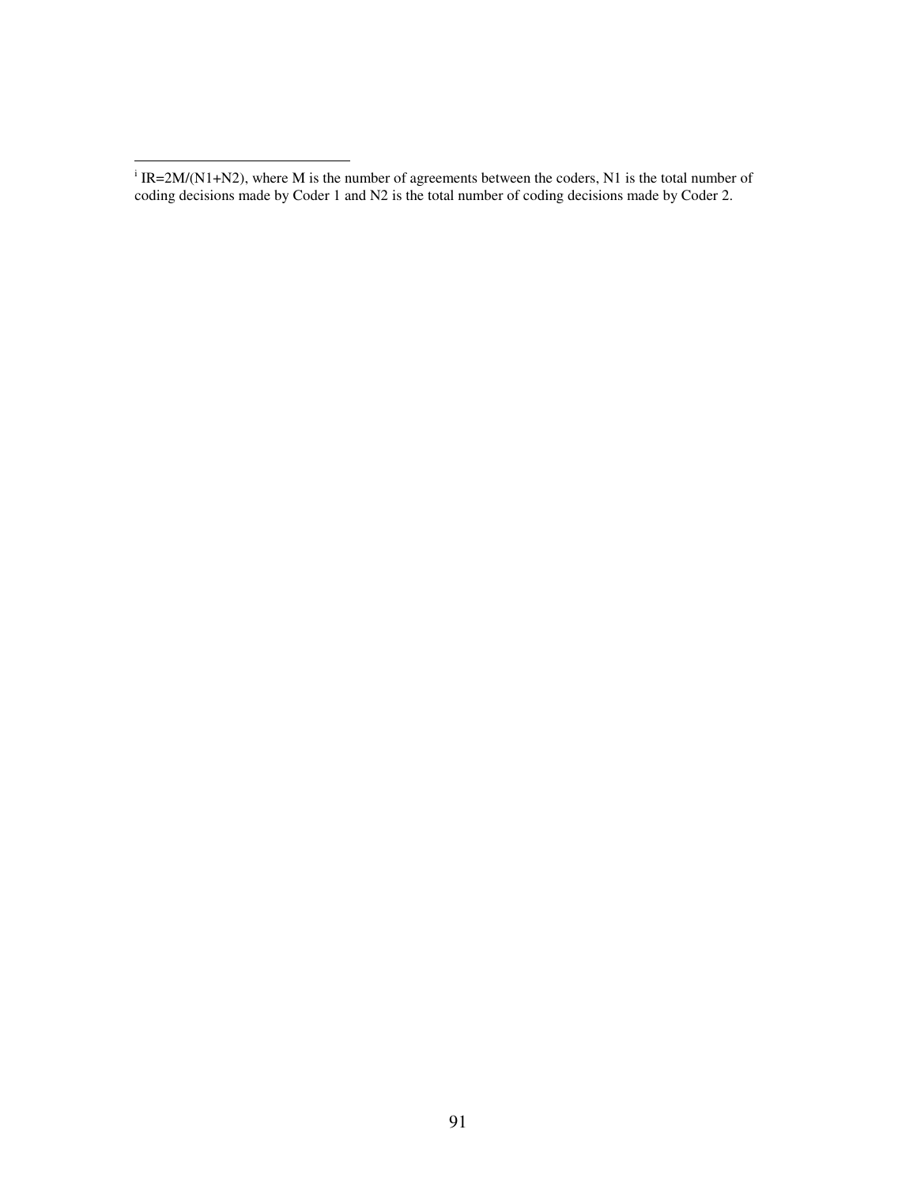[i] $IR = 2M/(N1+N2)$, where M is the number of agreements between the coders, N1 is the total number of coding decisions made by Coder 1 and N2 is the total number of coding decisions made by Coder 2.